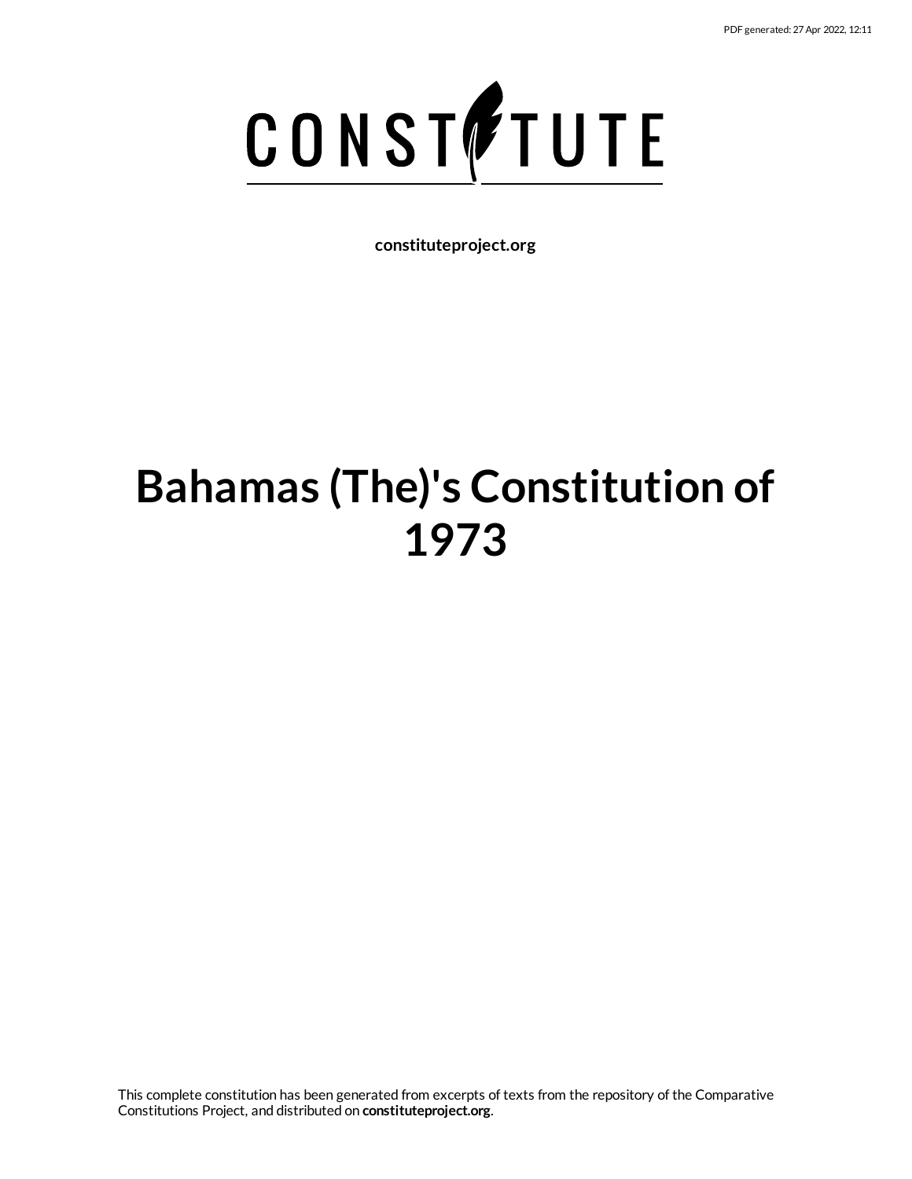PDF generated: 27 Apr 2022, 12:11

CONSTITUTE

**constituteproject.org**

# Bahamas (The)'s Constitution of 1973

This complete constitution has been generated from excerpts of texts from the repository of the Comparative Constitutions Project, and distributed on **constituteproject.org**.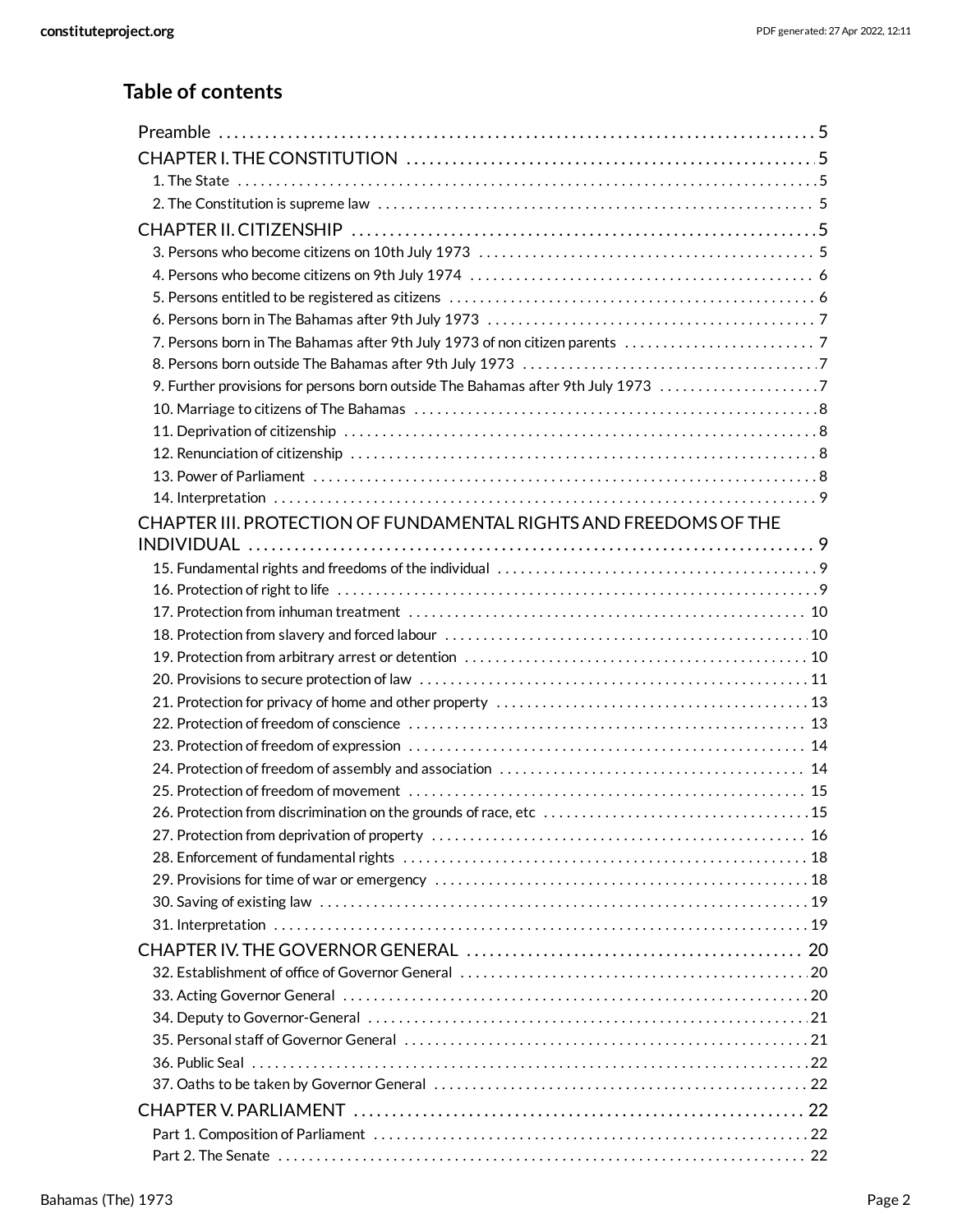## Table of contents

- Preample . . . . . . 5
- CHAPTER I. THE CONSTITUTION . . . . . . 5
  - 1. The State . . . . . . 5
  - 2. The Constitution is supreme law . . . . . . 5
- CHAPTER II. CITIZENSHIP . . . . . . 5
  - 3. Persons who become citizens on 10th July 1973 . . . . . . 5
  - 4. Persons who become citizens on 9th July 1974 . . . . . . 6
  - 5. Persons entitled to be registered as citizens . . . . . . 6
  - 6. Persons born in The Bahamas after 9th July 1973 . . . . . . 7
  - 7. Persons born in The Bahamas after 9th July 1973 of non citizen parents . . . . . . 7
  - 8. Persons born outside The Bahamas after 9th July 1973 . . . . . . 7
  - 9. Further provisions for persons born outside The Bahamas after 9th July 1973 . . . . . . 7
  - 10. Marriage to citizens of The Bahamas . . . . . . 8
  - 11. Deprivation of citizenship . . . . . . 8
  - 12. Renunciation of citizenship . . . . . . 8
  - 13. Power of Parliament . . . . . . 8
  - 14. Interpretation . . . . . . 9
- CHAPTER III. PROTECTION OF FUNDAMENTAL RIGHTS AND FREEDOMS OF THE INDIVIDUAL . . . . . . 9
  - 15. Fundamental rights and freedoms of the individual . . . . . . 9
  - 16. Protection of right to life . . . . . . 9
  - 17. Protection from inhuman treatment . . . . . . 10
  - 18. Protection from slavery and forced labour . . . . . . 10
  - 19. Protection from arbitrary arrest or detention . . . . . . 10
  - 20. Provisions to secure protection of law . . . . . . 11
  - 21. Protection for privacy of home and other property . . . . . . 13
  - 22. Protection of freedom of conscience . . . . . . 13
  - 23. Protection of freedom of expression . . . . . . 14
  - 24. Protection of freedom of assembly and association . . . . . . 14
  - 25. Protection of freedom of movement . . . . . . 15
  - 26. Protection from discrimination on the grounds of race, etc . . . . . . 15
  - 27. Protection from deprivation of property . . . . . . 16
  - 28. Enforcement of fundamental rights . . . . . . 18
  - 29. Provisions for time of war or emergency . . . . . . 18
  - 30. Saving of existing law . . . . . . 19
  - 31. Interpretation . . . . . . 19
- CHAPTER IV. THE GOVERNOR GENERAL . . . . . . 20
  - 32. Establishment of office of Governor General . . . . . . 20
  - 33. Acting Governor General . . . . . . 20
  - 34. Deputy to Governor-General . . . . . . 21
  - 35. Personal staff of Governor General . . . . . . 21
  - 36. Public Seal . . . . . . 22
  - 37. Oaths to be taken by Governor General . . . . . . 22
- CHAPTER V. PARLIAMENT . . . . . . 22
  - Part 1. Composition of Parliament . . . . . . 22
  - Part 2. The Senate . . . . . . 22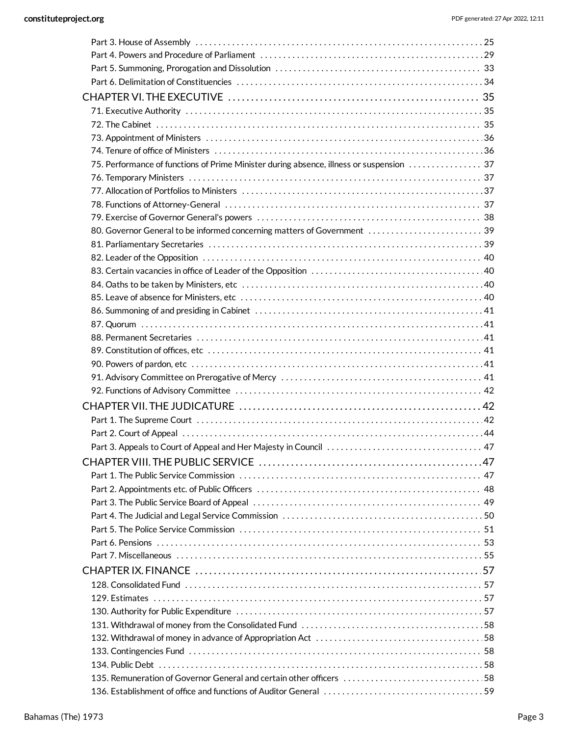Part 3. House of Assembly . . . . . . . . . . 25
Part 4. Powers and Procedure of Parliament . . . . . . . . . . 29
Part 5. Summoning, Prorogation and Dissolution . . . . . . . . . . 33
Part 6. Delimitation of Constituencies . . . . . . . . . . 34

CHAPTER VI. THE EXECUTIVE . . . . . . . . . . 35
71. Executive Authority . . . . . . . . . . 35
72. The Cabinet . . . . . . . . . . 35
73. Appointment of Ministers . . . . . . . . . . 36
74. Tenure of office of Ministers . . . . . . . . . . 36
75. Performance of functions of Prime Minister during absence, illness or suspension . . . . . . . . . . 37
76. Temporary Ministers . . . . . . . . . . 37
77. Allocation of Portfolios to Ministers . . . . . . . . . . 37
78. Functions of Attorney-General . . . . . . . . . . 37
79. Exercise of Governor General's powers . . . . . . . . . . 38
80. Governor General to be informed concerning matters of Government . . . . . . . . . . 39
81. Parliamentary Secretaries . . . . . . . . . . 39
82. Leader of the Opposition . . . . . . . . . . 40
83. Certain vacancies in office of Leader of the Opposition . . . . . . . . . . 40
84. Oaths to be taken by Ministers, etc . . . . . . . . . . 40
85. Leave of absence for Ministers, etc . . . . . . . . . . 40
86. Summoning of and presiding in Cabinet . . . . . . . . . . 41
87. Quorum . . . . . . . . . . 41
88. Permanent Secretaries . . . . . . . . . . 41
89. Constitution of offices, etc . . . . . . . . . . 41
90. Powers of pardon, etc . . . . . . . . . . 41
91. Advisory Committee on Prerogative of Mercy . . . . . . . . . . 41
92. Functions of Advisory Committee . . . . . . . . . . 42

CHAPTER VII. THE JUDICATURE . . . . . . . . . . 42
Part 1. The Supreme Court . . . . . . . . . . 42
Part 2. Court of Appeal . . . . . . . . . . 44
Part 3. Appeals to Court of Appeal and Her Majesty in Council . . . . . . . . . . 47

CHAPTER VIII. THE PUBLIC SERVICE . . . . . . . . . . 47
Part 1. The Public Service Commission . . . . . . . . . . 47
Part 2. Appointments etc. of Public Officers . . . . . . . . . . 48
Part 3. The Public Service Board of Appeal . . . . . . . . . . 49
Part 4. The Judicial and Legal Service Commission . . . . . . . . . . 50
Part 5. The Police Service Commission . . . . . . . . . . 51
Part 6. Pensions . . . . . . . . . . 53
Part 7. Miscellaneous . . . . . . . . . . 55

CHAPTER IX. FINANCE . . . . . . . . . . 57
128. Consolidated Fund . . . . . . . . . . 57
129. Estimates . . . . . . . . . . 57
130. Authority for Public Expenditure . . . . . . . . . . 57
131. Withdrawal of money from the Consolidated Fund . . . . . . . . . . 58
132. Withdrawal of money in advance of Appropriation Act . . . . . . . . . . 58
133. Contingencies Fund . . . . . . . . . . 58
134. Public Debt . . . . . . . . . . 58
135. Remuneration of Governor General and certain other officers . . . . . . . . . . 58
136. Establishment of office and functions of Auditor General . . . . . . . . . . 59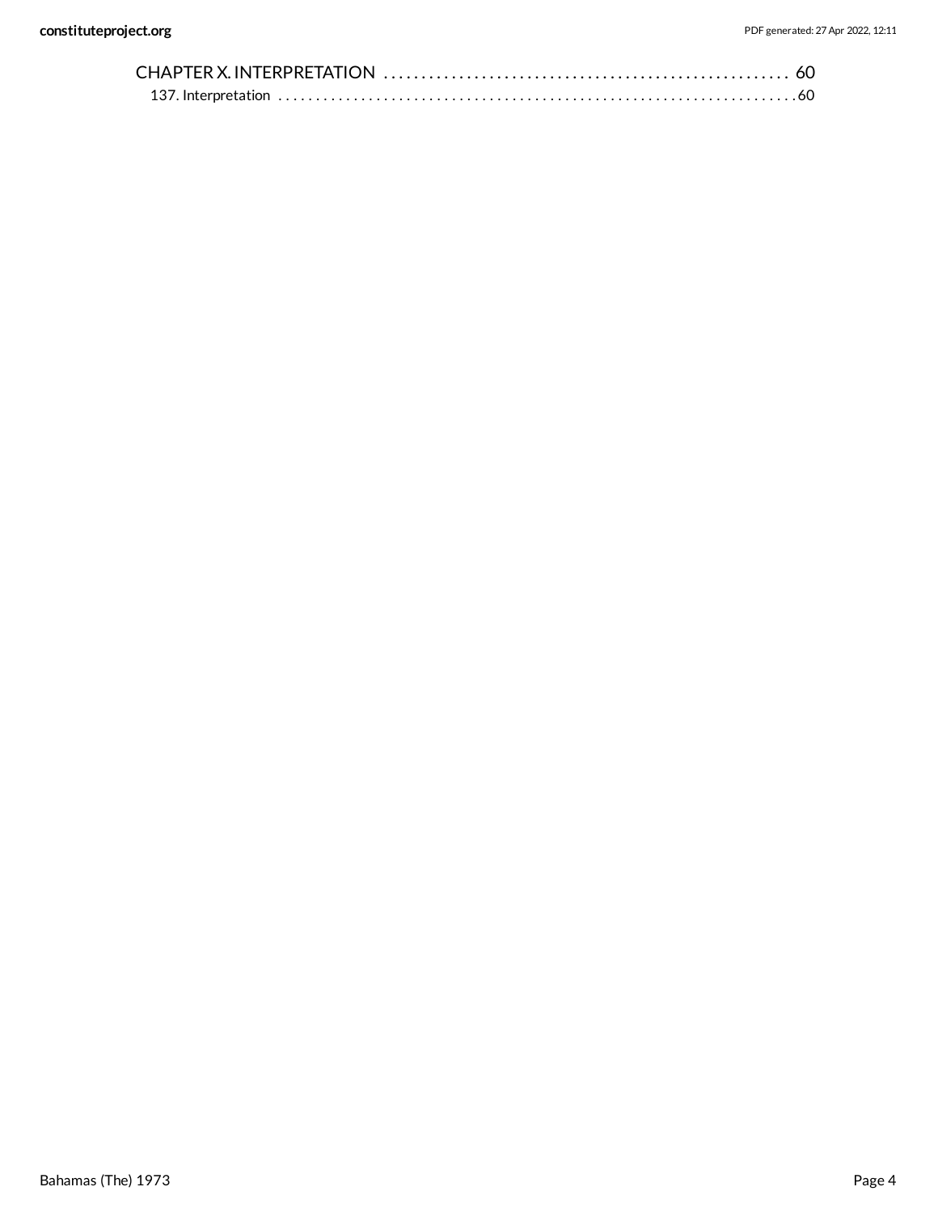CHAPTER X. INTERPRETATION . . . . . . . . . . . . . . . . . . . . . . . . . . . . . . . . . . . . . . . . . . . . . . . . . . . . . 60

137. Interpretation . . . . . . . . . . . . . . . . . . . . . . . . . . . . . . . . . . . . . . . . . . . . . . . . . . . . . . . . . . . . . . . . . . . . . 60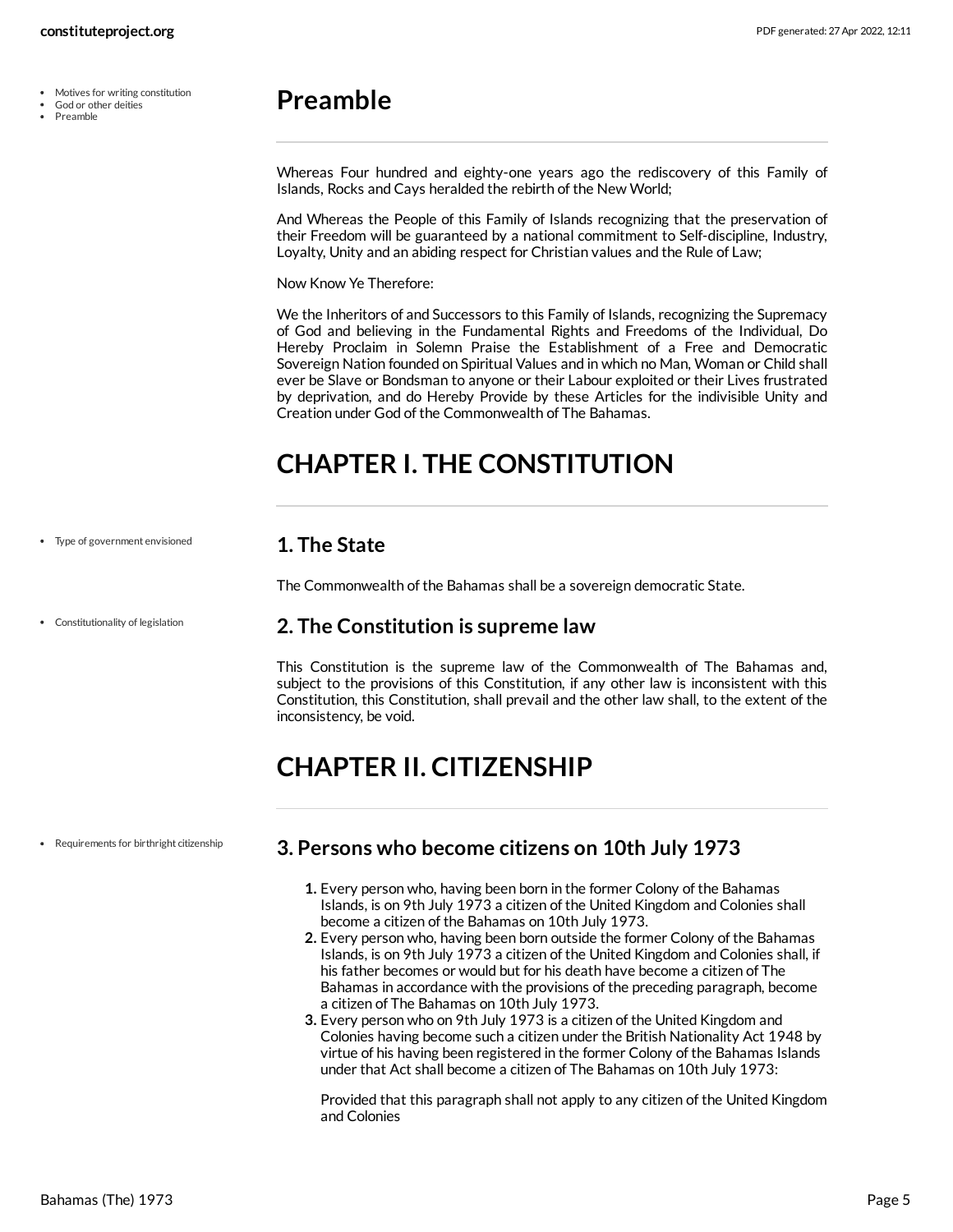- Motives for writing constitution
- God or other deities
- Preamble

# Preamble

Whereas Four hundred and eighty-one years ago the rediscovery of this Family of Islands, Rocks and Cays heralded the rebirth of the New World;

And Whereas the People of this Family of Islands recognizing that the preservation of their Freedom will be guaranteed by a national commitment to Self-discipline, Industry, Loyalty, Unity and an abiding respect for Christian values and the Rule of Law;

Now Know Ye Therefore:

We the Inheritors of and Successors to this Family of Islands, recognizing the Supremacy of God and believing in the Fundamental Rights and Freedoms of the Individual, Do Hereby Proclaim in Solemn Praise the Establishment of a Free and Democratic Sovereign Nation founded on Spiritual Values and in which no Man, Woman or Child shall ever be Slave or Bondsman to anyone or their Labour exploited or their Lives frustrated by deprivation, and do Hereby Provide by these Articles for the indivisible Unity and Creation under God of the Commonwealth of The Bahamas.

# CHAPTER I. THE CONSTITUTION

- Type of government envisioned

## 1. The State

The Commonwealth of the Bahamas shall be a sovereign democratic State.

- Constitutionality of legislation

## 2. The Constitution is supreme law

This Constitution is the supreme law of the Commonwealth of The Bahamas and, subject to the provisions of this Constitution, if any other law is inconsistent with this Constitution, this Constitution, shall prevail and the other law shall, to the extent of the inconsistency, be void.

# CHAPTER II. CITIZENSHIP

- Requirements for birthright citizenship

## 3. Persons who become citizens on 10th July 1973

1. Every person who, having been born in the former Colony of the Bahamas Islands, is on 9th July 1973 a citizen of the United Kingdom and Colonies shall become a citizen of the Bahamas on 10th July 1973.
2. Every person who, having been born outside the former Colony of the Bahamas Islands, is on 9th July 1973 a citizen of the United Kingdom and Colonies shall, if his father becomes or would but for his death have become a citizen of The Bahamas in accordance with the provisions of the preceding paragraph, become a citizen of The Bahamas on 10th July 1973.
3. Every person who on 9th July 1973 is a citizen of the United Kingdom and Colonies having become such a citizen under the British Nationality Act 1948 by virtue of his having been registered in the former Colony of the Bahamas Islands under that Act shall become a citizen of The Bahamas on 10th July 1973:

   Provided that this paragraph shall not apply to any citizen of the United Kingdom and Colonies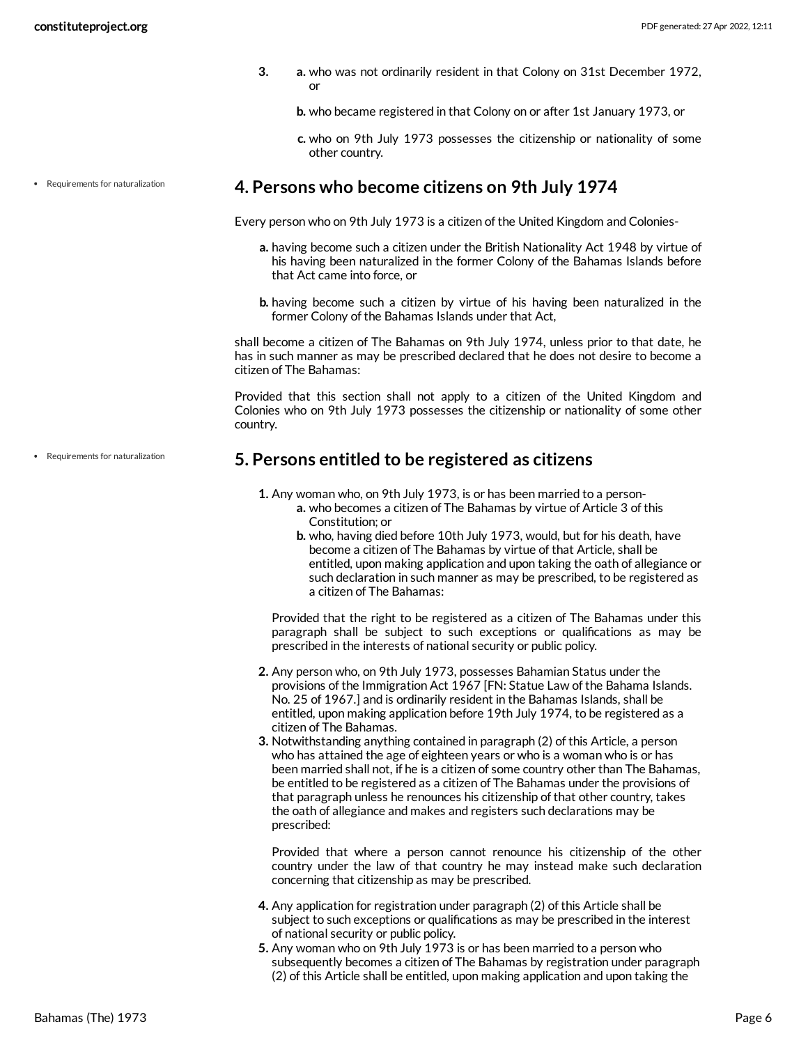3.
   a. who was not ordinarily resident in that Colony on 31st December 1972, or

   b. who became registered in that Colony on or after 1st January 1973, or

   c. who on 9th July 1973 possesses the citizenship or nationality of some other country.

- Requirements for naturalization

## 4. Persons who become citizens on 9th July 1974

Every person who on 9th July 1973 is a citizen of the United Kingdom and Colonies-

a. having become such a citizen under the British Nationality Act 1948 by virtue of his having been naturalized in the former Colony of the Bahamas Islands before that Act came into force, or

b. having become such a citizen by virtue of his having been naturalized in the former Colony of the Bahamas Islands under that Act,

shall become a citizen of The Bahamas on 9th July 1974, unless prior to that date, he has in such manner as may be prescribed declared that he does not desire to become a citizen of The Bahamas:

Provided that this section shall not apply to a citizen of the United Kingdom and Colonies who on 9th July 1973 possesses the citizenship or nationality of some other country.

- Requirements for naturalization

## 5. Persons entitled to be registered as citizens

1. Any woman who, on 9th July 1973, is or has been married to a person-
   a. who becomes a citizen of The Bahamas by virtue of Article 3 of this Constitution; or
   b. who, having died before 10th July 1973, would, but for his death, have become a citizen of The Bahamas by virtue of that Article, shall be entitled, upon making application and upon taking the oath of allegiance or such declaration in such manner as may be prescribed, to be registered as a citizen of The Bahamas:

   Provided that the right to be registered as a citizen of The Bahamas under this paragraph shall be subject to such exceptions or qualifications as may be prescribed in the interests of national security or public policy.

2. Any person who, on 9th July 1973, possesses Bahamian Status under the provisions of the Immigration Act 1967 [FN: Statue Law of the Bahama Islands. No. 25 of 1967.] and is ordinarily resident in the Bahamas Islands, shall be entitled, upon making application before 19th July 1974, to be registered as a citizen of The Bahamas.
3. Notwithstanding anything contained in paragraph (2) of this Article, a person who has attained the age of eighteen years or who is a woman who is or has been married shall not, if he is a citizen of some country other than The Bahamas, be entitled to be registered as a citizen of The Bahamas under the provisions of that paragraph unless he renounces his citizenship of that other country, takes the oath of allegiance and makes and registers such declarations may be prescribed:

   Provided that where a person cannot renounce his citizenship of the other country under the law of that country he may instead make such declaration concerning that citizenship as may be prescribed.

4. Any application for registration under paragraph (2) of this Article shall be subject to such exceptions or qualifications as may be prescribed in the interest of national security or public policy.
5. Any woman who on 9th July 1973 is or has been married to a person who subsequently becomes a citizen of The Bahamas by registration under paragraph (2) of this Article shall be entitled, upon making application and upon taking the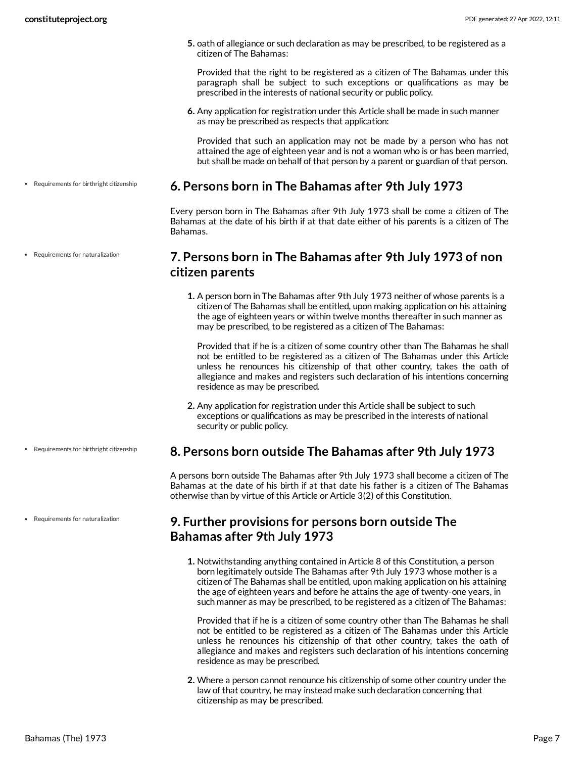5. oath of allegiance or such declaration as may be prescribed, to be registered as a citizen of The Bahamas:

   Provided that the right to be registered as a citizen of The Bahamas under this paragraph shall be subject to such exceptions or qualifications as may be prescribed in the interests of national security or public policy.

6. Any application for registration under this Article shall be made in such manner as may be prescribed as respects that application:

   Provided that such an application may not be made by a person who has not attained the age of eighteen year and is not a woman who is or has been married, but shall be made on behalf of that person by a parent or guardian of that person.

- Requirements for birthright citizenship

## 6. Persons born in The Bahamas after 9th July 1973

Every person born in The Bahamas after 9th July 1973 shall be come a citizen of The Bahamas at the date of his birth if at that date either of his parents is a citizen of The Bahamas.

- Requirements for naturalization

## 7. Persons born in The Bahamas after 9th July 1973 of non citizen parents

1. A person born in The Bahamas after 9th July 1973 neither of whose parents is a citizen of The Bahamas shall be entitled, upon making application on his attaining the age of eighteen years or within twelve months thereafter in such manner as may be prescribed, to be registered as a citizen of The Bahamas:

   Provided that if he is a citizen of some country other than The Bahamas he shall not be entitled to be registered as a citizen of The Bahamas under this Article unless he renounces his citizenship of that other country, takes the oath of allegiance and makes and registers such declaration of his intentions concerning residence as may be prescribed.

2. Any application for registration under this Article shall be subject to such exceptions or qualifications as may be prescribed in the interests of national security or public policy.

- Requirements for birthright citizenship

## 8. Persons born outside The Bahamas after 9th July 1973

A persons born outside The Bahamas after 9th July 1973 shall become a citizen of The Bahamas at the date of his birth if at that date his father is a citizen of The Bahamas otherwise than by virtue of this Article or Article 3(2) of this Constitution.

- Requirements for naturalization

## 9. Further provisions for persons born outside The Bahamas after 9th July 1973

1. Notwithstanding anything contained in Article 8 of this Constitution, a person born legitimately outside The Bahamas after 9th July 1973 whose mother is a citizen of The Bahamas shall be entitled, upon making application on his attaining the age of eighteen years and before he attains the age of twenty-one years, in such manner as may be prescribed, to be registered as a citizen of The Bahamas:

   Provided that if he is a citizen of some country other than The Bahamas he shall not be entitled to be registered as a citizen of The Bahamas under this Article unless he renounces his citizenship of that other country, takes the oath of allegiance and makes and registers such declaration of his intentions concerning residence as may be prescribed.

2. Where a person cannot renounce his citizenship of some other country under the law of that country, he may instead make such declaration concerning that citizenship as may be prescribed.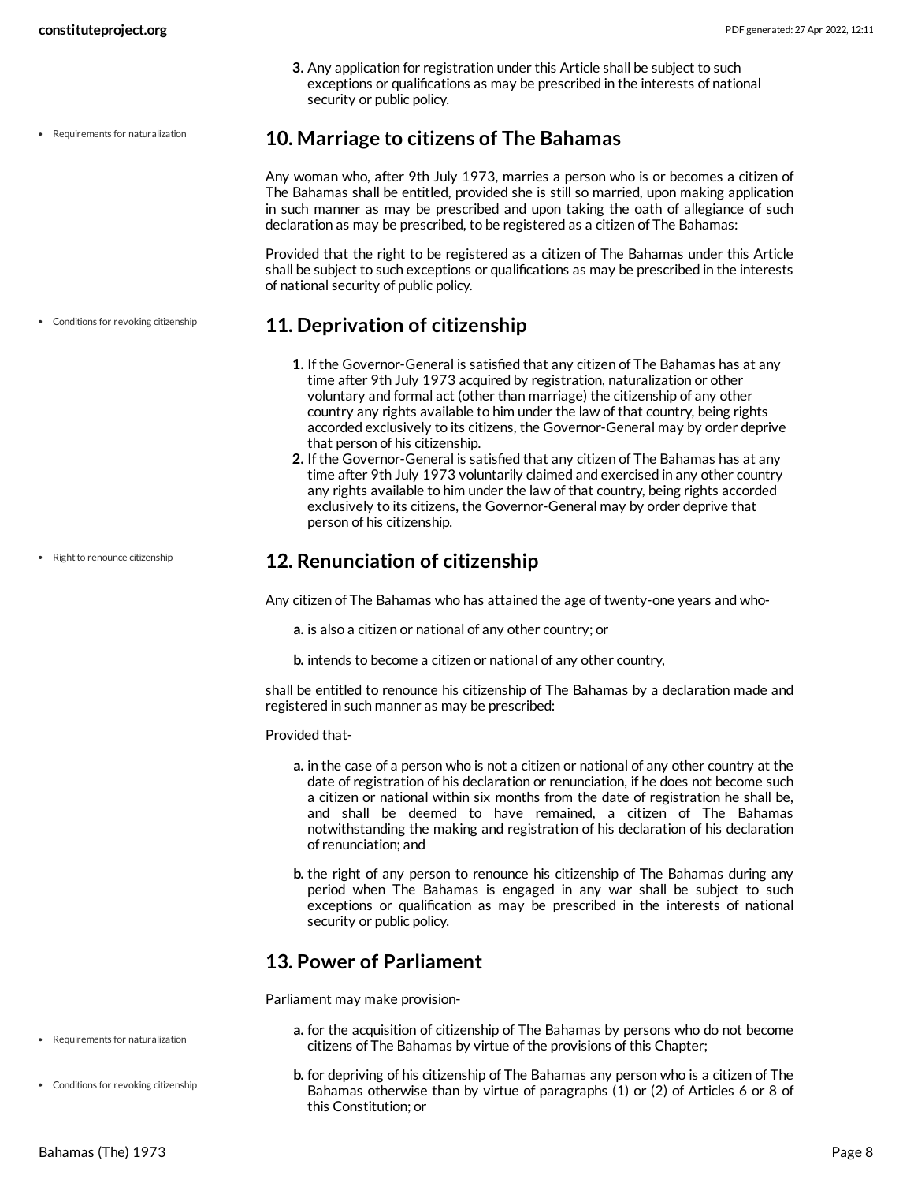3. Any application for registration under this Article shall be subject to such exceptions or qualifications as may be prescribed in the interests of national security or public policy.

- Requirements for naturalization

## 10. Marriage to citizens of The Bahamas

Any woman who, after 9th July 1973, marries a person who is or becomes a citizen of The Bahamas shall be entitled, provided she is still so married, upon making application in such manner as may be prescribed and upon taking the oath of allegiance of such declaration as may be prescribed, to be registered as a citizen of The Bahamas:

Provided that the right to be registered as a citizen of The Bahamas under this Article shall be subject to such exceptions or qualifications as may be prescribed in the interests of national security of public policy.

- Conditions for revoking citizenship

## 11. Deprivation of citizenship

1. If the Governor-General is satisfied that any citizen of The Bahamas has at any time after 9th July 1973 acquired by registration, naturalization or other voluntary and formal act (other than marriage) the citizenship of any other country any rights available to him under the law of that country, being rights accorded exclusively to its citizens, the Governor-General may by order deprive that person of his citizenship.
2. If the Governor-General is satisfied that any citizen of The Bahamas has at any time after 9th July 1973 voluntarily claimed and exercised in any other country any rights available to him under the law of that country, being rights accorded exclusively to its citizens, the Governor-General may by order deprive that person of his citizenship.

- Right to renounce citizenship

## 12. Renunciation of citizenship

Any citizen of The Bahamas who has attained the age of twenty-one years and who-

a. is also a citizen or national of any other country; or

b. intends to become a citizen or national of any other country,

shall be entitled to renounce his citizenship of The Bahamas by a declaration made and registered in such manner as may be prescribed:

Provided that-

a. in the case of a person who is not a citizen or national of any other country at the date of registration of his declaration or renunciation, if he does not become such a citizen or national within six months from the date of registration he shall be, and shall be deemed to have remained, a citizen of The Bahamas notwithstanding the making and registration of his declaration of his declaration of renunciation; and

b. the right of any person to renounce his citizenship of The Bahamas during any period when The Bahamas is engaged in any war shall be subject to such exceptions or qualification as may be prescribed in the interests of national security or public policy.

## 13. Power of Parliament

Parliament may make provision-

- Requirements for naturalization

a. for the acquisition of citizenship of The Bahamas by persons who do not become citizens of The Bahamas by virtue of the provisions of this Chapter;

- Conditions for revoking citizenship

b. for depriving of his citizenship of The Bahamas any person who is a citizen of The Bahamas otherwise than by virtue of paragraphs (1) or (2) of Articles 6 or 8 of this Constitution; or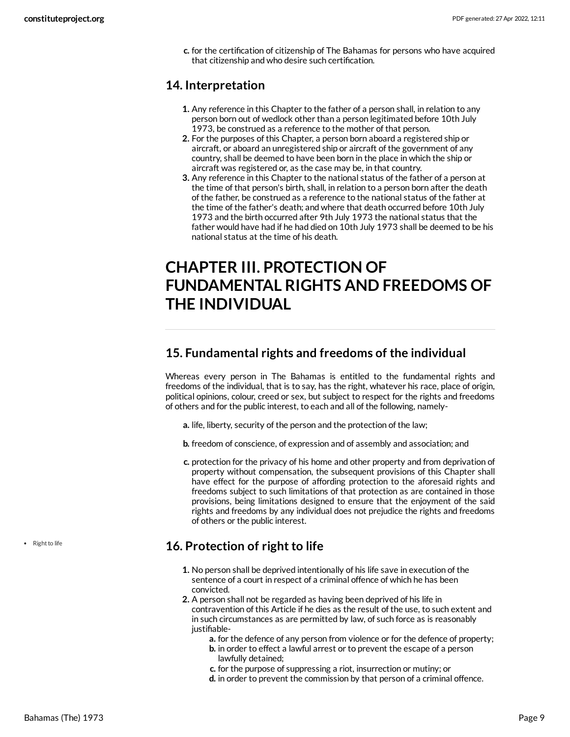c. for the certification of citizenship of The Bahamas for persons who have acquired that citizenship and who desire such certification.

## 14. Interpretation

1. Any reference in this Chapter to the father of a person shall, in relation to any person born out of wedlock other than a person legitimated before 10th July 1973, be construed as a reference to the mother of that person.
2. For the purposes of this Chapter, a person born aboard a registered ship or aircraft, or aboard an unregistered ship or aircraft of the government of any country, shall be deemed to have been born in the place in which the ship or aircraft was registered or, as the case may be, in that country.
3. Any reference in this Chapter to the national status of the father of a person at the time of that person's birth, shall, in relation to a person born after the death of the father, be construed as a reference to the national status of the father at the time of the father's death; and where that death occurred before 10th July 1973 and the birth occurred after 9th July 1973 the national status that the father would have had if he had died on 10th July 1973 shall be deemed to be his national status at the time of his death.

# CHAPTER III. PROTECTION OF FUNDAMENTAL RIGHTS AND FREEDOMS OF THE INDIVIDUAL

## 15. Fundamental rights and freedoms of the individual

Whereas every person in The Bahamas is entitled to the fundamental rights and freedoms of the individual, that is to say, has the right, whatever his race, place of origin, political opinions, colour, creed or sex, but subject to respect for the rights and freedoms of others and for the public interest, to each and all of the following, namely-

a. life, liberty, security of the person and the protection of the law;

b. freedom of conscience, of expression and of assembly and association; and

c. protection for the privacy of his home and other property and from deprivation of property without compensation, the subsequent provisions of this Chapter shall have effect for the purpose of affording protection to the aforesaid rights and freedoms subject to such limitations of that protection as are contained in those provisions, being limitations designed to ensure that the enjoyment of the said rights and freedoms by any individual does not prejudice the rights and freedoms of others or the public interest.

- Right to life

## 16. Protection of right to life

1. No person shall be deprived intentionally of his life save in execution of the sentence of a court in respect of a criminal offence of which he has been convicted.
2. A person shall not be regarded as having been deprived of his life in contravention of this Article if he dies as the result of the use, to such extent and in such circumstances as are permitted by law, of such force as is reasonably justifiable-
   a. for the defence of any person from violence or for the defence of property;
   b. in order to effect a lawful arrest or to prevent the escape of a person lawfully detained;
   c. for the purpose of suppressing a riot, insurrection or mutiny; or
   d. in order to prevent the commission by that person of a criminal offence.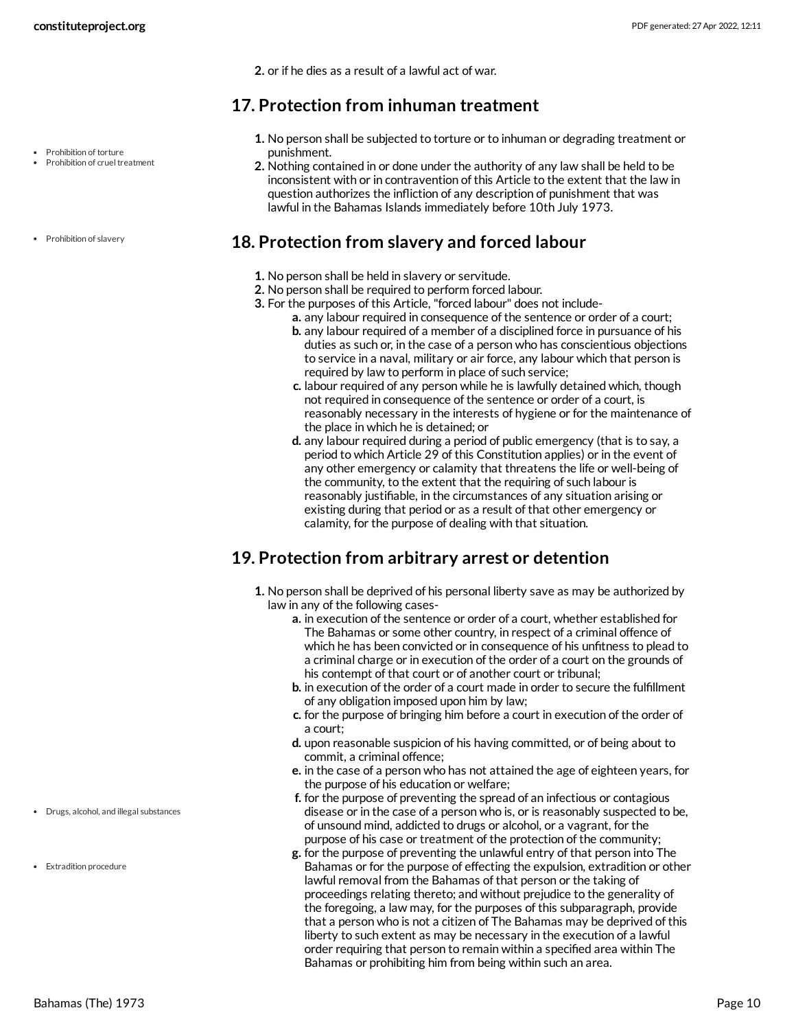2. or if he dies as a result of a lawful act of war.

## 17. Protection from inhuman treatment

- Prohibition of torture
- Prohibition of cruel treatment

1. No person shall be subjected to torture or to inhuman or degrading treatment or punishment.
2. Nothing contained in or done under the authority of any law shall be held to be inconsistent with or in contravention of this Article to the extent that the law in question authorizes the infliction of any description of punishment that was lawful in the Bahamas Islands immediately before 10th July 1973.

- Prohibition of slavery

## 18. Protection from slavery and forced labour

1. No person shall be held in slavery or servitude.
2. No person shall be required to perform forced labour.
3. For the purposes of this Article, "forced labour" does not include-
   a. any labour required in consequence of the sentence or order of a court;
   b. any labour required of a member of a disciplined force in pursuance of his duties as such or, in the case of a person who has conscientious objections to service in a naval, military or air force, any labour which that person is required by law to perform in place of such service;
   c. labour required of any person while he is lawfully detained which, though not required in consequence of the sentence or order of a court, is reasonably necessary in the interests of hygiene or for the maintenance of the place in which he is detained; or
   d. any labour required during a period of public emergency (that is to say, a period to which Article 29 of this Constitution applies) or in the event of any other emergency or calamity that threatens the life or well-being of the community, to the extent that the requiring of such labour is reasonably justifiable, in the circumstances of any situation arising or existing during that period or as a result of that other emergency or calamity, for the purpose of dealing with that situation.

## 19. Protection from arbitrary arrest or detention

1. No person shall be deprived of his personal liberty save as may be authorized by law in any of the following cases-
   a. in execution of the sentence or order of a court, whether established for The Bahamas or some other country, in respect of a criminal offence of which he has been convicted or in consequence of his unfitness to plead to a criminal charge or in execution of the order of a court on the grounds of his contempt of that court or of another court or tribunal;
   b. in execution of the order of a court made in order to secure the fulfillment of any obligation imposed upon him by law;
   c. for the purpose of bringing him before a court in execution of the order of a court;
   d. upon reasonable suspicion of his having committed, or of being about to commit, a criminal offence;
   e. in the case of a person who has not attained the age of eighteen years, for the purpose of his education or welfare;
   f. for the purpose of preventing the spread of an infectious or contagious disease or in the case of a person who is, or is reasonably suspected to be, of unsound mind, addicted to drugs or alcohol, or a vagrant, for the purpose of his case or treatment of the protection of the community;
   g. for the purpose of preventing the unlawful entry of that person into The Bahamas or for the purpose of effecting the expulsion, extradition or other lawful removal from the Bahamas of that person or the taking of proceedings relating thereto; and without prejudice to the generality of the foregoing, a law may, for the purposes of this subparagraph, provide that a person who is not a citizen of The Bahamas may be deprived of this liberty to such extent as may be necessary in the execution of a lawful order requiring that person to remain within a specified area within The Bahamas or prohibiting him from being within such an area.

- Drugs, alcohol, and illegal substances
- Extradition procedure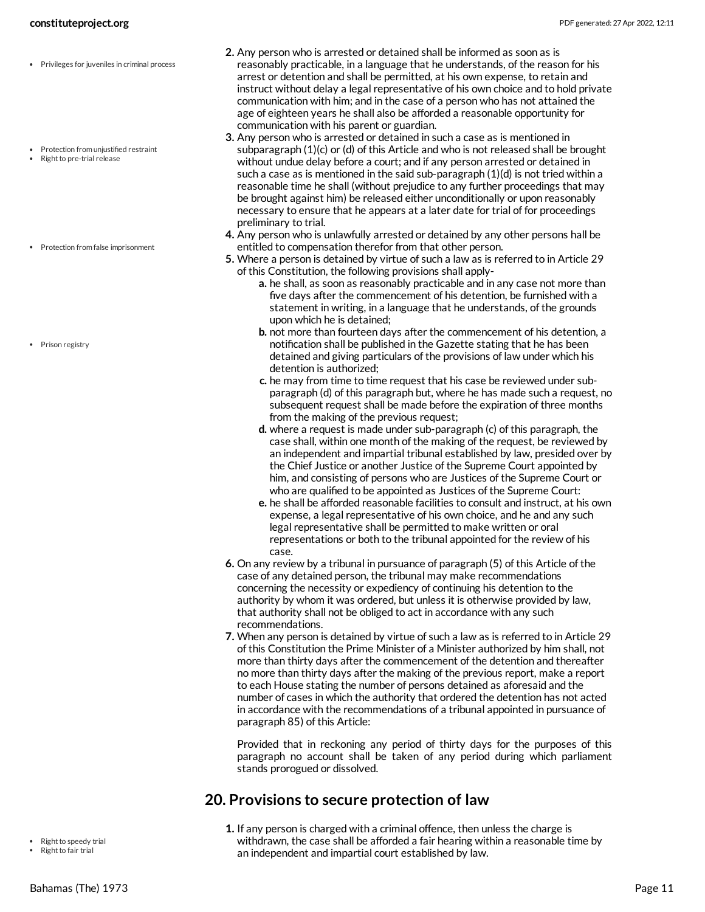- Privileges for juveniles in criminal process

2. Any person who is arrested or detained shall be informed as soon as is reasonably practicable, in a language that he understands, of the reason for his arrest or detention and shall be permitted, at his own expense, to retain and instruct without delay a legal representative of his own choice and to hold private communication with him; and in the case of a person who has not attained the age of eighteen years he shall also be afforded a reasonable opportunity for communication with his parent or guardian.

- Protection from unjustified restraint
- Right to pre-trial release

3. Any person who is arrested or detained in such a case as is mentioned in subparagraph (1)(c) or (d) of this Article and who is not released shall be brought without undue delay before a court; and if any person arrested or detained in such a case as is mentioned in the said sub-paragraph (1)(d) is not tried within a reasonable time he shall (without prejudice to any further proceedings that may be brought against him) be released either unconditionally or upon reasonably necessary to ensure that he appears at a later date for trial of for proceedings preliminary to trial.

- Protection from false imprisonment

4. Any person who is unlawfully arrested or detained by any other persons hall be entitled to compensation therefor from that other person.
5. Where a person is detained by virtue of such a law as is referred to in Article 29 of this Constitution, the following provisions shall apply-
   a. he shall, as soon as reasonably practicable and in any case not more than five days after the commencement of his detention, be furnished with a statement in writing, in a language that he understands, of the grounds upon which he is detained;

- Prison registry

   b. not more than fourteen days after the commencement of his detention, a notification shall be published in the Gazette stating that he has been detained and giving particulars of the provisions of law under which his detention is authorized;
   c. he may from time to time request that his case be reviewed under sub-paragraph (d) of this paragraph but, where he has made such a request, no subsequent request shall be made before the expiration of three months from the making of the previous request;
   d. where a request is made under sub-paragraph (c) of this paragraph, the case shall, within one month of the making of the request, be reviewed by an independent and impartial tribunal established by law, presided over by the Chief Justice or another Justice of the Supreme Court appointed by him, and consisting of persons who are Justices of the Supreme Court or who are qualified to be appointed as Justices of the Supreme Court:
   e. he shall be afforded reasonable facilities to consult and instruct, at his own expense, a legal representative of his own choice, and he and any such legal representative shall be permitted to make written or oral representations or both to the tribunal appointed for the review of his case.
6. On any review by a tribunal in pursuance of paragraph (5) of this Article of the case of any detained person, the tribunal may make recommendations concerning the necessity or expediency of continuing his detention to the authority by whom it was ordered, but unless it is otherwise provided by law, that authority shall not be obliged to act in accordance with any such recommendations.
7. When any person is detained by virtue of such a law as is referred to in Article 29 of this Constitution the Prime Minister of a Minister authorized by him shall, not more than thirty days after the commencement of the detention and thereafter no more than thirty days after the making of the previous report, make a report to each House stating the number of persons detained as aforesaid and the number of cases in which the authority that ordered the detention has not acted in accordance with the recommendations of a tribunal appointed in pursuance of paragraph 85) of this Article:

   Provided that in reckoning any period of thirty days for the purposes of this paragraph no account shall be taken of any period during which parliament stands prorogued or dissolved.

## 20. Provisions to secure protection of law

- Right to speedy trial
- Right to fair trial

1. If any person is charged with a criminal offence, then unless the charge is withdrawn, the case shall be afforded a fair hearing within a reasonable time by an independent and impartial court established by law.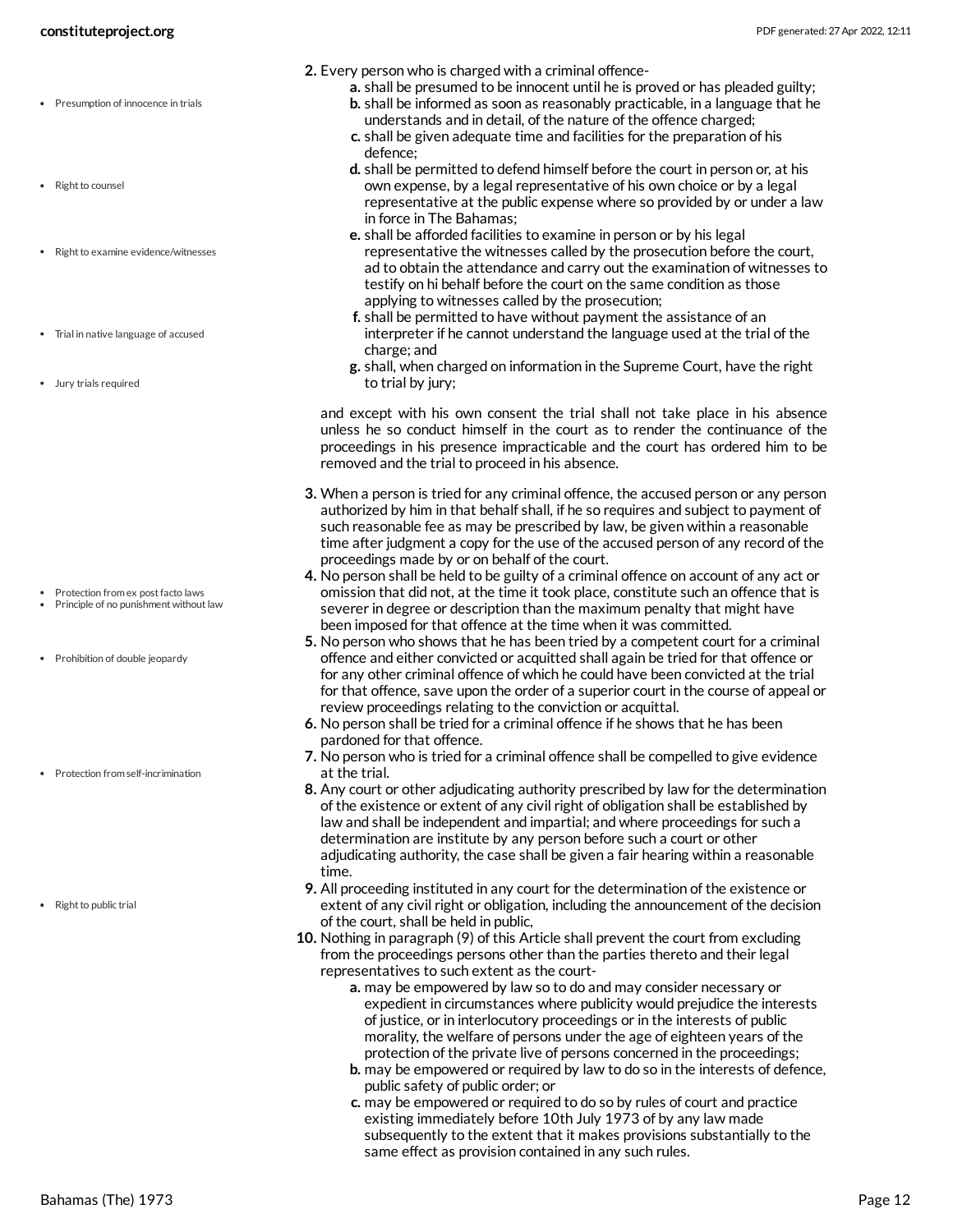2. Every person who is charged with a criminal offence-
   a. shall be presumed to be innocent until he is proved or has pleaded guilty;
   b. shall be informed as soon as reasonably practicable, in a language that he understands and in detail, of the nature of the offence charged;
   c. shall be given adequate time and facilities for the preparation of his defence;
   d. shall be permitted to defend himself before the court in person or, at his own expense, by a legal representative of his own choice or by a legal representative at the public expense where so provided by or under a law in force in The Bahamas;
   e. shall be afforded facilities to examine in person or by his legal representative the witnesses called by the prosecution before the court, ad to obtain the attendance and carry out the examination of witnesses to testify on hi behalf before the court on the same condition as those applying to witnesses called by the prosecution;
   f. shall be permitted to have without payment the assistance of an interpreter if he cannot understand the language used at the trial of the charge; and
   g. shall, when charged on information in the Supreme Court, have the right to trial by jury;

   and except with his own consent the trial shall not take place in his absence unless he so conduct himself in the court as to render the continuance of the proceedings in his presence impracticable and the court has ordered him to be removed and the trial to proceed in his absence.

3. When a person is tried for any criminal offence, the accused person or any person authorized by him in that behalf shall, if he so requires and subject to payment of such reasonable fee as may be prescribed by law, be given within a reasonable time after judgment a copy for the use of the accused person of any record of the proceedings made by or on behalf of the court.
4. No person shall be held to be guilty of a criminal offence on account of any act or omission that did not, at the time it took place, constitute such an offence that is severer in degree or description than the maximum penalty that might have been imposed for that offence at the time when it was committed.
5. No person who shows that he has been tried by a competent court for a criminal offence and either convicted or acquitted shall again be tried for that offence or for any other criminal offence of which he could have been convicted at the trial for that offence, save upon the order of a superior court in the course of appeal or review proceedings relating to the conviction or acquittal.
6. No person shall be tried for a criminal offence if he shows that he has been pardoned for that offence.
7. No person who is tried for a criminal offence shall be compelled to give evidence at the trial.
8. Any court or other adjudicating authority prescribed by law for the determination of the existence or extent of any civil right of obligation shall be established by law and shall be independent and impartial; and where proceedings for such a determination are institute by any person before such a court or other adjudicating authority, the case shall be given a fair hearing within a reasonable time.
9. All proceeding instituted in any court for the determination of the existence or extent of any civil right or obligation, including the announcement of the decision of the court, shall be held in public,
10. Nothing in paragraph (9) of this Article shall prevent the court from excluding from the proceedings persons other than the parties thereto and their legal representatives to such extent as the court-
    a. may be empowered by law so to do and may consider necessary or expedient in circumstances where publicity would prejudice the interests of justice, or in interlocutory proceedings or in the interests of public morality, the welfare of persons under the age of eighteen years of the protection of the private live of persons concerned in the proceedings;
    b. may be empowered or required by law to do so in the interests of defence, public safety of public order; or
    c. may be empowered or required to do so by rules of court and practice existing immediately before 10th July 1973 of by any law made subsequently to the extent that it makes provisions substantially to the same effect as provision contained in any such rules.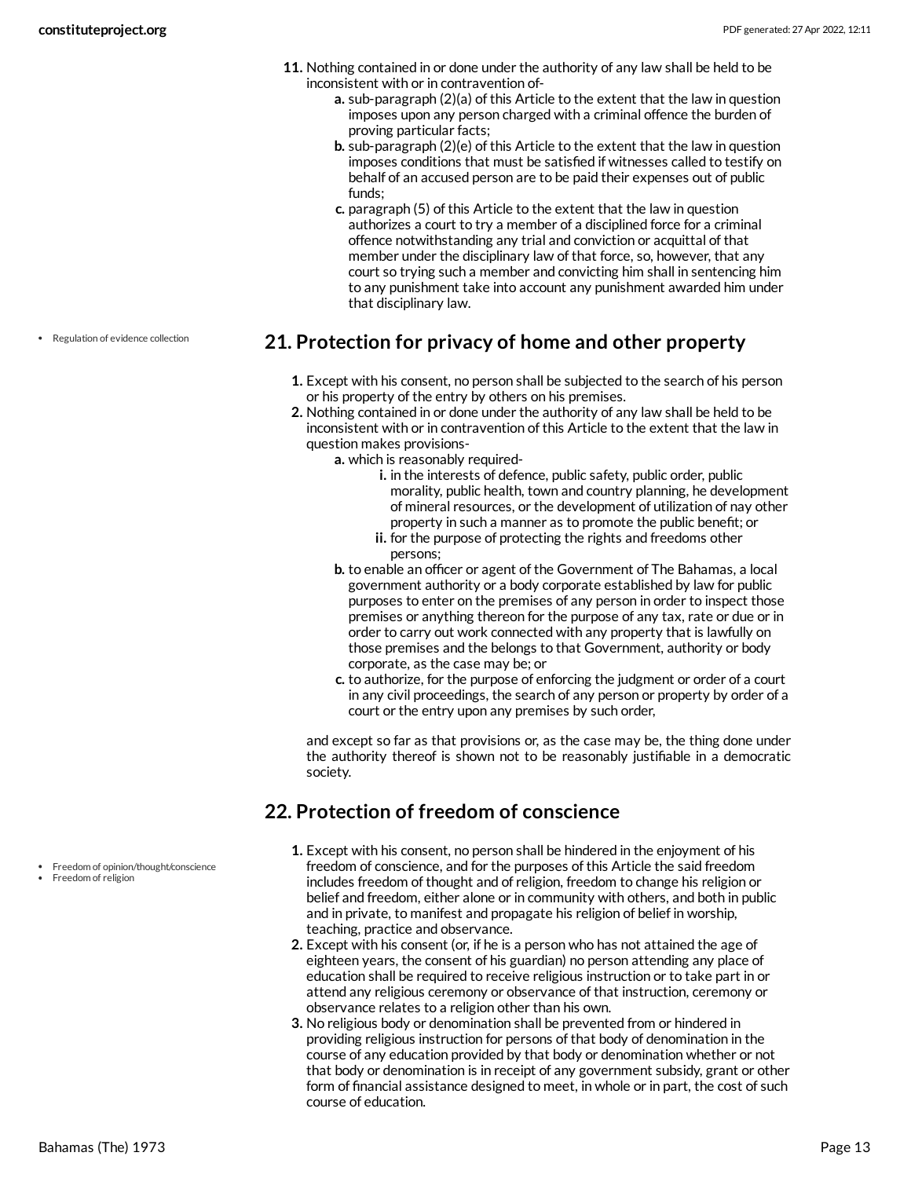11. Nothing contained in or done under the authority of any law shall be held to be inconsistent with or in contravention of-
    a. sub-paragraph (2)(a) of this Article to the extent that the law in question imposes upon any person charged with a criminal offence the burden of proving particular facts;
    b. sub-paragraph (2)(e) of this Article to the extent that the law in question imposes conditions that must be satisfied if witnesses called to testify on behalf of an accused person are to be paid their expenses out of public funds;
    c. paragraph (5) of this Article to the extent that the law in question authorizes a court to try a member of a disciplined force for a criminal offence notwithstanding any trial and conviction or acquittal of that member under the disciplinary law of that force, so, however, that any court so trying such a member and convicting him shall in sentencing him to any punishment take into account any punishment awarded him under that disciplinary law.

- Regulation of evidence collection

## 21. Protection for privacy of home and other property

1. Except with his consent, no person shall be subjected to the search of his person or his property of the entry by others on his premises.
2. Nothing contained in or done under the authority of any law shall be held to be inconsistent with or in contravention of this Article to the extent that the law in question makes provisions-
    a. which is reasonably required-
        i. in the interests of defence, public safety, public order, public morality, public health, town and country planning, he development of mineral resources, or the development of utilization of nay other property in such a manner as to promote the public benefit; or
        ii. for the purpose of protecting the rights and freedoms other persons;
    b. to enable an officer or agent of the Government of The Bahamas, a local government authority or a body corporate established by law for public purposes to enter on the premises of any person in order to inspect those premises or anything thereon for the purpose of any tax, rate or due or in order to carry out work connected with any property that is lawfully on those premises and the belongs to that Government, authority or body corporate, as the case may be; or
    c. to authorize, for the purpose of enforcing the judgment or order of a court in any civil proceedings, the search of any person or property by order of a court or the entry upon any premises by such order,

    and except so far as that provisions or, as the case may be, the thing done under the authority thereof is shown not to be reasonably justifiable in a democratic society.

- Freedom of opinion/thought/conscience
- Freedom of religion

## 22. Protection of freedom of conscience

1. Except with his consent, no person shall be hindered in the enjoyment of his freedom of conscience, and for the purposes of this Article the said freedom includes freedom of thought and of religion, freedom to change his religion or belief and freedom, either alone or in community with others, and both in public and in private, to manifest and propagate his religion of belief in worship, teaching, practice and observance.
2. Except with his consent (or, if he is a person who has not attained the age of eighteen years, the consent of his guardian) no person attending any place of education shall be required to receive religious instruction or to take part in or attend any religious ceremony or observance of that instruction, ceremony or observance relates to a religion other than his own.
3. No religious body or denomination shall be prevented from or hindered in providing religious instruction for persons of that body of denomination in the course of any education provided by that body or denomination whether or not that body or denomination is in receipt of any government subsidy, grant or other form of financial assistance designed to meet, in whole or in part, the cost of such course of education.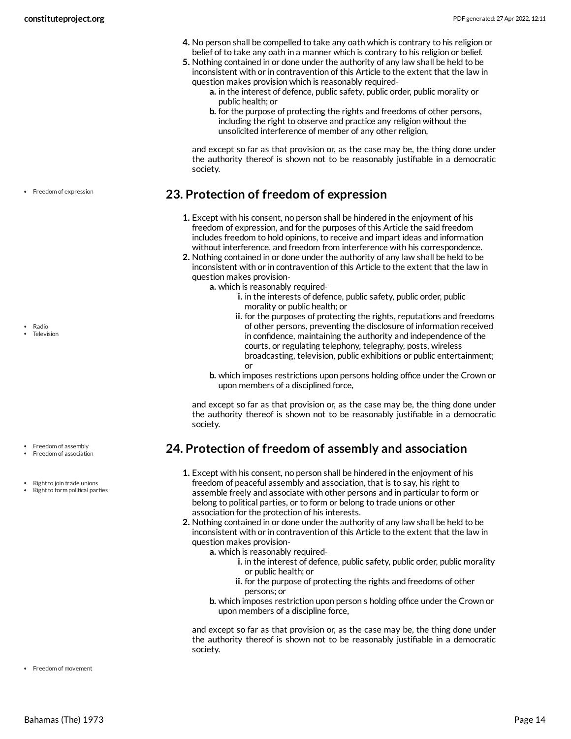4. No person shall be compelled to take any oath which is contrary to his religion or belief of to take any oath in a manner which is contrary to his religion or belief.
5. Nothing contained in or done under the authority of any law shall be held to be inconsistent with or in contravention of this Article to the extent that the law in question makes provision which is reasonably required-
    a. in the interest of defence, public safety, public order, public morality or public health; or
    b. for the purpose of protecting the rights and freedoms of other persons, including the right to observe and practice any religion without the unsolicited interference of member of any other religion,

    and except so far as that provision or, as the case may be, the thing done under the authority thereof is shown not to be reasonably justifiable in a democratic society.

## 23. Protection of freedom of expression

1. Except with his consent, no person shall be hindered in the enjoyment of his freedom of expression, and for the purposes of this Article the said freedom includes freedom to hold opinions, to receive and impart ideas and information without interference, and freedom from interference with his correspondence.
2. Nothing contained in or done under the authority of any law shall be held to be inconsistent with or in contravention of this Article to the extent that the law in question makes provision-
    a. which is reasonably required-
        i. in the interests of defence, public safety, public order, public morality or public health; or
        ii. for the purposes of protecting the rights, reputations and freedoms of other persons, preventing the disclosure of information received in confidence, maintaining the authority and independence of the courts, or regulating telephony, telegraphy, posts, wireless broadcasting, television, public exhibitions or public entertainment; or
    b. which imposes restrictions upon persons holding office under the Crown or upon members of a disciplined force,

    and except so far as that provision or, as the case may be, the thing done under the authority thereof is shown not to be reasonably justifiable in a democratic society.

## 24. Protection of freedom of assembly and association

1. Except with his consent, no person shall be hindered in the enjoyment of his freedom of peaceful assembly and association, that is to say, his right to assemble freely and associate with other persons and in particular to form or belong to political parties, or to form or belong to trade unions or other association for the protection of his interests.
2. Nothing contained in or done under the authority of any law shall be held to be inconsistent with or in contravention of this Article to the extent that the law in question makes provision-
    a. which is reasonably required-
        i. in the interest of defence, public safety, public order, public morality or public health; or
        ii. for the purpose of protecting the rights and freedoms of other persons; or
    b. which imposes restriction upon person s holding office under the Crown or upon members of a discipline force,

    and except so far as that provision or, as the case may be, the thing done under the authority thereof is shown not to be reasonably justifiable in a democratic society.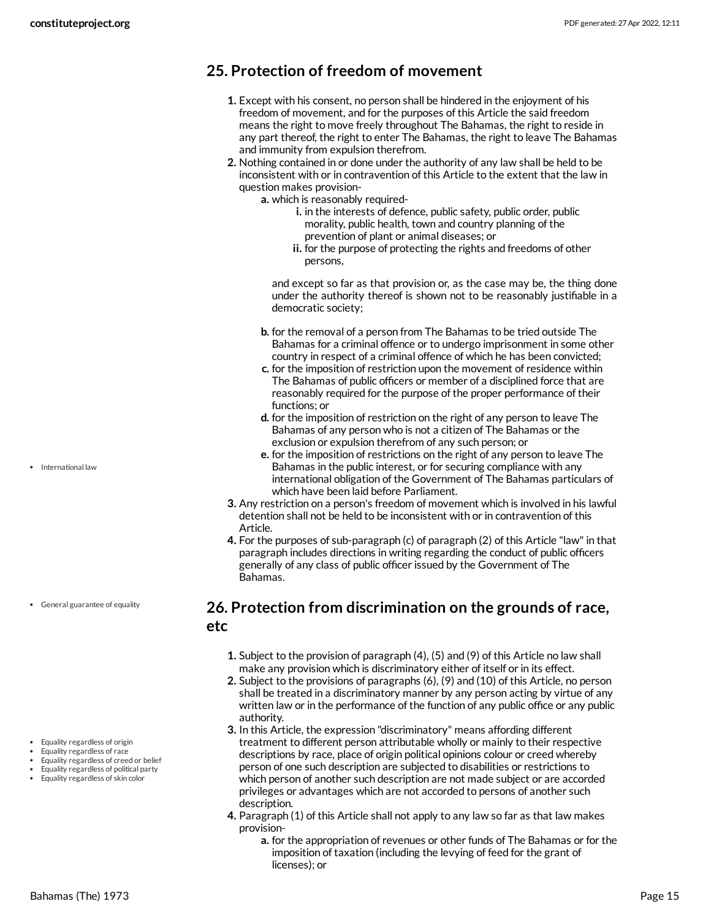## 25. Protection of freedom of movement

1. Except with his consent, no person shall be hindered in the enjoyment of his freedom of movement, and for the purposes of this Article the said freedom means the right to move freely throughout The Bahamas, the right to reside in any part thereof, the right to enter The Bahamas, the right to leave The Bahamas and immunity from expulsion therefrom.
2. Nothing contained in or done under the authority of any law shall be held to be inconsistent with or in contravention of this Article to the extent that the law in question makes provision-
    a. which is reasonably required-
        i. in the interests of defence, public safety, public order, public morality, public health, town and country planning of the prevention of plant or animal diseases; or
        ii. for the purpose of protecting the rights and freedoms of other persons,

    and except so far as that provision or, as the case may be, the thing done under the authority thereof is shown not to be reasonably justifiable in a democratic society;

    b. for the removal of a person from The Bahamas to be tried outside The Bahamas for a criminal offence or to undergo imprisonment in some other country in respect of a criminal offence of which he has been convicted;
    c. for the imposition of restriction upon the movement of residence within The Bahamas of public officers or member of a disciplined force that are reasonably required for the purpose of the proper performance of their functions; or
    d. for the imposition of restriction on the right of any person to leave The Bahamas of any person who is not a citizen of The Bahamas or the exclusion or expulsion therefrom of any such person; or
    e. for the imposition of restrictions on the right of any person to leave The Bahamas in the public interest, or for securing compliance with any international obligation of the Government of The Bahamas particulars of which have been laid before Parliament.
3. Any restriction on a person's freedom of movement which is involved in his lawful detention shall not be held to be inconsistent with or in contravention of this Article.
4. For the purposes of sub-paragraph (c) of paragraph (2) of this Article "law" in that paragraph includes directions in writing regarding the conduct of public officers generally of any class of public officer issued by the Government of The Bahamas.

## 26. Protection from discrimination on the grounds of race, etc

1. Subject to the provision of paragraph (4), (5) and (9) of this Article no law shall make any provision which is discriminatory either of itself or in its effect.
2. Subject to the provisions of paragraphs (6), (9) and (10) of this Article, no person shall be treated in a discriminatory manner by any person acting by virtue of any written law or in the performance of the function of any public office or any public authority.
3. In this Article, the expression "discriminatory" means affording different treatment to different person attributable wholly or mainly to their respective descriptions by race, place of origin political opinions colour or creed whereby person of one such description are subjected to disabilities or restrictions to which person of another such description are not made subject or are accorded privileges or advantages which are not accorded to persons of another such description.
4. Paragraph (1) of this Article shall not apply to any law so far as that law makes provision-
    a. for the appropriation of revenues or other funds of The Bahamas or for the imposition of taxation (including the levying of feed for the grant of licenses); or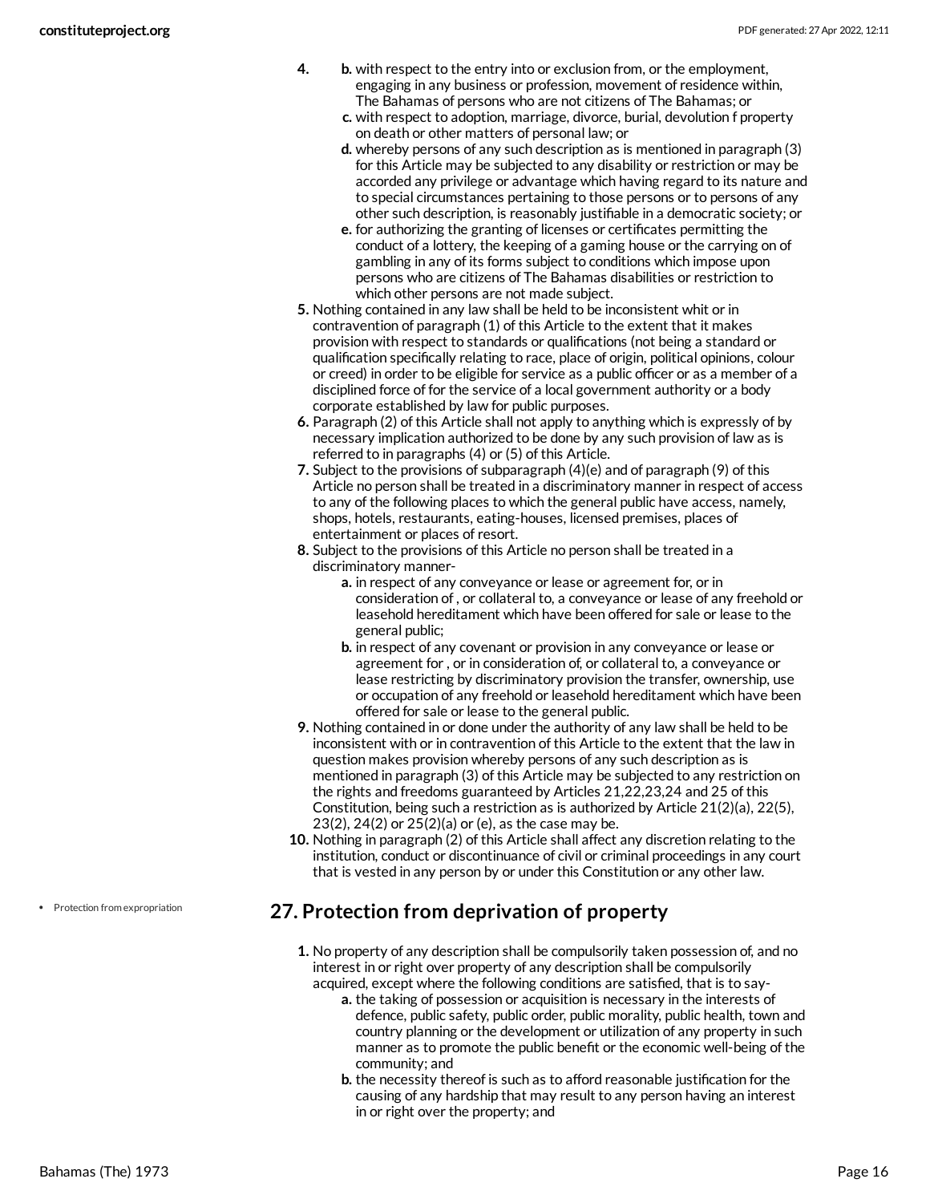4.
   b. with respect to the entry into or exclusion from, or the employment, engaging in any business or profession, movement of residence within, The Bahamas of persons who are not citizens of The Bahamas; or
   c. with respect to adoption, marriage, divorce, burial, devolution f property on death or other matters of personal law; or
   d. whereby persons of any such description as is mentioned in paragraph (3) for this Article may be subjected to any disability or restriction or may be accorded any privilege or advantage which having regard to its nature and to special circumstances pertaining to those persons or to persons of any other such description, is reasonably justifiable in a democratic society; or
   e. for authorizing the granting of licenses or certificates permitting the conduct of a lottery, the keeping of a gaming house or the carrying on of gambling in any of its forms subject to conditions which impose upon persons who are citizens of The Bahamas disabilities or restriction to which other persons are not made subject.
5. Nothing contained in any law shall be held to be inconsistent whit or in contravention of paragraph (1) of this Article to the extent that it makes provision with respect to standards or qualifications (not being a standard or qualification specifically relating to race, place of origin, political opinions, colour or creed) in order to be eligible for service as a public officer or as a member of a disciplined force of for the service of a local government authority or a body corporate established by law for public purposes.
6. Paragraph (2) of this Article shall not apply to anything which is expressly of by necessary implication authorized to be done by any such provision of law as is referred to in paragraphs (4) or (5) of this Article.
7. Subject to the provisions of subparagraph (4)(e) and of paragraph (9) of this Article no person shall be treated in a discriminatory manner in respect of access to any of the following places to which the general public have access, namely, shops, hotels, restaurants, eating-houses, licensed premises, places of entertainment or places of resort.
8. Subject to the provisions of this Article no person shall be treated in a discriminatory manner-
   a. in respect of any conveyance or lease or agreement for, or in consideration of , or collateral to, a conveyance or lease of any freehold or leasehold hereditament which have been offered for sale or lease to the general public;
   b. in respect of any covenant or provision in any conveyance or lease or agreement for , or in consideration of, or collateral to, a conveyance or lease restricting by discriminatory provision the transfer, ownership, use or occupation of any freehold or leasehold hereditament which have been offered for sale or lease to the general public.
9. Nothing contained in or done under the authority of any law shall be held to be inconsistent with or in contravention of this Article to the extent that the law in question makes provision whereby persons of any such description as is mentioned in paragraph (3) of this Article may be subjected to any restriction on the rights and freedoms guaranteed by Articles 21,22,23,24 and 25 of this Constitution, being such a restriction as is authorized by Article 21(2)(a), 22(5), 23(2), 24(2) or 25(2)(a) or (e), as the case may be.
10. Nothing in paragraph (2) of this Article shall affect any discretion relating to the institution, conduct or discontinuance of civil or criminal proceedings in any court that is vested in any person by or under this Constitution or any other law.

- Protection from expropriation

## 27. Protection from deprivation of property

1. No property of any description shall be compulsorily taken possession of, and no interest in or right over property of any description shall be compulsorily acquired, except where the following conditions are satisfied, that is to say-
   a. the taking of possession or acquisition is necessary in the interests of defence, public safety, public order, public morality, public health, town and country planning or the development or utilization of any property in such manner as to promote the public benefit or the economic well-being of the community; and
   b. the necessity thereof is such as to afford reasonable justification for the causing of any hardship that may result to any person having an interest in or right over the property; and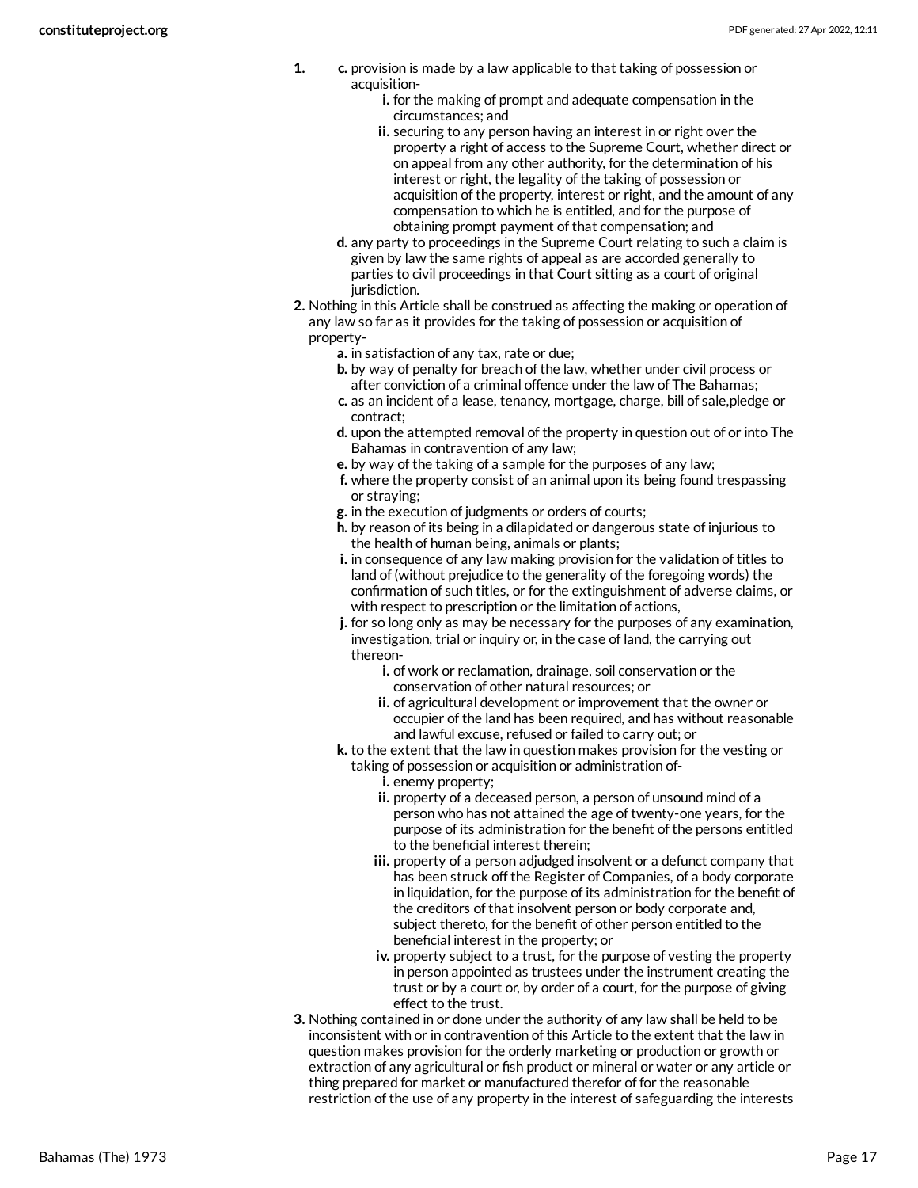1. 
   c. provision is made by a law applicable to that taking of possession or acquisition-
      i. for the making of prompt and adequate compensation in the circumstances; and
      ii. securing to any person having an interest in or right over the property a right of access to the Supreme Court, whether direct or on appeal from any other authority, for the determination of his interest or right, the legality of the taking of possession or acquisition of the property, interest or right, and the amount of any compensation to which he is entitled, and for the purpose of obtaining prompt payment of that compensation; and
   d. any party to proceedings in the Supreme Court relating to such a claim is given by law the same rights of appeal as are accorded generally to parties to civil proceedings in that Court sitting as a court of original jurisdiction.
2. Nothing in this Article shall be construed as affecting the making or operation of any law so far as it provides for the taking of possession or acquisition of property-
   a. in satisfaction of any tax, rate or due;
   b. by way of penalty for breach of the law, whether under civil process or after conviction of a criminal offence under the law of The Bahamas;
   c. as an incident of a lease, tenancy, mortgage, charge, bill of sale,pledge or contract;
   d. upon the attempted removal of the property in question out of or into The Bahamas in contravention of any law;
   e. by way of the taking of a sample for the purposes of any law;
   f. where the property consist of an animal upon its being found trespassing or straying;
   g. in the execution of judgments or orders of courts;
   h. by reason of its being in a dilapidated or dangerous state of injurious to the health of human being, animals or plants;
   i. in consequence of any law making provision for the validation of titles to land of (without prejudice to the generality of the foregoing words) the confirmation of such titles, or for the extinguishment of adverse claims, or with respect to prescription or the limitation of actions,
   j. for so long only as may be necessary for the purposes of any examination, investigation, trial or inquiry or, in the case of land, the carrying out thereon-
      i. of work or reclamation, drainage, soil conservation or the conservation of other natural resources; or
      ii. of agricultural development or improvement that the owner or occupier of the land has been required, and has without reasonable and lawful excuse, refused or failed to carry out; or
   k. to the extent that the law in question makes provision for the vesting or taking of possession or acquisition or administration of-
      i. enemy property;
      ii. property of a deceased person, a person of unsound mind of a person who has not attained the age of twenty-one years, for the purpose of its administration for the benefit of the persons entitled to the beneficial interest therein;
      iii. property of a person adjudged insolvent or a defunct company that has been struck off the Register of Companies, of a body corporate in liquidation, for the purpose of its administration for the benefit of the creditors of that insolvent person or body corporate and, subject thereto, for the benefit of other person entitled to the beneficial interest in the property; or
      iv. property subject to a trust, for the purpose of vesting the property in person appointed as trustees under the instrument creating the trust or by a court or, by order of a court, for the purpose of giving effect to the trust.
3. Nothing contained in or done under the authority of any law shall be held to be inconsistent with or in contravention of this Article to the extent that the law in question makes provision for the orderly marketing or production or growth or extraction of any agricultural or fish product or mineral or water or any article or thing prepared for market or manufactured therefor of for the reasonable restriction of the use of any property in the interest of safeguarding the interests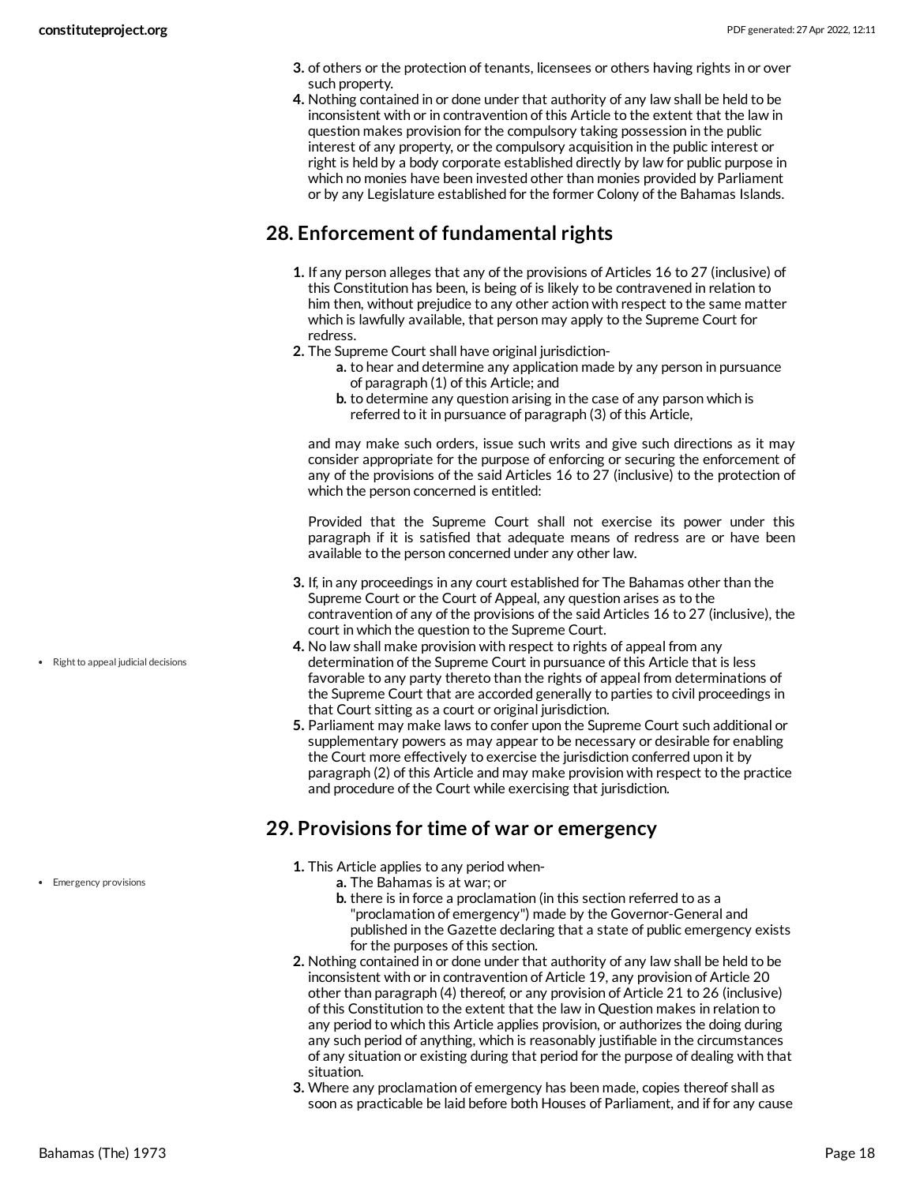3. of others or the protection of tenants, licensees or others having rights in or over such property.
4. Nothing contained in or done under that authority of any law shall be held to be inconsistent with or in contravention of this Article to the extent that the law in question makes provision for the compulsory taking possession in the public interest of any property, or the compulsory acquisition in the public interest or right is held by a body corporate established directly by law for public purpose in which no monies have been invested other than monies provided by Parliament or by any Legislature established for the former Colony of the Bahamas Islands.

## 28. Enforcement of fundamental rights

1. If any person alleges that any of the provisions of Articles 16 to 27 (inclusive) of this Constitution has been, is being of is likely to be contravened in relation to him then, without prejudice to any other action with respect to the same matter which is lawfully available, that person may apply to the Supreme Court for redress.
2. The Supreme Court shall have original jurisdiction-
    a. to hear and determine any application made by any person in pursuance of paragraph (1) of this Article; and
    b. to determine any question arising in the case of any parson which is referred to it in pursuance of paragraph (3) of this Article,

    and may make such orders, issue such writs and give such directions as it may consider appropriate for the purpose of enforcing or securing the enforcement of any of the provisions of the said Articles 16 to 27 (inclusive) to the protection of which the person concerned is entitled:

    Provided that the Supreme Court shall not exercise its power under this paragraph if it is satisfied that adequate means of redress are or have been available to the person concerned under any other law.
3. If, in any proceedings in any court established for The Bahamas other than the Supreme Court or the Court of Appeal, any question arises as to the contravention of any of the provisions of the said Articles 16 to 27 (inclusive), the court in which the question to the Supreme Court.
4. No law shall make provision with respect to rights of appeal from any determination of the Supreme Court in pursuance of this Article that is less favorable to any party thereto than the rights of appeal from determinations of the Supreme Court that are accorded generally to parties to civil proceedings in that Court sitting as a court or original jurisdiction.
5. Parliament may make laws to confer upon the Supreme Court such additional or supplementary powers as may appear to be necessary or desirable for enabling the Court more effectively to exercise the jurisdiction conferred upon it by paragraph (2) of this Article and may make provision with respect to the practice and procedure of the Court while exercising that jurisdiction.

- Right to appeal judicial decisions

## 29. Provisions for time of war or emergency

- Emergency provisions

1. This Article applies to any period when-
    a. The Bahamas is at war; or
    b. there is in force a proclamation (in this section referred to as a "proclamation of emergency") made by the Governor-General and published in the Gazette declaring that a state of public emergency exists for the purposes of this section.
2. Nothing contained in or done under that authority of any law shall be held to be inconsistent with or in contravention of Article 19, any provision of Article 20 other than paragraph (4) thereof, or any provision of Article 21 to 26 (inclusive) of this Constitution to the extent that the law in Question makes in relation to any period to which this Article applies provision, or authorizes the doing during any such period of anything, which is reasonably justifiable in the circumstances of any situation or existing during that period for the purpose of dealing with that situation.
3. Where any proclamation of emergency has been made, copies thereof shall as soon as practicable be laid before both Houses of Parliament, and if for any cause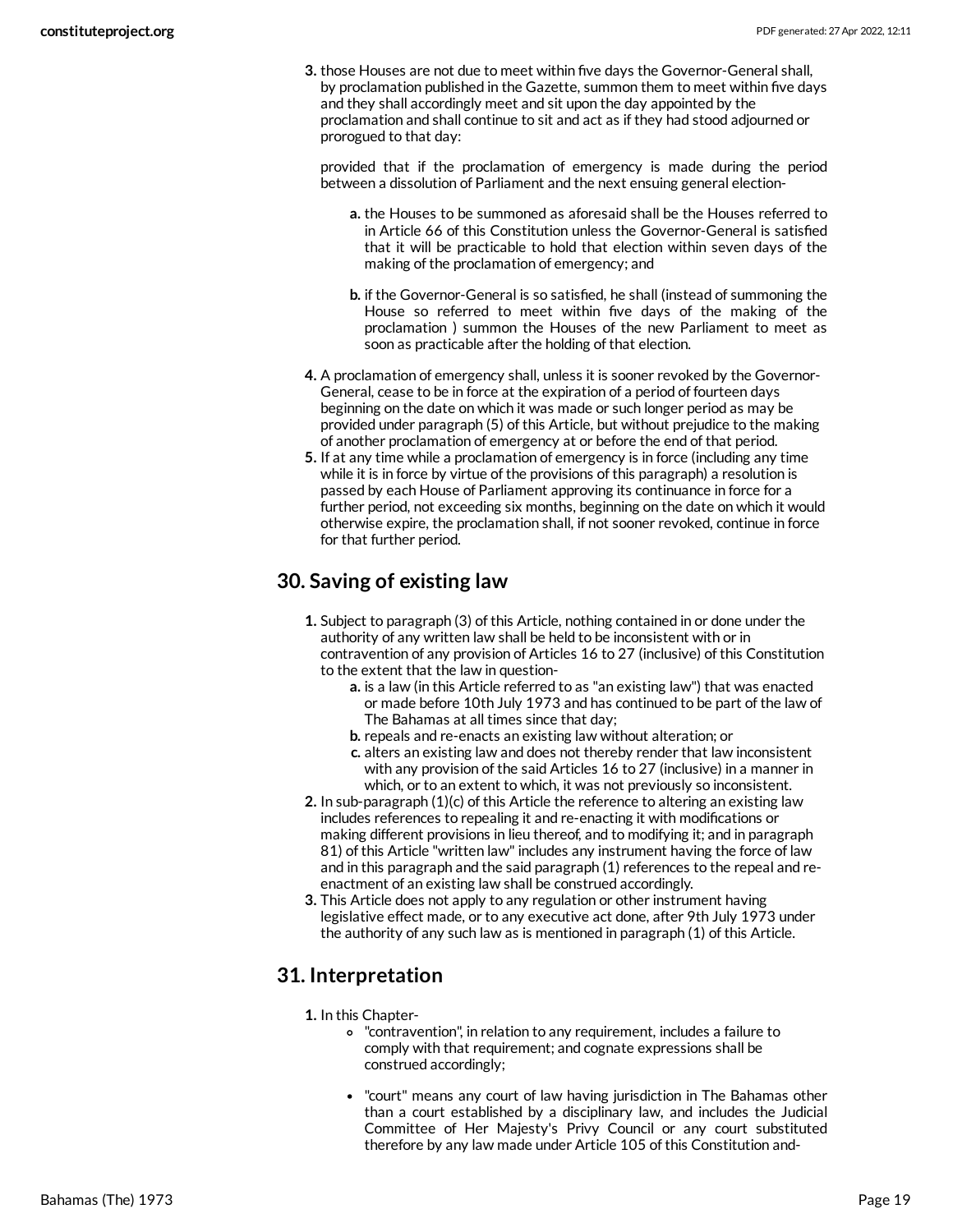3. those Houses are not due to meet within five days the Governor-General shall, by proclamation published in the Gazette, summon them to meet within five days and they shall accordingly meet and sit upon the day appointed by the proclamation and shall continue to sit and act as if they had stood adjourned or prorogued to that day:

   provided that if the proclamation of emergency is made during the period between a dissolution of Parliament and the next ensuing general election-

   a. the Houses to be summoned as aforesaid shall be the Houses referred to in Article 66 of this Constitution unless the Governor-General is satisfied that it will be practicable to hold that election within seven days of the making of the proclamation of emergency; and

   b. if the Governor-General is so satisfied, he shall (instead of summoning the House so referred to meet within five days of the making of the proclamation ) summon the Houses of the new Parliament to meet as soon as practicable after the holding of that election.

4. A proclamation of emergency shall, unless it is sooner revoked by the Governor-General, cease to be in force at the expiration of a period of fourteen days beginning on the date on which it was made or such longer period as may be provided under paragraph (5) of this Article, but without prejudice to the making of another proclamation of emergency at or before the end of that period.
5. If at any time while a proclamation of emergency is in force (including any time while it is in force by virtue of the provisions of this paragraph) a resolution is passed by each House of Parliament approving its continuance in force for a further period, not exceeding six months, beginning on the date on which it would otherwise expire, the proclamation shall, if not sooner revoked, continue in force for that further period.

## 30. Saving of existing law

1. Subject to paragraph (3) of this Article, nothing contained in or done under the authority of any written law shall be held to be inconsistent with or in contravention of any provision of Articles 16 to 27 (inclusive) of this Constitution to the extent that the law in question-
   a. is a law (in this Article referred to as "an existing law") that was enacted or made before 10th July 1973 and has continued to be part of the law of The Bahamas at all times since that day;
   b. repeals and re-enacts an existing law without alteration; or
   c. alters an existing law and does not thereby render that law inconsistent with any provision of the said Articles 16 to 27 (inclusive) in a manner in which, or to an extent to which, it was not previously so inconsistent.
2. In sub-paragraph (1)(c) of this Article the reference to altering an existing law includes references to repealing it and re-enacting it with modifications or making different provisions in lieu thereof, and to modifying it; and in paragraph 81) of this Article "written law" includes any instrument having the force of law and in this paragraph and the said paragraph (1) references to the repeal and re-enactment of an existing law shall be construed accordingly.
3. This Article does not apply to any regulation or other instrument having legislative effect made, or to any executive act done, after 9th July 1973 under the authority of any such law as is mentioned in paragraph (1) of this Article.

## 31. Interpretation

1. In this Chapter-
   - "contravention", in relation to any requirement, includes a failure to comply with that requirement; and cognate expressions shall be construed accordingly;
   - "court" means any court of law having jurisdiction in The Bahamas other than a court established by a disciplinary law, and includes the Judicial Committee of Her Majesty's Privy Council or any court substituted therefore by any law made under Article 105 of this Constitution and-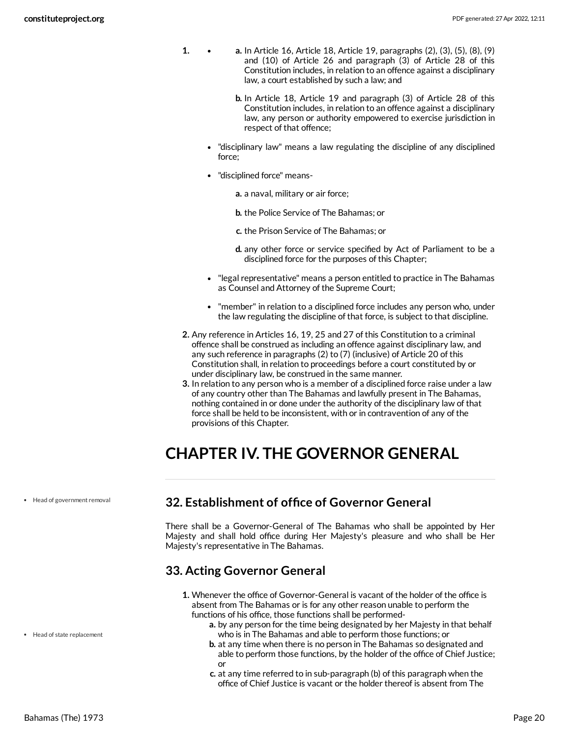1. - a. In Article 16, Article 18, Article 19, paragraphs (2), (3), (5), (8), (9) and (10) of Article 26 and paragraph (3) of Article 28 of this Constitution includes, in relation to an offence against a disciplinary law, a court established by such a law; and

     b. In Article 18, Article 19 and paragraph (3) of Article 28 of this Constitution includes, in relation to an offence against a disciplinary law, any person or authority empowered to exercise jurisdiction in respect of that offence;

   - "disciplinary law" means a law regulating the discipline of any disciplined force;
   - "disciplined force" means-

     a. a naval, military or air force;

     b. the Police Service of The Bahamas; or

     c. the Prison Service of The Bahamas; or

     d. any other force or service specified by Act of Parliament to be a disciplined force for the purposes of this Chapter;

   - "legal representative" means a person entitled to practice in The Bahamas as Counsel and Attorney of the Supreme Court;
   - "member" in relation to a disciplined force includes any person who, under the law regulating the discipline of that force, is subject to that discipline.
2. Any reference in Articles 16, 19, 25 and 27 of this Constitution to a criminal offence shall be construed as including an offence against disciplinary law, and any such reference in paragraphs (2) to (7) (inclusive) of Article 20 of this Constitution shall, in relation to proceedings before a court constituted by or under disciplinary law, be construed in the same manner.
3. In relation to any person who is a member of a disciplined force raise under a law of any country other than The Bahamas and lawfully present in The Bahamas, nothing contained in or done under the authority of the disciplinary law of that force shall be held to be inconsistent, with or in contravention of any of the provisions of this Chapter.

# CHAPTER IV. THE GOVERNOR GENERAL

- Head of government removal

## 32. Establishment of office of Governor General

There shall be a Governor-General of The Bahamas who shall be appointed by Her Majesty and shall hold office during Her Majesty's pleasure and who shall be Her Majesty's representative in The Bahamas.

## 33. Acting Governor General

- Head of state replacement

1. Whenever the office of Governor-General is vacant of the holder of the office is absent from The Bahamas or is for any other reason unable to perform the functions of his office, those functions shall be performed-
   a. by any person for the time being designated by her Majesty in that behalf who is in The Bahamas and able to perform those functions; or
   b. at any time when there is no person in The Bahamas so designated and able to perform those functions, by the holder of the office of Chief Justice; or
   c. at any time referred to in sub-paragraph (b) of this paragraph when the office of Chief Justice is vacant or the holder thereof is absent from The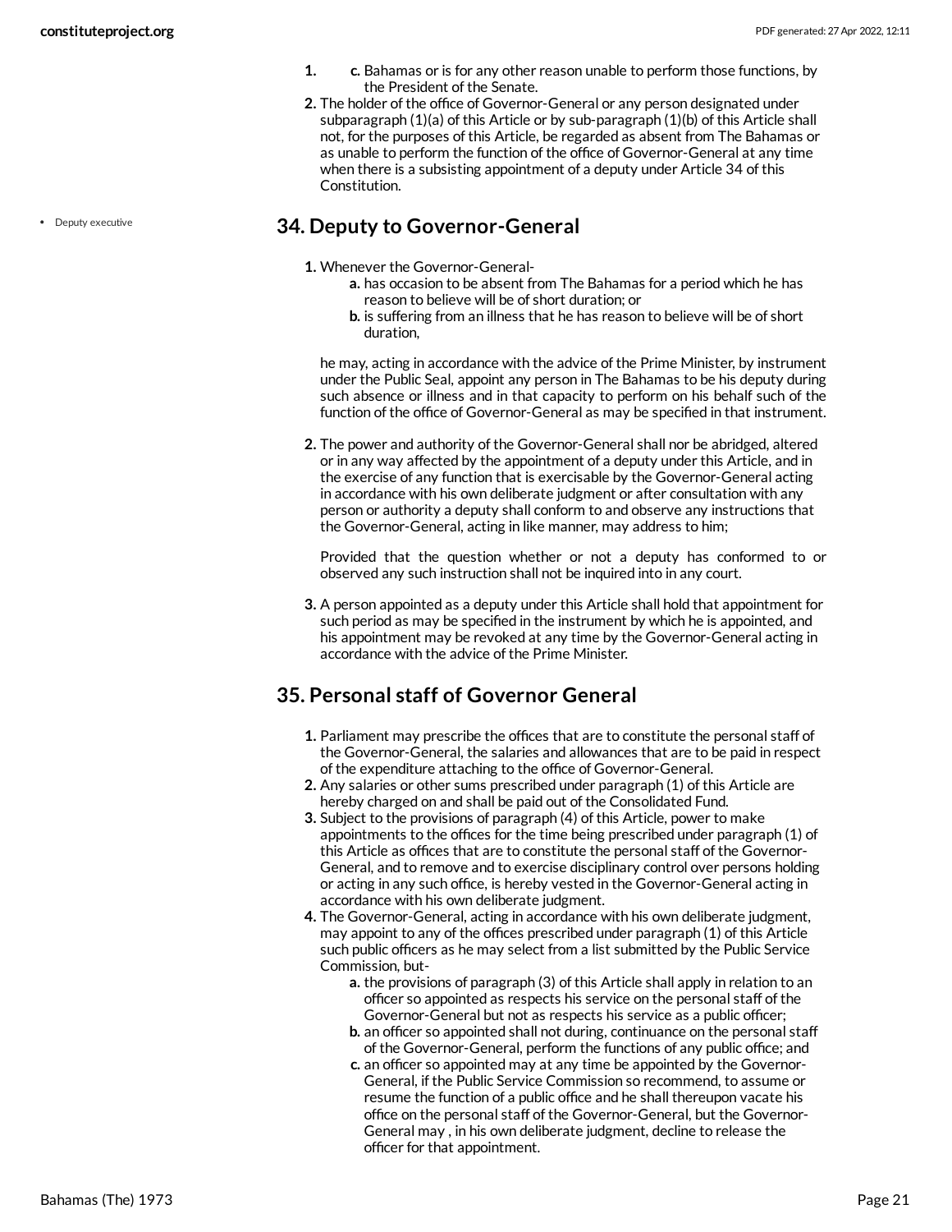1. c. Bahamas or is for any other reason unable to perform those functions, by the President of the Senate.
2. The holder of the office of Governor-General or any person designated under subparagraph (1)(a) of this Article or by sub-paragraph (1)(b) of this Article shall not, for the purposes of this Article, be regarded as absent from The Bahamas or as unable to perform the function of the office of Governor-General at any time when there is a subsisting appointment of a deputy under Article 34 of this Constitution.

- Deputy executive

## 34. Deputy to Governor-General

1. Whenever the Governor-General-
   a. has occasion to be absent from The Bahamas for a period which he has reason to believe will be of short duration; or
   b. is suffering from an illness that he has reason to believe will be of short duration,

   he may, acting in accordance with the advice of the Prime Minister, by instrument under the Public Seal, appoint any person in The Bahamas to be his deputy during such absence or illness and in that capacity to perform on his behalf such of the function of the office of Governor-General as may be specified in that instrument.

2. The power and authority of the Governor-General shall nor be abridged, altered or in any way affected by the appointment of a deputy under this Article, and in the exercise of any function that is exercisable by the Governor-General acting in accordance with his own deliberate judgment or after consultation with any person or authority a deputy shall conform to and observe any instructions that the Governor-General, acting in like manner, may address to him;

   Provided that the question whether or not a deputy has conformed to or observed any such instruction shall not be inquired into in any court.

3. A person appointed as a deputy under this Article shall hold that appointment for such period as may be specified in the instrument by which he is appointed, and his appointment may be revoked at any time by the Governor-General acting in accordance with the advice of the Prime Minister.

## 35. Personal staff of Governor General

1. Parliament may prescribe the offices that are to constitute the personal staff of the Governor-General, the salaries and allowances that are to be paid in respect of the expenditure attaching to the office of Governor-General.
2. Any salaries or other sums prescribed under paragraph (1) of this Article are hereby charged on and shall be paid out of the Consolidated Fund.
3. Subject to the provisions of paragraph (4) of this Article, power to make appointments to the offices for the time being prescribed under paragraph (1) of this Article as offices that are to constitute the personal staff of the Governor-General, and to remove and to exercise disciplinary control over persons holding or acting in any such office, is hereby vested in the Governor-General acting in accordance with his own deliberate judgment.
4. The Governor-General, acting in accordance with his own deliberate judgment, may appoint to any of the offices prescribed under paragraph (1) of this Article such public officers as he may select from a list submitted by the Public Service Commission, but-
   a. the provisions of paragraph (3) of this Article shall apply in relation to an officer so appointed as respects his service on the personal staff of the Governor-General but not as respects his service as a public officer;
   b. an officer so appointed shall not during, continuance on the personal staff of the Governor-General, perform the functions of any public office; and
   c. an officer so appointed may at any time be appointed by the Governor-General, if the Public Service Commission so recommend, to assume or resume the function of a public office and he shall thereupon vacate his office on the personal staff of the Governor-General, but the Governor-General may , in his own deliberate judgment, decline to release the officer for that appointment.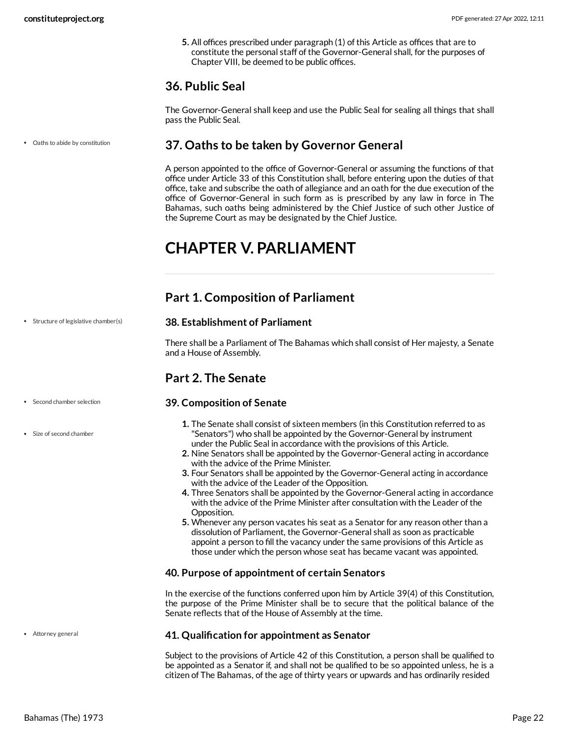5. All offices prescribed under paragraph (1) of this Article as offices that are to constitute the personal staff of the Governor-General shall, for the purposes of Chapter VIII, be deemed to be public offices.

## 36. Public Seal

The Governor-General shall keep and use the Public Seal for sealing all things that shall pass the Public Seal.

- Oaths to abide by constitution

## 37. Oaths to be taken by Governor General

A person appointed to the office of Governor-General or assuming the functions of that office under Article 33 of this Constitution shall, before entering upon the duties of that office, take and subscribe the oath of allegiance and an oath for the due execution of the office of Governor-General in such form as is prescribed by any law in force in The Bahamas, such oaths being administered by the Chief Justice of such other Justice of the Supreme Court as may be designated by the Chief Justice.

# CHAPTER V. PARLIAMENT

## Part 1. Composition of Parliament

- Structure of legislative chamber(s)

### 38. Establishment of Parliament

There shall be a Parliament of The Bahamas which shall consist of Her majesty, a Senate and a House of Assembly.

## Part 2. The Senate

- Second chamber selection
- Size of second chamber

### 39. Composition of Senate

1. The Senate shall consist of sixteen members (in this Constitution referred to as "Senators") who shall be appointed by the Governor-General by instrument under the Public Seal in accordance with the provisions of this Article.
2. Nine Senators shall be appointed by the Governor-General acting in accordance with the advice of the Prime Minister.
3. Four Senators shall be appointed by the Governor-General acting in accordance with the advice of the Leader of the Opposition.
4. Three Senators shall be appointed by the Governor-General acting in accordance with the advice of the Prime Minister after consultation with the Leader of the Opposition.
5. Whenever any person vacates his seat as a Senator for any reason other than a dissolution of Parliament, the Governor-General shall as soon as practicable appoint a person to fill the vacancy under the same provisions of this Article as those under which the person whose seat has became vacant was appointed.

### 40. Purpose of appointment of certain Senators

In the exercise of the functions conferred upon him by Article 39(4) of this Constitution, the purpose of the Prime Minister shall be to secure that the political balance of the Senate reflects that of the House of Assembly at the time.

- Attorney general

### 41. Qualification for appointment as Senator

Subject to the provisions of Article 42 of this Constitution, a person shall be qualified to be appointed as a Senator if, and shall not be qualified to be so appointed unless, he is a citizen of The Bahamas, of the age of thirty years or upwards and has ordinarily resided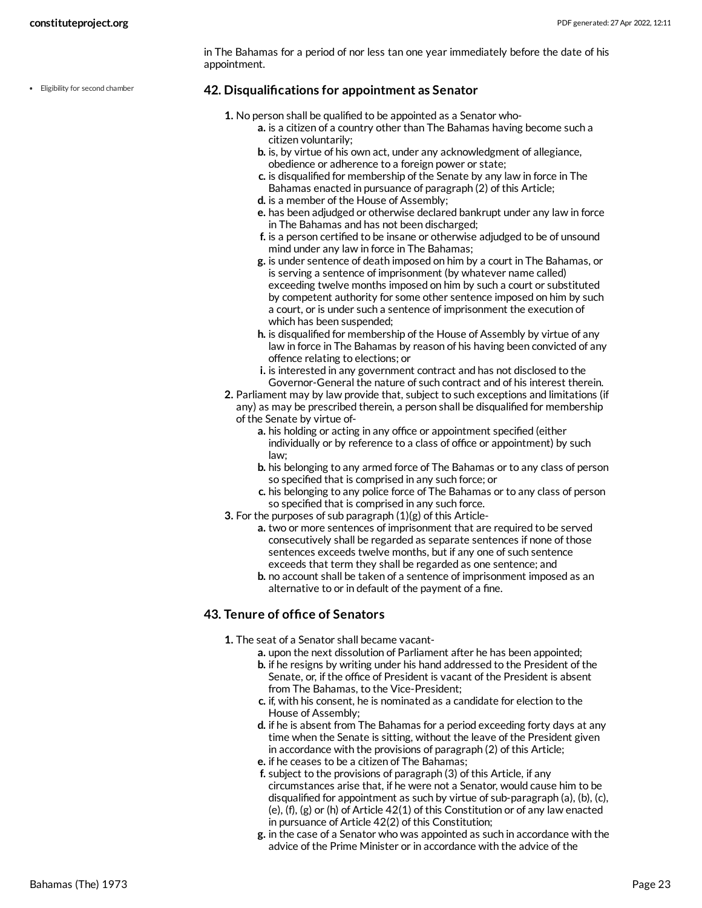in The Bahamas for a period of nor less tan one year immediately before the date of his appointment.

- Eligibility for second chamber

### 42. Disqualifications for appointment as Senator

1. No person shall be qualified to be appointed as a Senator who-
   a. is a citizen of a country other than The Bahamas having become such a citizen voluntarily;
   b. is, by virtue of his own act, under any acknowledgment of allegiance, obedience or adherence to a foreign power or state;
   c. is disqualified for membership of the Senate by any law in force in The Bahamas enacted in pursuance of paragraph (2) of this Article;
   d. is a member of the House of Assembly;
   e. has been adjudged or otherwise declared bankrupt under any law in force in The Bahamas and has not been discharged;
   f. is a person certified to be insane or otherwise adjudged to be of unsound mind under any law in force in The Bahamas;
   g. is under sentence of death imposed on him by a court in The Bahamas, or is serving a sentence of imprisonment (by whatever name called) exceeding twelve months imposed on him by such a court or substituted by competent authority for some other sentence imposed on him by such a court, or is under such a sentence of imprisonment the execution of which has been suspended;
   h. is disqualified for membership of the House of Assembly by virtue of any law in force in The Bahamas by reason of his having been convicted of any offence relating to elections; or
   i. is interested in any government contract and has not disclosed to the Governor-General the nature of such contract and of his interest therein.
2. Parliament may by law provide that, subject to such exceptions and limitations (if any) as may be prescribed therein, a person shall be disqualified for membership of the Senate by virtue of-
   a. his holding or acting in any office or appointment specified (either individually or by reference to a class of office or appointment) by such law;
   b. his belonging to any armed force of The Bahamas or to any class of person so specified that is comprised in any such force; or
   c. his belonging to any police force of The Bahamas or to any class of person so specified that is comprised in any such force.
3. For the purposes of sub paragraph (1)(g) of this Article-
   a. two or more sentences of imprisonment that are required to be served consecutively shall be regarded as separate sentences if none of those sentences exceeds twelve months, but if any one of such sentence exceeds that term they shall be regarded as one sentence; and
   b. no account shall be taken of a sentence of imprisonment imposed as an alternative to or in default of the payment of a fine.

### 43. Tenure of office of Senators

1. The seat of a Senator shall became vacant-
   a. upon the next dissolution of Parliament after he has been appointed;
   b. if he resigns by writing under his hand addressed to the President of the Senate, or, if the office of President is vacant of the President is absent from The Bahamas, to the Vice-President;
   c. if, with his consent, he is nominated as a candidate for election to the House of Assembly;
   d. if he is absent from The Bahamas for a period exceeding forty days at any time when the Senate is sitting, without the leave of the President given in accordance with the provisions of paragraph (2) of this Article;
   e. if he ceases to be a citizen of The Bahamas;
   f. subject to the provisions of paragraph (3) of this Article, if any circumstances arise that, if he were not a Senator, would cause him to be disqualified for appointment as such by virtue of sub-paragraph (a), (b), (c), (e), (f), (g) or (h) of Article 42(1) of this Constitution or of any law enacted in pursuance of Article 42(2) of this Constitution;
   g. in the case of a Senator who was appointed as such in accordance with the advice of the Prime Minister or in accordance with the advice of the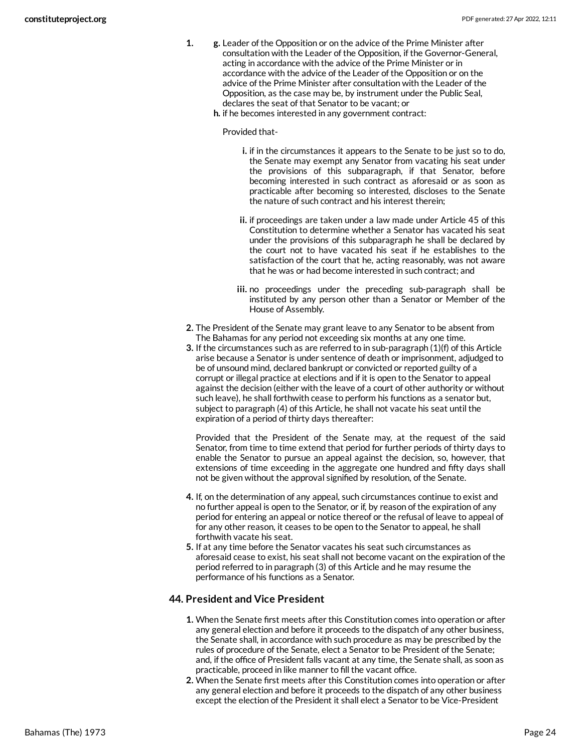1. g. Leader of the Opposition or on the advice of the Prime Minister after consultation with the Leader of the Opposition, if the Governor-General, acting in accordance with the advice of the Prime Minister or in accordance with the advice of the Leader of the Opposition or on the advice of the Prime Minister after consultation with the Leader of the Opposition, as the case may be, by instrument under the Public Seal, declares the seat of that Senator to be vacant; or

   h. if he becomes interested in any government contract:

   Provided that-

      i. if in the circumstances it appears to the Senate to be just so to do, the Senate may exempt any Senator from vacating his seat under the provisions of this subparagraph, if that Senator, before becoming interested in such contract as aforesaid or as soon as practicable after becoming so interested, discloses to the Senate the nature of such contract and his interest therein;

      ii. if proceedings are taken under a law made under Article 45 of this Constitution to determine whether a Senator has vacated his seat under the provisions of this subparagraph he shall be declared by the court not to have vacated his seat if he establishes to the satisfaction of the court that he, acting reasonably, was not aware that he was or had become interested in such contract; and

      iii. no proceedings under the preceding sub-paragraph shall be instituted by any person other than a Senator or Member of the House of Assembly.

2. The President of the Senate may grant leave to any Senator to be absent from The Bahamas for any period not exceeding six months at any one time.
3. If the circumstances such as are referred to in sub-paragraph (1)(f) of this Article arise because a Senator is under sentence of death or imprisonment, adjudged to be of unsound mind, declared bankrupt or convicted or reported guilty of a corrupt or illegal practice at elections and if it is open to the Senator to appeal against the decision (either with the leave of a court of other authority or without such leave), he shall forthwith cease to perform his functions as a senator but, subject to paragraph (4) of this Article, he shall not vacate his seat until the expiration of a period of thirty days thereafter:

   Provided that the President of the Senate may, at the request of the said Senator, from time to time extend that period for further periods of thirty days to enable the Senator to pursue an appeal against the decision, so, however, that extensions of time exceeding in the aggregate one hundred and fifty days shall not be given without the approval signified by resolution, of the Senate.

4. If, on the determination of any appeal, such circumstances continue to exist and no further appeal is open to the Senator, or if, by reason of the expiration of any period for entering an appeal or notice thereof or the refusal of leave to appeal of for any other reason, it ceases to be open to the Senator to appeal, he shall forthwith vacate his seat.
5. If at any time before the Senator vacates his seat such circumstances as aforesaid cease to exist, his seat shall not become vacant on the expiration of the period referred to in paragraph (3) of this Article and he may resume the performance of his functions as a Senator.

### 44. President and Vice President

1. When the Senate first meets after this Constitution comes into operation or after any general election and before it proceeds to the dispatch of any other business, the Senate shall, in accordance with such procedure as may be prescribed by the rules of procedure of the Senate, elect a Senator to be President of the Senate; and, if the office of President falls vacant at any time, the Senate shall, as soon as practicable, proceed in like manner to fill the vacant office.
2. When the Senate first meets after this Constitution comes into operation or after any general election and before it proceeds to the dispatch of any other business except the election of the President it shall elect a Senator to be Vice-President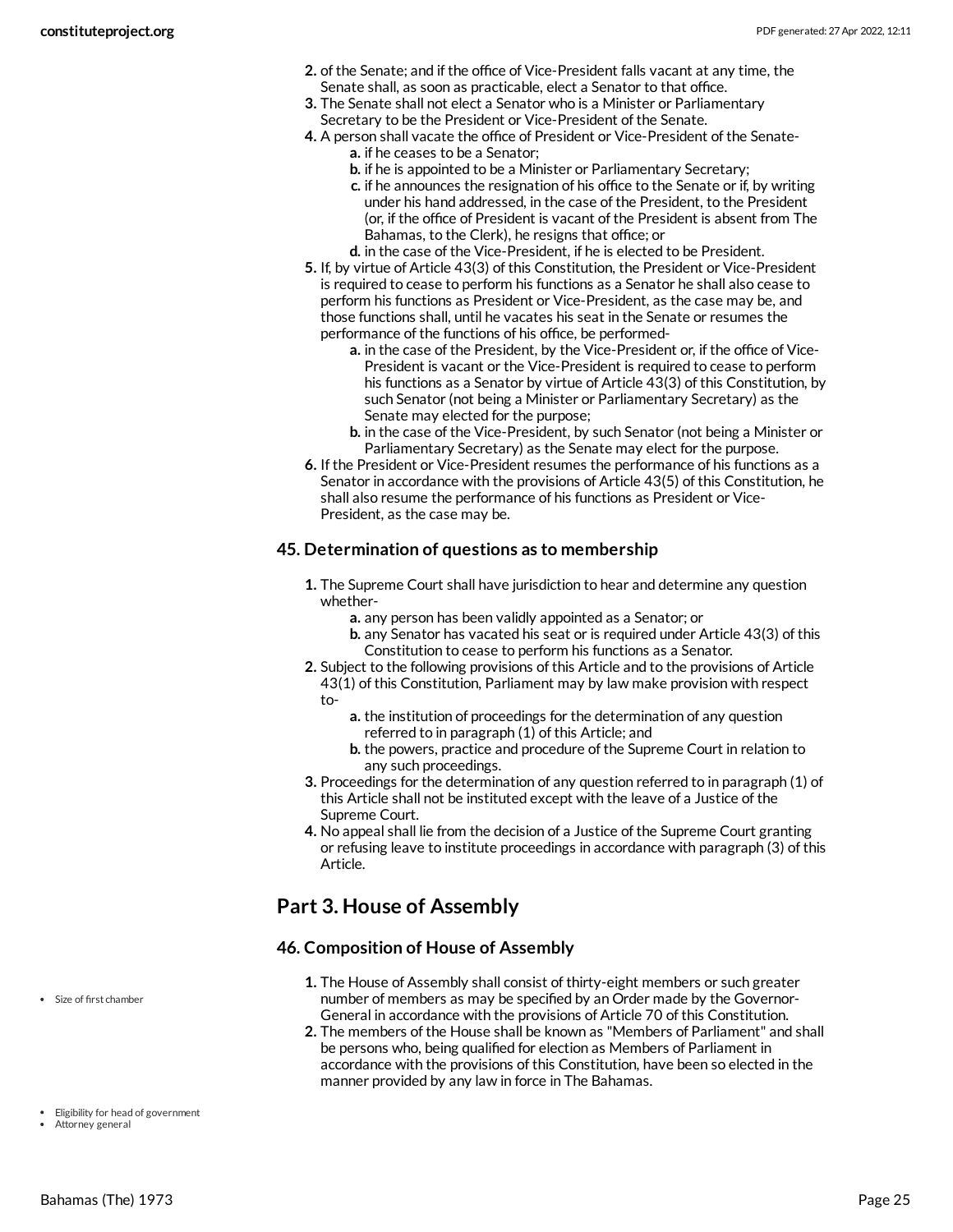2. of the Senate; and if the office of Vice-President falls vacant at any time, the Senate shall, as soon as practicable, elect a Senator to that office.
3. The Senate shall not elect a Senator who is a Minister or Parliamentary Secretary to be the President or Vice-President of the Senate.
4. A person shall vacate the office of President or Vice-President of the Senate-
    a. if he ceases to be a Senator;
    b. if he is appointed to be a Minister or Parliamentary Secretary;
    c. if he announces the resignation of his office to the Senate or if, by writing under his hand addressed, in the case of the President, to the President (or, if the office of President is vacant of the President is absent from The Bahamas, to the Clerk), he resigns that office; or
    d. in the case of the Vice-President, if he is elected to be President.
5. If, by virtue of Article 43(3) of this Constitution, the President or Vice-President is required to cease to perform his functions as a Senator he shall also cease to perform his functions as President or Vice-President, as the case may be, and those functions shall, until he vacates his seat in the Senate or resumes the performance of the functions of his office, be performed-
    a. in the case of the President, by the Vice-President or, if the office of Vice-President is vacant or the Vice-President is required to cease to perform his functions as a Senator by virtue of Article 43(3) of this Constitution, by such Senator (not being a Minister or Parliamentary Secretary) as the Senate may elected for the purpose;
    b. in the case of the Vice-President, by such Senator (not being a Minister or Parliamentary Secretary) as the Senate may elect for the purpose.
6. If the President or Vice-President resumes the performance of his functions as a Senator in accordance with the provisions of Article 43(5) of this Constitution, he shall also resume the performance of his functions as President or Vice-President, as the case may be.

### 45. Determination of questions as to membership

1. The Supreme Court shall have jurisdiction to hear and determine any question whether-
    a. any person has been validly appointed as a Senator; or
    b. any Senator has vacated his seat or is required under Article 43(3) of this Constitution to cease to perform his functions as a Senator.
2. Subject to the following provisions of this Article and to the provisions of Article 43(1) of this Constitution, Parliament may by law make provision with respect to-
    a. the institution of proceedings for the determination of any question referred to in paragraph (1) of this Article; and
    b. the powers, practice and procedure of the Supreme Court in relation to any such proceedings.
3. Proceedings for the determination of any question referred to in paragraph (1) of this Article shall not be instituted except with the leave of a Justice of the Supreme Court.
4. No appeal shall lie from the decision of a Justice of the Supreme Court granting or refusing leave to institute proceedings in accordance with paragraph (3) of this Article.

## Part 3. House of Assembly

### 46. Composition of House of Assembly

- Size of first chamber

1. The House of Assembly shall consist of thirty-eight members or such greater number of members as may be specified by an Order made by the Governor-General in accordance with the provisions of Article 70 of this Constitution.
2. The members of the House shall be known as "Members of Parliament" and shall be persons who, being qualified for election as Members of Parliament in accordance with the provisions of this Constitution, have been so elected in the manner provided by any law in force in The Bahamas.

- Eligibility for head of government
- Attorney general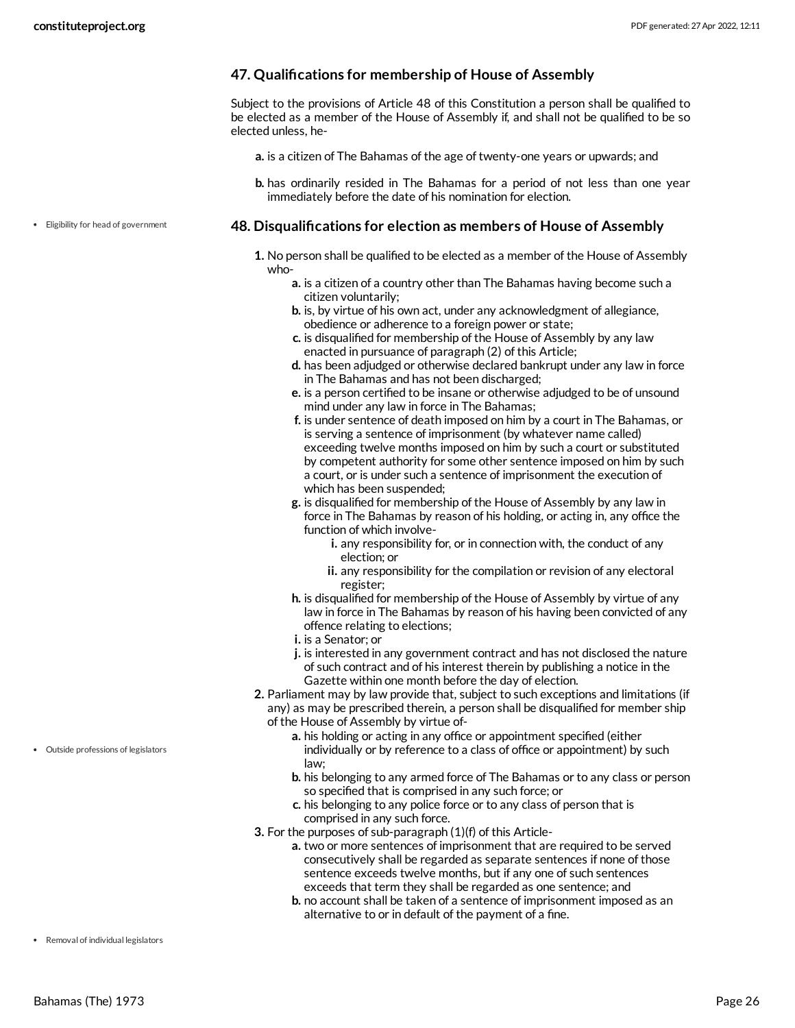### 47. Qualifications for membership of House of Assembly

Subject to the provisions of Article 48 of this Constitution a person shall be qualified to be elected as a member of the House of Assembly if, and shall not be qualified to be so elected unless, he-

- **a.** is a citizen of The Bahamas of the age of twenty-one years or upwards; and
- **b.** has ordinarily resided in The Bahamas for a period of not less than one year immediately before the date of his nomination for election.

- Eligibility for head of government

### 48. Disqualifications for election as members of House of Assembly

1. No person shall be qualified to be elected as a member of the House of Assembly who-
   - **a.** is a citizen of a country other than The Bahamas having become such a citizen voluntarily;
   - **b.** is, by virtue of his own act, under any acknowledgment of allegiance, obedience or adherence to a foreign power or state;
   - **c.** is disqualified for membership of the House of Assembly by any law enacted in pursuance of paragraph (2) of this Article;
   - **d.** has been adjudged or otherwise declared bankrupt under any law in force in The Bahamas and has not been discharged;
   - **e.** is a person certified to be insane or otherwise adjudged to be of unsound mind under any law in force in The Bahamas;
   - **f.** is under sentence of death imposed on him by a court in The Bahamas, or is serving a sentence of imprisonment (by whatever name called) exceeding twelve months imposed on him by such a court or substituted by competent authority for some other sentence imposed on him by such a court, or is under such a sentence of imprisonment the execution of which has been suspended;
   - **g.** is disqualified for membership of the House of Assembly by any law in force in The Bahamas by reason of his holding, or acting in, any office the function of which involve-
     - **i.** any responsibility for, or in connection with, the conduct of any election; or
     - **ii.** any responsibility for the compilation or revision of any electoral register;
   - **h.** is disqualified for membership of the House of Assembly by virtue of any law in force in The Bahamas by reason of his having been convicted of any offence relating to elections;
   - **i.** is a Senator; or
   - **j.** is interested in any government contract and has not disclosed the nature of such contract and of his interest therein by publishing a notice in the Gazette within one month before the day of election.
2. Parliament may by law provide that, subject to such exceptions and limitations (if any) as may be prescribed therein, a person shall be disqualified for member ship of the House of Assembly by virtue of-
   - **a.** his holding or acting in any office or appointment specified (either individually or by reference to a class of office or appointment) by such law;
   - **b.** his belonging to any armed force of The Bahamas or to any class or person so specified that is comprised in any such force; or
   - **c.** his belonging to any police force or to any class of person that is comprised in any such force.
3. For the purposes of sub-paragraph (1)(f) of this Article-
   - **a.** two or more sentences of imprisonment that are required to be served consecutively shall be regarded as separate sentences if none of those sentence exceeds twelve months, but if any one of such sentences exceeds that term they shall be regarded as one sentence; and
   - **b.** no account shall be taken of a sentence of imprisonment imposed as an alternative to or in default of the payment of a fine.

- Outside professions of legislators
- Removal of individual legislators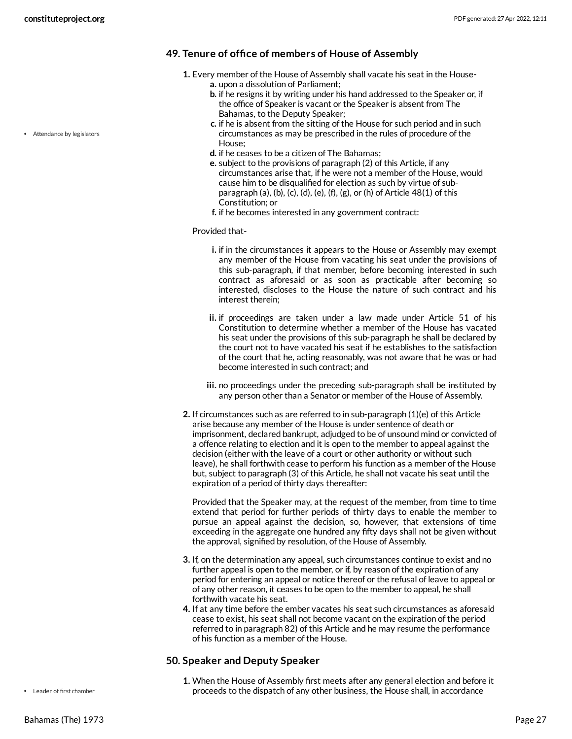## 49. Tenure of office of members of House of Assembly

• Attendance by legislators

1. Every member of the House of Assembly shall vacate his seat in the House-
   a. upon a dissolution of Parliament;
   b. if he resigns it by writing under his hand addressed to the Speaker or, if the office of Speaker is vacant or the Speaker is absent from The Bahamas, to the Deputy Speaker;
   c. if he is absent from the sitting of the House for such period and in such circumstances as may be prescribed in the rules of procedure of the House;
   d. if he ceases to be a citizen of The Bahamas;
   e. subject to the provisions of paragraph (2) of this Article, if any circumstances arise that, if he were not a member of the House, would cause him to be disqualified for election as such by virtue of sub-paragraph (a), (b), (c), (d), (e), (f), (g), or (h) of Article 48(1) of this Constitution; or
   f. if he becomes interested in any government contract:

   Provided that-

   i. if in the circumstances it appears to the House or Assembly may exempt any member of the House from vacating his seat under the provisions of this sub-paragraph, if that member, before becoming interested in such contract as aforesaid or as soon as practicable after becoming so interested, discloses to the House the nature of such contract and his interest therein;

   ii. if proceedings are taken under a law made under Article 51 of his Constitution to determine whether a member of the House has vacated his seat under the provisions of this sub-paragraph he shall be declared by the court not to have vacated his seat if he establishes to the satisfaction of the court that he, acting reasonably, was not aware that he was or had become interested in such contract; and

   iii. no proceedings under the preceding sub-paragraph shall be instituted by any person other than a Senator or member of the House of Assembly.

2. If circumstances such as are referred to in sub-paragraph (1)(e) of this Article arise because any member of the House is under sentence of death or imprisonment, declared bankrupt, adjudged to be of unsound mind or convicted of a offence relating to election and it is open to the member to appeal against the decision (either with the leave of a court or other authority or without such leave), he shall forthwith cease to perform his function as a member of the House but, subject to paragraph (3) of this Article, he shall not vacate his seat until the expiration of a period of thirty days thereafter:

   Provided that the Speaker may, at the request of the member, from time to time extend that period for further periods of thirty days to enable the member to pursue an appeal against the decision, so, however, that extensions of time exceeding in the aggregate one hundred any fifty days shall not be given without the approval, signified by resolution, of the House of Assembly.

3. If, on the determination any appeal, such circumstances continue to exist and no further appeal is open to the member, or if, by reason of the expiration of any period for entering an appeal or notice thereof or the refusal of leave to appeal or of any other reason, it ceases to be open to the member to appeal, he shall forthwith vacate his seat.
4. If at any time before the ember vacates his seat such circumstances as aforesaid cease to exist, his seat shall not become vacant on the expiration of the period referred to in paragraph 82) of this Article and he may resume the performance of his function as a member of the House.

## 50. Speaker and Deputy Speaker

• Leader of first chamber

1. When the House of Assembly first meets after any general election and before it proceeds to the dispatch of any other business, the House shall, in accordance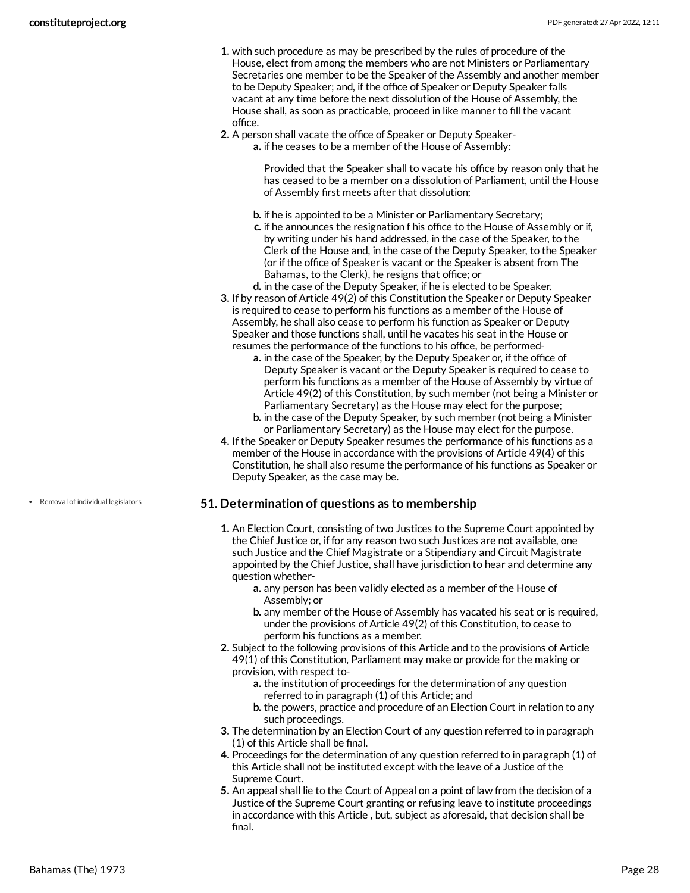1. with such procedure as may be prescribed by the rules of procedure of the House, elect from among the members who are not Ministers or Parliamentary Secretaries one member to be the Speaker of the Assembly and another member to be Deputy Speaker; and, if the office of Speaker or Deputy Speaker falls vacant at any time before the next dissolution of the House of Assembly, the House shall, as soon as practicable, proceed in like manner to fill the vacant office.
2. A person shall vacate the office of Speaker or Deputy Speaker-
   a. if he ceases to be a member of the House of Assembly:

      Provided that the Speaker shall to vacate his office by reason only that he has ceased to be a member on a dissolution of Parliament, until the House of Assembly first meets after that dissolution;

   b. if he is appointed to be a Minister or Parliamentary Secretary;
   c. if he announces the resignation f his office to the House of Assembly or if, by writing under his hand addressed, in the case of the Speaker, to the Clerk of the House and, in the case of the Deputy Speaker, to the Speaker (or if the office of Speaker is vacant or the Speaker is absent from The Bahamas, to the Clerk), he resigns that office; or
   d. in the case of the Deputy Speaker, if he is elected to be Speaker.
3. If by reason of Article 49(2) of this Constitution the Speaker or Deputy Speaker is required to cease to perform his functions as a member of the House of Assembly, he shall also cease to perform his function as Speaker or Deputy Speaker and those functions shall, until he vacates his seat in the House or resumes the performance of the functions to his office, be performed-
   a. in the case of the Speaker, by the Deputy Speaker or, if the office of Deputy Speaker is vacant or the Deputy Speaker is required to cease to perform his functions as a member of the House of Assembly by virtue of Article 49(2) of this Constitution, by such member (not being a Minister or Parliamentary Secretary) as the House may elect for the purpose;
   b. in the case of the Deputy Speaker, by such member (not being a Minister or Parliamentary Secretary) as the House may elect for the purpose.
4. If the Speaker or Deputy Speaker resumes the performance of his functions as a member of the House in accordance with the provisions of Article 49(4) of this Constitution, he shall also resume the performance of his functions as Speaker or Deputy Speaker, as the case may be.

- Removal of individual legislators

### 51. Determination of questions as to membership

1. An Election Court, consisting of two Justices to the Supreme Court appointed by the Chief Justice or, if for any reason two such Justices are not available, one such Justice and the Chief Magistrate or a Stipendiary and Circuit Magistrate appointed by the Chief Justice, shall have jurisdiction to hear and determine any question whether-
   a. any person has been validly elected as a member of the House of Assembly; or
   b. any member of the House of Assembly has vacated his seat or is required, under the provisions of Article 49(2) of this Constitution, to cease to perform his functions as a member.
2. Subject to the following provisions of this Article and to the provisions of Article 49(1) of this Constitution, Parliament may make or provide for the making or provision, with respect to-
   a. the institution of proceedings for the determination of any question referred to in paragraph (1) of this Article; and
   b. the powers, practice and procedure of an Election Court in relation to any such proceedings.
3. The determination by an Election Court of any question referred to in paragraph (1) of this Article shall be final.
4. Proceedings for the determination of any question referred to in paragraph (1) of this Article shall not be instituted except with the leave of a Justice of the Supreme Court.
5. An appeal shall lie to the Court of Appeal on a point of law from the decision of a Justice of the Supreme Court granting or refusing leave to institute proceedings in accordance with this Article , but, subject as aforesaid, that decision shall be final.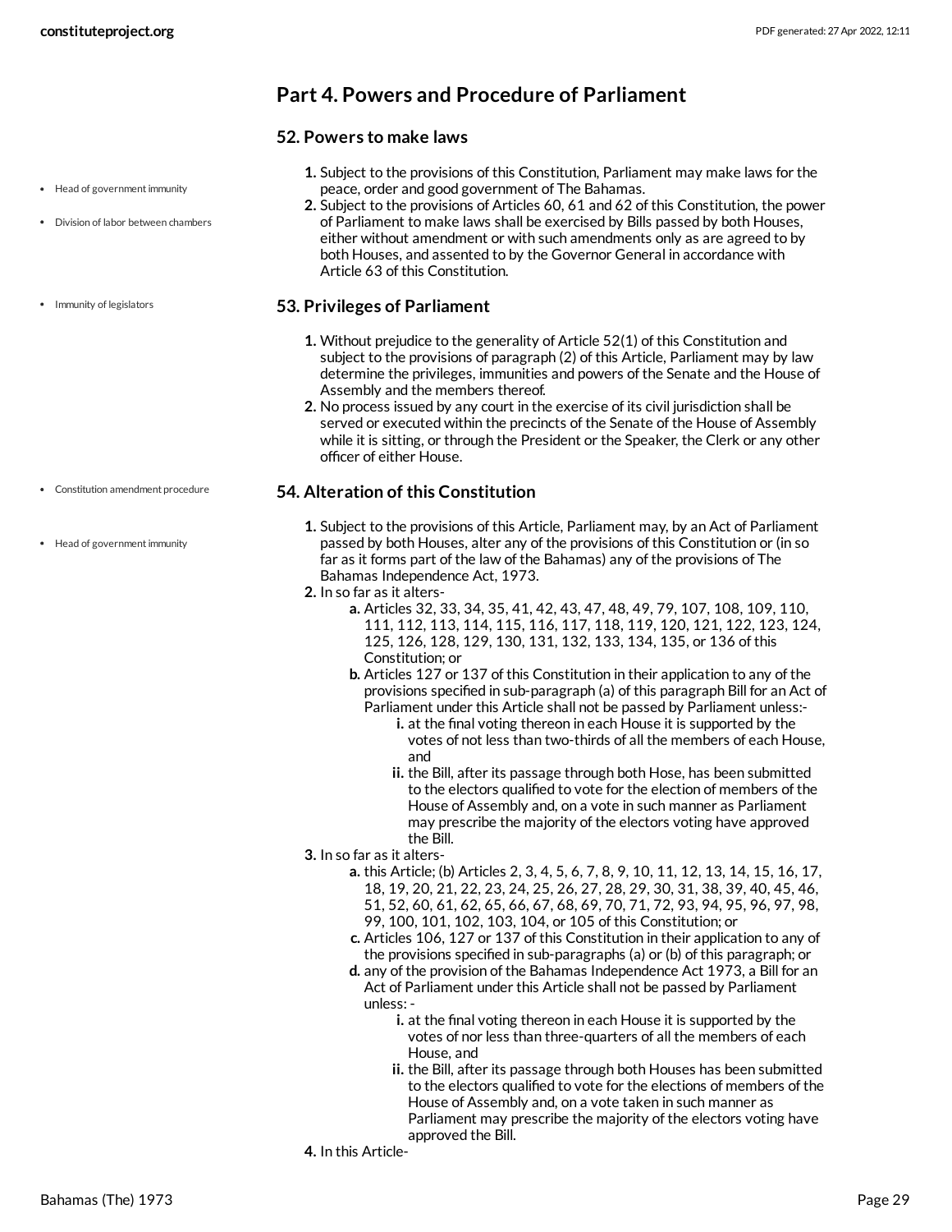## Part 4. Powers and Procedure of Parliament

### 52. Powers to make laws

- Head of government immunity
- Division of labor between chambers

1. Subject to the provisions of this Constitution, Parliament may make laws for the peace, order and good government of The Bahamas.
2. Subject to the provisions of Articles 60, 61 and 62 of this Constitution, the power of Parliament to make laws shall be exercised by Bills passed by both Houses, either without amendment or with such amendments only as are agreed to by both Houses, and assented to by the Governor General in accordance with Article 63 of this Constitution.

### 53. Privileges of Parliament

- Immunity of legislators

1. Without prejudice to the generality of Article 52(1) of this Constitution and subject to the provisions of paragraph (2) of this Article, Parliament may by law determine the privileges, immunities and powers of the Senate and the House of Assembly and the members thereof.
2. No process issued by any court in the exercise of its civil jurisdiction shall be served or executed within the precincts of the Senate of the House of Assembly while it is sitting, or through the President or the Speaker, the Clerk or any other officer of either House.

### 54. Alteration of this Constitution

- Constitution amendment procedure
- Head of government immunity

1. Subject to the provisions of this Article, Parliament may, by an Act of Parliament passed by both Houses, alter any of the provisions of this Constitution or (in so far as it forms part of the law of the Bahamas) any of the provisions of The Bahamas Independence Act, 1973.
2. In so far as it alters-
    a. Articles 32, 33, 34, 35, 41, 42, 43, 47, 48, 49, 79, 107, 108, 109, 110, 111, 112, 113, 114, 115, 116, 117, 118, 119, 120, 121, 122, 123, 124, 125, 126, 128, 129, 130, 131, 132, 133, 134, 135, or 136 of this Constitution; or
    b. Articles 127 or 137 of this Constitution in their application to any of the provisions specified in sub-paragraph (a) of this paragraph Bill for an Act of Parliament under this Article shall not be passed by Parliament unless:-
        i. at the final voting thereon in each House it is supported by the votes of not less than two-thirds of all the members of each House, and
        ii. the Bill, after its passage through both Hose, has been submitted to the electors qualified to vote for the election of members of the House of Assembly and, on a vote in such manner as Parliament may prescribe the majority of the electors voting have approved the Bill.
3. In so far as it alters-
    a. this Article; (b) Articles 2, 3, 4, 5, 6, 7, 8, 9, 10, 11, 12, 13, 14, 15, 16, 17, 18, 19, 20, 21, 22, 23, 24, 25, 26, 27, 28, 29, 30, 31, 38, 39, 40, 45, 46, 51, 52, 60, 61, 62, 65, 66, 67, 68, 69, 70, 71, 72, 93, 94, 95, 96, 97, 98, 99, 100, 101, 102, 103, 104, or 105 of this Constitution; or
    c. Articles 106, 127 or 137 of this Constitution in their application to any of the provisions specified in sub-paragraphs (a) or (b) of this paragraph; or
    d. any of the provision of the Bahamas Independence Act 1973, a Bill for an Act of Parliament under this Article shall not be passed by Parliament unless: -
        i. at the final voting thereon in each House it is supported by the votes of nor less than three-quarters of all the members of each House, and
        ii. the Bill, after its passage through both Houses has been submitted to the electors qualified to vote for the elections of members of the House of Assembly and, on a vote taken in such manner as Parliament may prescribe the majority of the electors voting have approved the Bill.
4. In this Article-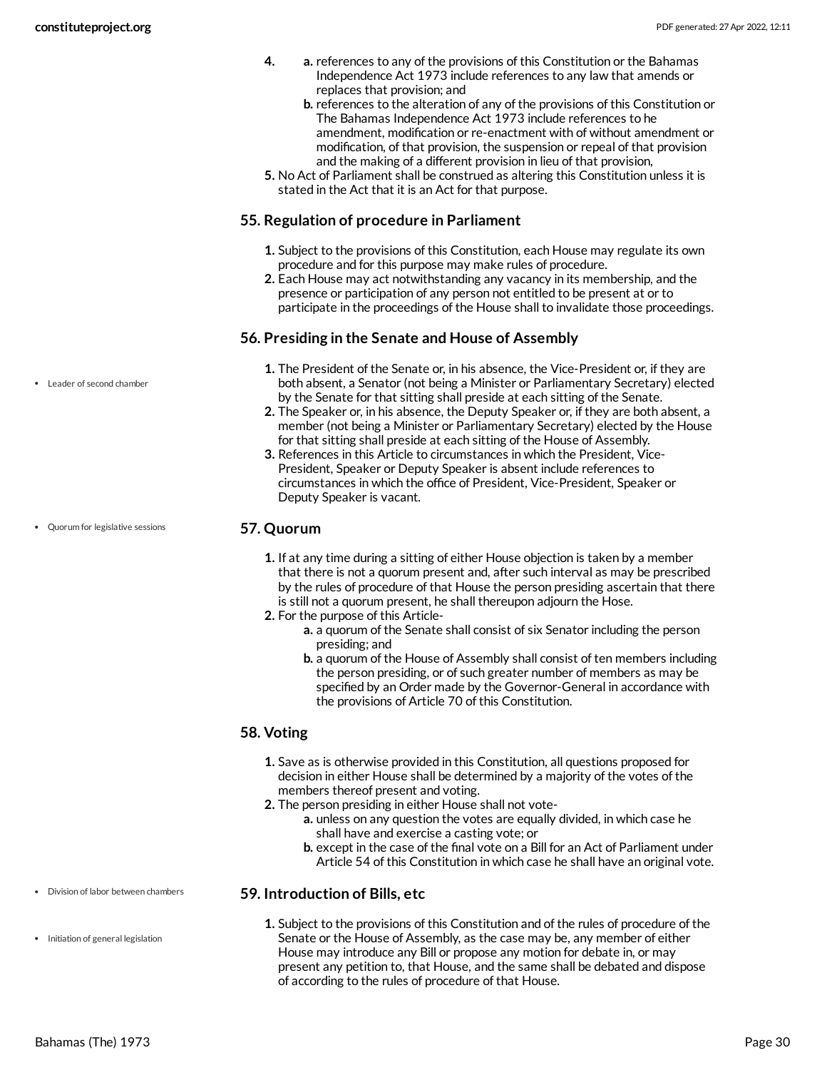4. 
    a. references to any of the provisions of this Constitution or the Bahamas Independence Act 1973 include references to any law that amends or replaces that provision; and
    b. references to the alteration of any of the provisions of this Constitution or The Bahamas Independence Act 1973 include references to he amendment, modification or re-enactment with of without amendment or modification, of that provision, the suspension or repeal of that provision and the making of a different provision in lieu of that provision,
5. No Act of Parliament shall be construed as altering this Constitution unless it is stated in the Act that it is an Act for that purpose.

### 55. Regulation of procedure in Parliament

1. Subject to the provisions of this Constitution, each House may regulate its own procedure and for this purpose may make rules of procedure.
2. Each House may act notwithstanding any vacancy in its membership, and the presence or participation of any person not entitled to be present at or to participate in the proceedings of the House shall to invalidate those proceedings.

### 56. Presiding in the Senate and House of Assembly

- Leader of second chamber

1. The President of the Senate or, in his absence, the Vice-President or, if they are both absent, a Senator (not being a Minister or Parliamentary Secretary) elected by the Senate for that sitting shall preside at each sitting of the Senate.
2. The Speaker or, in his absence, the Deputy Speaker or, if they are both absent, a member (not being a Minister or Parliamentary Secretary) elected by the House for that sitting shall preside at each sitting of the House of Assembly.
3. References in this Article to circumstances in which the President, Vice-President, Speaker or Deputy Speaker is absent include references to circumstances in which the office of President, Vice-President, Speaker or Deputy Speaker is vacant.

- Quorum for legislative sessions

### 57. Quorum

1. If at any time during a sitting of either House objection is taken by a member that there is not a quorum present and, after such interval as may be prescribed by the rules of procedure of that House the person presiding ascertain that there is still not a quorum present, he shall thereupon adjourn the Hose.
2. For the purpose of this Article-
    a. a quorum of the Senate shall consist of six Senator including the person presiding; and
    b. a quorum of the House of Assembly shall consist of ten members including the person presiding, or of such greater number of members as may be specified by an Order made by the Governor-General in accordance with the provisions of Article 70 of this Constitution.

### 58. Voting

1. Save as is otherwise provided in this Constitution, all questions proposed for decision in either House shall be determined by a majority of the votes of the members thereof present and voting.
2. The person presiding in either House shall not vote-
    a. unless on any question the votes are equally divided, in which case he shall have and exercise a casting vote; or
    b. except in the case of the final vote on a Bill for an Act of Parliament under Article 54 of this Constitution in which case he shall have an original vote.

- Division of labor between chambers
- Initiation of general legislation

### 59. Introduction of Bills, etc

1. Subject to the provisions of this Constitution and of the rules of procedure of the Senate or the House of Assembly, as the case may be, any member of either House may introduce any Bill or propose any motion for debate in, or may present any petition to, that House, and the same shall be debated and dispose of according to the rules of procedure of that House.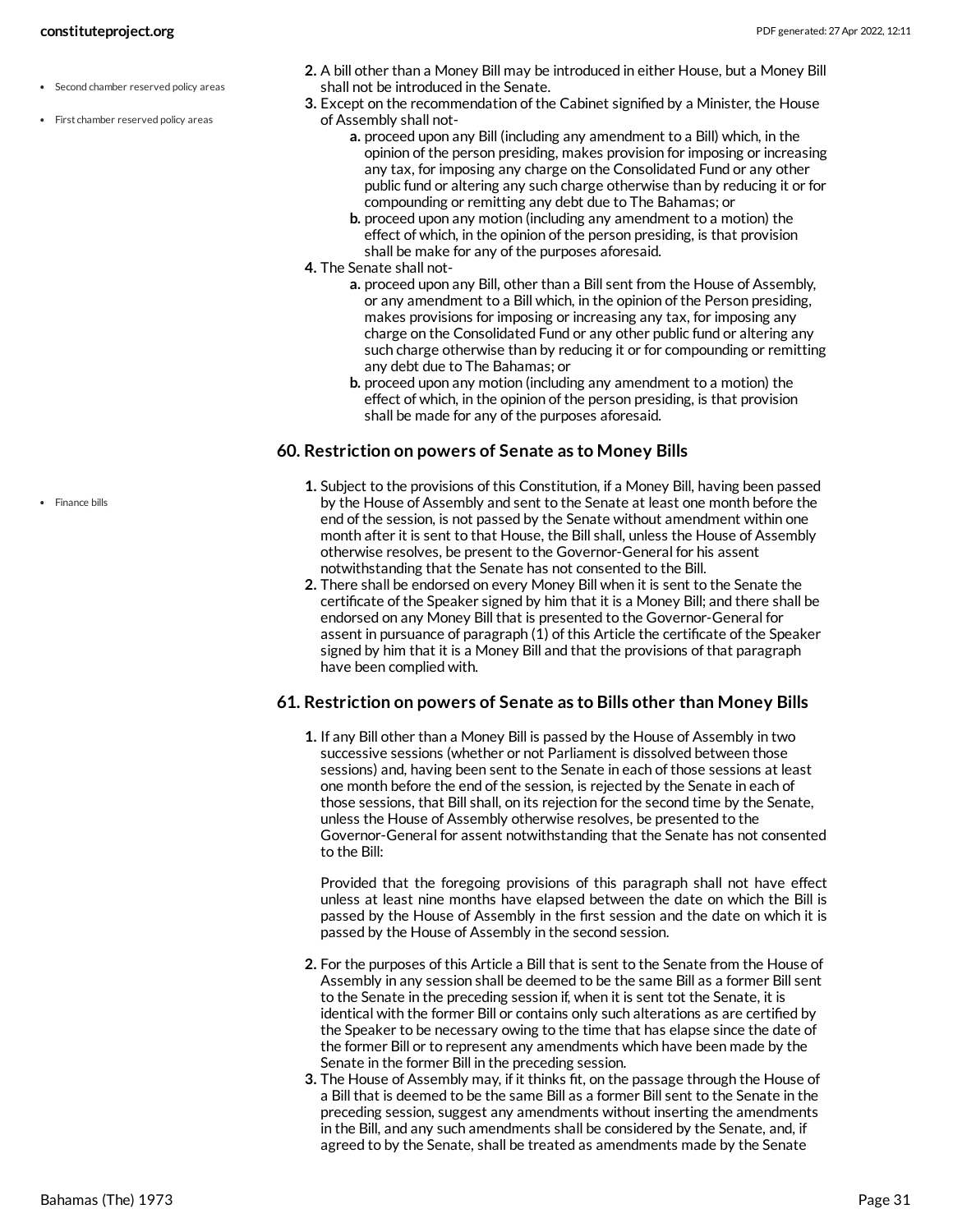- Second chamber reserved policy areas
- First chamber reserved policy areas

2. A bill other than a Money Bill may be introduced in either House, but a Money Bill shall not be introduced in the Senate.
3. Except on the recommendation of the Cabinet signified by a Minister, the House of Assembly shall not-
    a. proceed upon any Bill (including any amendment to a Bill) which, in the opinion of the person presiding, makes provision for imposing or increasing any tax, for imposing any charge on the Consolidated Fund or any other public fund or altering any such charge otherwise than by reducing it or for compounding or remitting any debt due to The Bahamas; or
    b. proceed upon any motion (including any amendment to a motion) the effect of which, in the opinion of the person presiding, is that provision shall be make for any of the purposes aforesaid.
4. The Senate shall not-
    a. proceed upon any Bill, other than a Bill sent from the House of Assembly, or any amendment to a Bill which, in the opinion of the Person presiding, makes provisions for imposing or increasing any tax, for imposing any charge on the Consolidated Fund or any other public fund or altering any such charge otherwise than by reducing it or for compounding or remitting any debt due to The Bahamas; or
    b. proceed upon any motion (including any amendment to a motion) the effect of which, in the opinion of the person presiding, is that provision shall be made for any of the purposes aforesaid.

## 60. Restriction on powers of Senate as to Money Bills

- Finance bills

1. Subject to the provisions of this Constitution, if a Money Bill, having been passed by the House of Assembly and sent to the Senate at least one month before the end of the session, is not passed by the Senate without amendment within one month after it is sent to that House, the Bill shall, unless the House of Assembly otherwise resolves, be present to the Governor-General for his assent notwithstanding that the Senate has not consented to the Bill.
2. There shall be endorsed on every Money Bill when it is sent to the Senate the certificate of the Speaker signed by him that it is a Money Bill; and there shall be endorsed on any Money Bill that is presented to the Governor-General for assent in pursuance of paragraph (1) of this Article the certificate of the Speaker signed by him that it is a Money Bill and that the provisions of that paragraph have been complied with.

## 61. Restriction on powers of Senate as to Bills other than Money Bills

1. If any Bill other than a Money Bill is passed by the House of Assembly in two successive sessions (whether or not Parliament is dissolved between those sessions) and, having been sent to the Senate in each of those sessions at least one month before the end of the session, is rejected by the Senate in each of those sessions, that Bill shall, on its rejection for the second time by the Senate, unless the House of Assembly otherwise resolves, be presented to the Governor-General for assent notwithstanding that the Senate has not consented to the Bill:

   Provided that the foregoing provisions of this paragraph shall not have effect unless at least nine months have elapsed between the date on which the Bill is passed by the House of Assembly in the first session and the date on which it is passed by the House of Assembly in the second session.

2. For the purposes of this Article a Bill that is sent to the Senate from the House of Assembly in any session shall be deemed to be the same Bill as a former Bill sent to the Senate in the preceding session if, when it is sent tot the Senate, it is identical with the former Bill or contains only such alterations as are certified by the Speaker to be necessary owing to the time that has elapse since the date of the former Bill or to represent any amendments which have been made by the Senate in the former Bill in the preceding session.
3. The House of Assembly may, if it thinks fit, on the passage through the House of a Bill that is deemed to be the same Bill as a former Bill sent to the Senate in the preceding session, suggest any amendments without inserting the amendments in the Bill, and any such amendments shall be considered by the Senate, and, if agreed to by the Senate, shall be treated as amendments made by the Senate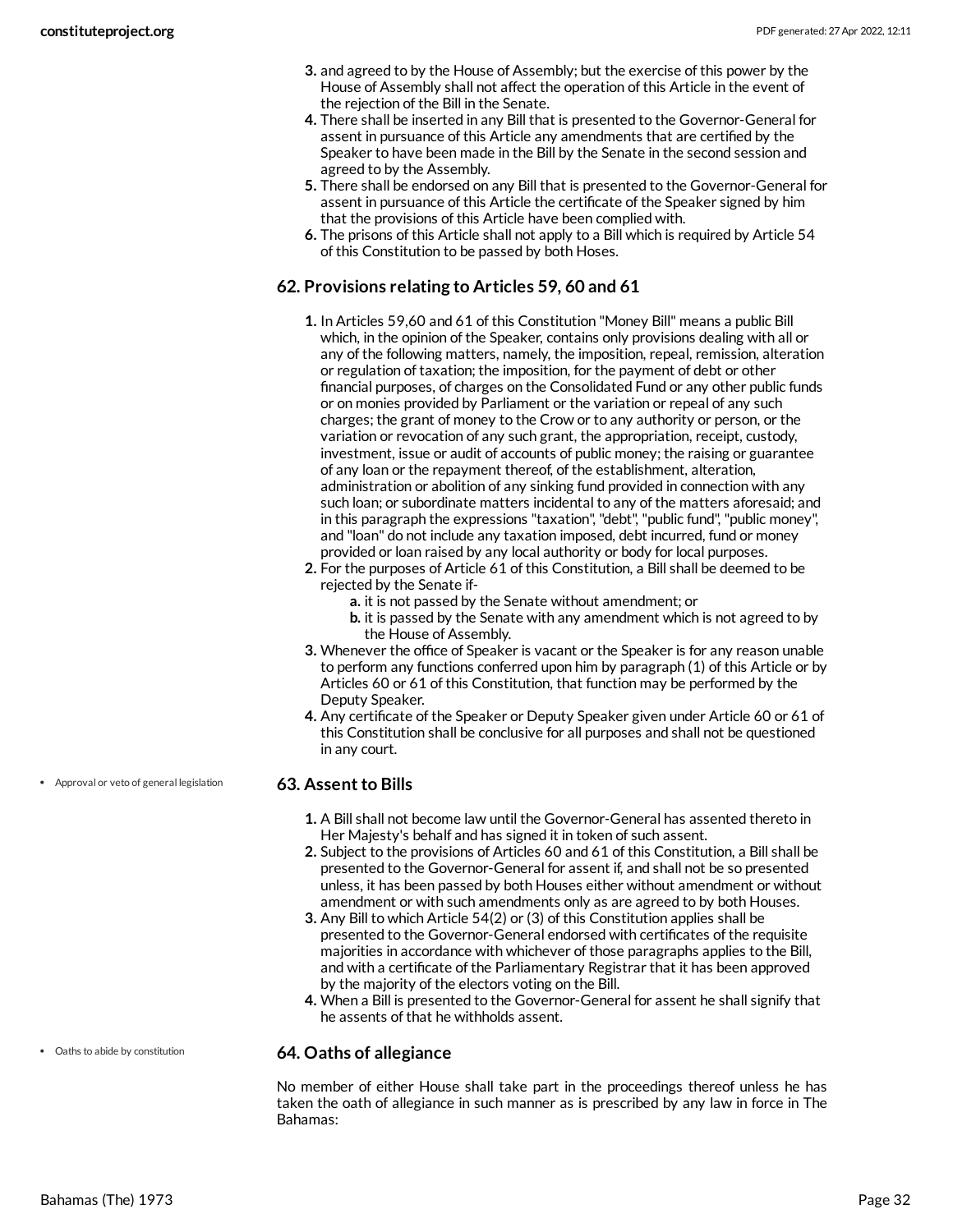3. and agreed to by the House of Assembly; but the exercise of this power by the House of Assembly shall not affect the operation of this Article in the event of the rejection of the Bill in the Senate.
4. There shall be inserted in any Bill that is presented to the Governor-General for assent in pursuance of this Article any amendments that are certified by the Speaker to have been made in the Bill by the Senate in the second session and agreed to by the Assembly.
5. There shall be endorsed on any Bill that is presented to the Governor-General for assent in pursuance of this Article the certificate of the Speaker signed by him that the provisions of this Article have been complied with.
6. The prisons of this Article shall not apply to a Bill which is required by Article 54 of this Constitution to be passed by both Hoses.

## 62. Provisions relating to Articles 59, 60 and 61

1. In Articles 59,60 and 61 of this Constitution "Money Bill" means a public Bill which, in the opinion of the Speaker, contains only provisions dealing with all or any of the following matters, namely, the imposition, repeal, remission, alteration or regulation of taxation; the imposition, for the payment of debt or other financial purposes, of charges on the Consolidated Fund or any other public funds or on monies provided by Parliament or the variation or repeal of any such charges; the grant of money to the Crow or to any authority or person, or the variation or revocation of any such grant, the appropriation, receipt, custody, investment, issue or audit of accounts of public money; the raising or guarantee of any loan or the repayment thereof, of the establishment, alteration, administration or abolition of any sinking fund provided in connection with any such loan; or subordinate matters incidental to any of the matters aforesaid; and in this paragraph the expressions "taxation", "debt", "public fund", "public money", and "loan" do not include any taxation imposed, debt incurred, fund or money provided or loan raised by any local authority or body for local purposes.
2. For the purposes of Article 61 of this Constitution, a Bill shall be deemed to be rejected by the Senate if-
   a. it is not passed by the Senate without amendment; or
   b. it is passed by the Senate with any amendment which is not agreed to by the House of Assembly.
3. Whenever the office of Speaker is vacant or the Speaker is for any reason unable to perform any functions conferred upon him by paragraph (1) of this Article or by Articles 60 or 61 of this Constitution, that function may be performed by the Deputy Speaker.
4. Any certificate of the Speaker or Deputy Speaker given under Article 60 or 61 of this Constitution shall be conclusive for all purposes and shall not be questioned in any court.

- Approval or veto of general legislation

## 63. Assent to Bills

1. A Bill shall not become law until the Governor-General has assented thereto in Her Majesty's behalf and has signed it in token of such assent.
2. Subject to the provisions of Articles 60 and 61 of this Constitution, a Bill shall be presented to the Governor-General for assent if, and shall not be so presented unless, it has been passed by both Houses either without amendment or without amendment or with such amendments only as are agreed to by both Houses.
3. Any Bill to which Article 54(2) or (3) of this Constitution applies shall be presented to the Governor-General endorsed with certificates of the requisite majorities in accordance with whichever of those paragraphs applies to the Bill, and with a certificate of the Parliamentary Registrar that it has been approved by the majority of the electors voting on the Bill.
4. When a Bill is presented to the Governor-General for assent he shall signify that he assents of that he withholds assent.

- Oaths to abide by constitution

## 64. Oaths of allegiance

No member of either House shall take part in the proceedings thereof unless he has taken the oath of allegiance in such manner as is prescribed by any law in force in The Bahamas: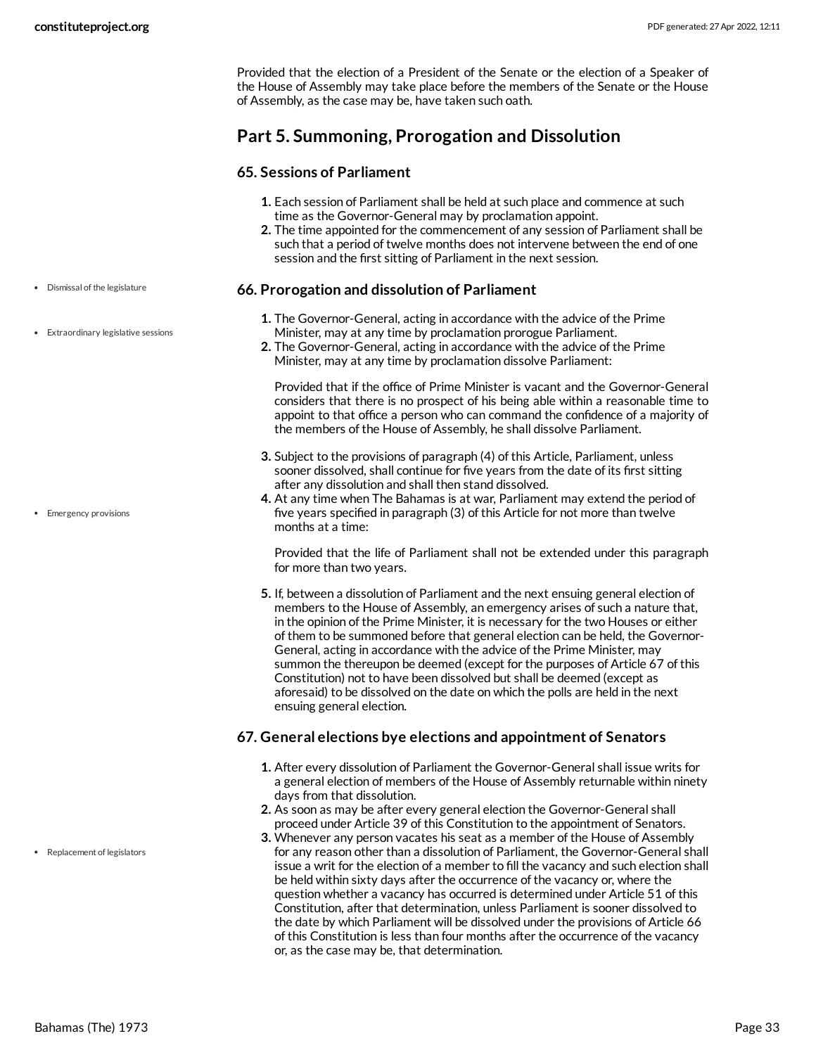Provided that the election of a President of the Senate or the election of a Speaker of the House of Assembly may take place before the members of the Senate or the House of Assembly, as the case may be, have taken such oath.

## Part 5. Summoning, Prorogation and Dissolution

### 65. Sessions of Parliament

1. Each session of Parliament shall be held at such place and commence at such time as the Governor-General may by proclamation appoint.
2. The time appointed for the commencement of any session of Parliament shall be such that a period of twelve months does not intervene between the end of one session and the first sitting of Parliament in the next session.

### 66. Prorogation and dissolution of Parliament

- Dismissal of the legislature
- Extraordinary legislative sessions

1. The Governor-General, acting in accordance with the advice of the Prime Minister, may at any time by proclamation prorogue Parliament.
2. The Governor-General, acting in accordance with the advice of the Prime Minister, may at any time by proclamation dissolve Parliament:

   Provided that if the office of Prime Minister is vacant and the Governor-General considers that there is no prospect of his being able within a reasonable time to appoint to that office a person who can command the confidence of a majority of the members of the House of Assembly, he shall dissolve Parliament.

3. Subject to the provisions of paragraph (4) of this Article, Parliament, unless sooner dissolved, shall continue for five years from the date of its first sitting after any dissolution and shall then stand dissolved.
4. At any time when The Bahamas is at war, Parliament may extend the period of five years specified in paragraph (3) of this Article for not more than twelve months at a time:

   Provided that the life of Parliament shall not be extended under this paragraph for more than two years.

5. If, between a dissolution of Parliament and the next ensuing general election of members to the House of Assembly, an emergency arises of such a nature that, in the opinion of the Prime Minister, it is necessary for the two Houses or either of them to be summoned before that general election can be held, the Governor-General, acting in accordance with the advice of the Prime Minister, may summon the thereupon be deemed (except for the purposes of Article 67 of this Constitution) not to have been dissolved but shall be deemed (except as aforesaid) to be dissolved on the date on which the polls are held in the next ensuing general election.

- Emergency provisions

### 67. General elections bye elections and appointment of Senators

1. After every dissolution of Parliament the Governor-General shall issue writs for a general election of members of the House of Assembly returnable within ninety days from that dissolution.
2. As soon as may be after every general election the Governor-General shall proceed under Article 39 of this Constitution to the appointment of Senators.
3. Whenever any person vacates his seat as a member of the House of Assembly for any reason other than a dissolution of Parliament, the Governor-General shall issue a writ for the election of a member to fill the vacancy and such election shall be held within sixty days after the occurrence of the vacancy or, where the question whether a vacancy has occurred is determined under Article 51 of this Constitution, after that determination, unless Parliament is sooner dissolved to the date by which Parliament will be dissolved under the provisions of Article 66 of this Constitution is less than four months after the occurrence of the vacancy or, as the case may be, that determination.

- Replacement of legislators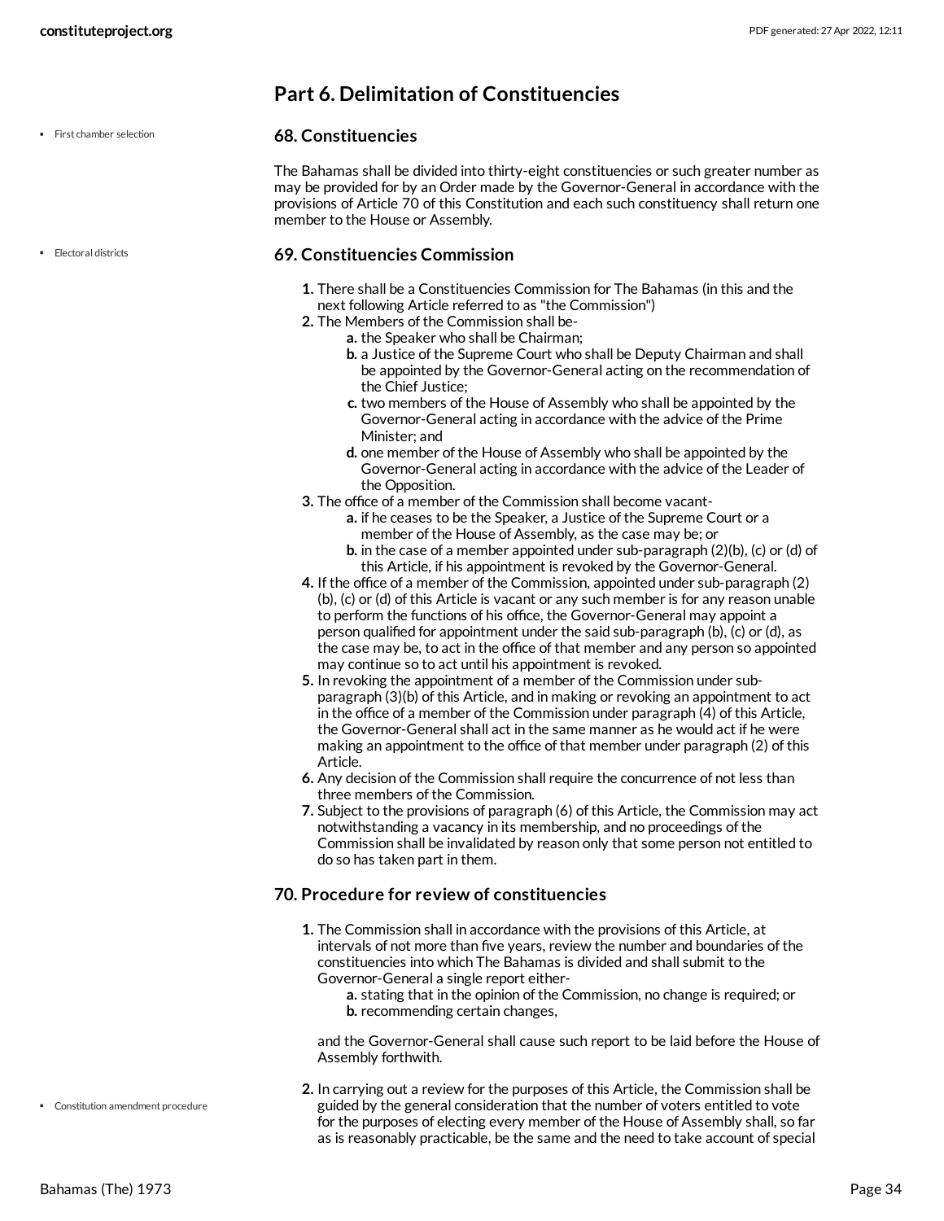## Part 6. Delimitation of Constituencies

### 68. Constituencies

The Bahamas shall be divided into thirty-eight constituencies or such greater number as may be provided for by an Order made by the Governor-General in accordance with the provisions of Article 70 of this Constitution and each such constituency shall return one member to the House or Assembly.

### 69. Constituencies Commission

1. There shall be a Constituencies Commission for The Bahamas (in this and the next following Article referred to as "the Commission")
2. The Members of the Commission shall be-
   a. the Speaker who shall be Chairman;
   b. a Justice of the Supreme Court who shall be Deputy Chairman and shall be appointed by the Governor-General acting on the recommendation of the Chief Justice;
   c. two members of the House of Assembly who shall be appointed by the Governor-General acting in accordance with the advice of the Prime Minister; and
   d. one member of the House of Assembly who shall be appointed by the Governor-General acting in accordance with the advice of the Leader of the Opposition.
3. The office of a member of the Commission shall become vacant-
   a. if he ceases to be the Speaker, a Justice of the Supreme Court or a member of the House of Assembly, as the case may be; or
   b. in the case of a member appointed under sub-paragraph (2)(b), (c) or (d) of this Article, if his appointment is revoked by the Governor-General.
4. If the office of a member of the Commission, appointed under sub-paragraph (2)(b), (c) or (d) of this Article is vacant or any such member is for any reason unable to perform the functions of his office, the Governor-General may appoint a person qualified for appointment under the said sub-paragraph (b), (c) or (d), as the case may be, to act in the office of that member and any person so appointed may continue so to act until his appointment is revoked.
5. In revoking the appointment of a member of the Commission under sub-paragraph (3)(b) of this Article, and in making or revoking an appointment to act in the office of a member of the Commission under paragraph (4) of this Article, the Governor-General shall act in the same manner as he would act if he were making an appointment to the office of that member under paragraph (2) of this Article.
6. Any decision of the Commission shall require the concurrence of not less than three members of the Commission.
7. Subject to the provisions of paragraph (6) of this Article, the Commission may act notwithstanding a vacancy in its membership, and no proceedings of the Commission shall be invalidated by reason only that some person not entitled to do so has taken part in them.

### 70. Procedure for review of constituencies

1. The Commission shall in accordance with the provisions of this Article, at intervals of not more than five years, review the number and boundaries of the constituencies into which The Bahamas is divided and shall submit to the Governor-General a single report either-
   a. stating that in the opinion of the Commission, no change is required; or
   b. recommending certain changes,

   and the Governor-General shall cause such report to be laid before the House of Assembly forthwith.
2. In carrying out a review for the purposes of this Article, the Commission shall be guided by the general consideration that the number of voters entitled to vote for the purposes of electing every member of the House of Assembly shall, so far as is reasonably practicable, be the same and the need to take account of special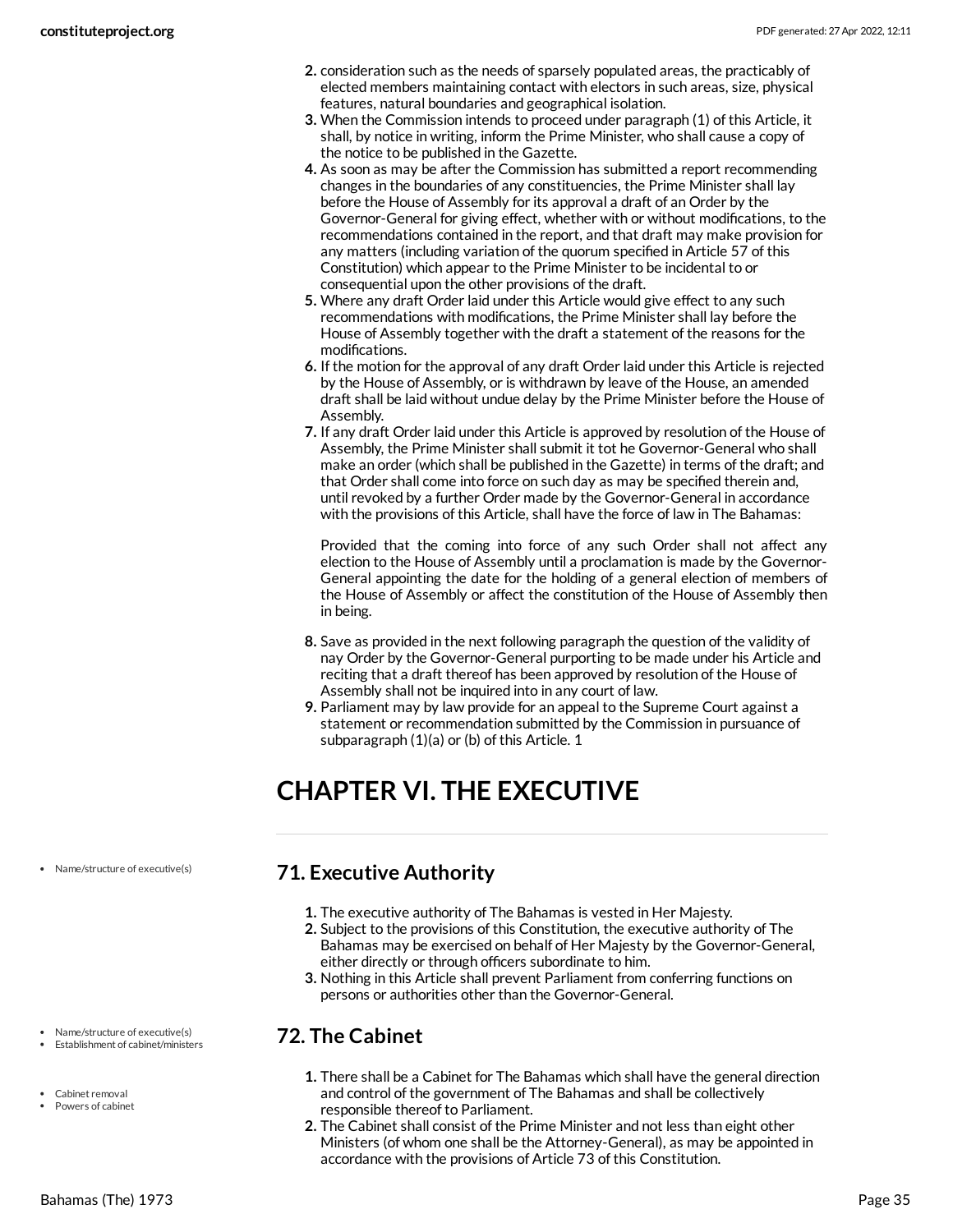2. consideration such as the needs of sparsely populated areas, the practicably of elected members maintaining contact with electors in such areas, size, physical features, natural boundaries and geographical isolation.
3. When the Commission intends to proceed under paragraph (1) of this Article, it shall, by notice in writing, inform the Prime Minister, who shall cause a copy of the notice to be published in the Gazette.
4. As soon as may be after the Commission has submitted a report recommending changes in the boundaries of any constituencies, the Prime Minister shall lay before the House of Assembly for its approval a draft of an Order by the Governor-General for giving effect, whether with or without modifications, to the recommendations contained in the report, and that draft may make provision for any matters (including variation of the quorum specified in Article 57 of this Constitution) which appear to the Prime Minister to be incidental to or consequential upon the other provisions of the draft.
5. Where any draft Order laid under this Article would give effect to any such recommendations with modifications, the Prime Minister shall lay before the House of Assembly together with the draft a statement of the reasons for the modifications.
6. If the motion for the approval of any draft Order laid under this Article is rejected by the House of Assembly, or is withdrawn by leave of the House, an amended draft shall be laid without undue delay by the Prime Minister before the House of Assembly.
7. If any draft Order laid under this Article is approved by resolution of the House of Assembly, the Prime Minister shall submit it tot he Governor-General who shall make an order (which shall be published in the Gazette) in terms of the draft; and that Order shall come into force on such day as may be specified therein and, until revoked by a further Order made by the Governor-General in accordance with the provisions of this Article, shall have the force of law in The Bahamas:

   Provided that the coming into force of any such Order shall not affect any election to the House of Assembly until a proclamation is made by the Governor-General appointing the date for the holding of a general election of members of the House of Assembly or affect the constitution of the House of Assembly then in being.

8. Save as provided in the next following paragraph the question of the validity of nay Order by the Governor-General purporting to be made under his Article and reciting that a draft thereof has been approved by resolution of the House of Assembly shall not be inquired into in any court of law.
9. Parliament may by law provide for an appeal to the Supreme Court against a statement or recommendation submitted by the Commission in pursuance of subparagraph (1)(a) or (b) of this Article. 1

# CHAPTER VI. THE EXECUTIVE

- Name/structure of executive(s)

## 71. Executive Authority

1. The executive authority of The Bahamas is vested in Her Majesty.
2. Subject to the provisions of this Constitution, the executive authority of The Bahamas may be exercised on behalf of Her Majesty by the Governor-General, either directly or through officers subordinate to him.
3. Nothing in this Article shall prevent Parliament from conferring functions on persons or authorities other than the Governor-General.

- Name/structure of executive(s)
- Establishment of cabinet/ministers

## 72. The Cabinet

- Cabinet removal
- Powers of cabinet

1. There shall be a Cabinet for The Bahamas which shall have the general direction and control of the government of The Bahamas and shall be collectively responsible thereof to Parliament.
2. The Cabinet shall consist of the Prime Minister and not less than eight other Ministers (of whom one shall be the Attorney-General), as may be appointed in accordance with the provisions of Article 73 of this Constitution.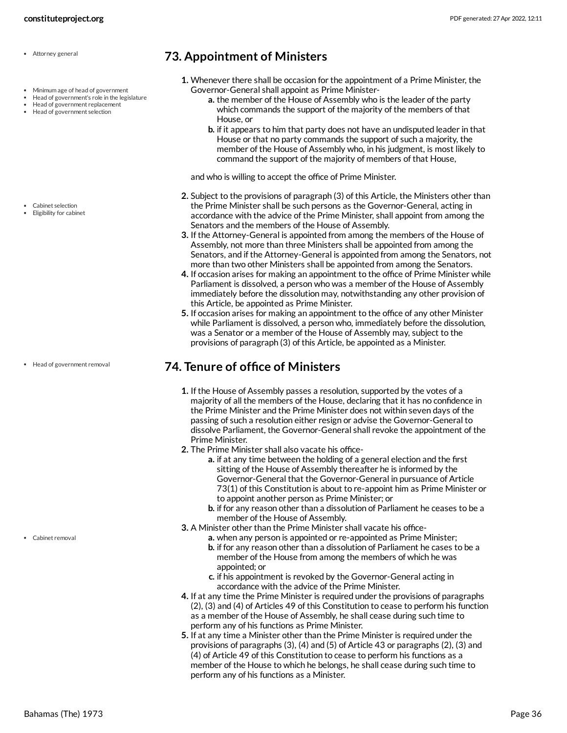- Attorney general

## 73. Appointment of Ministers

- Minimum age of head of government
- Head of government's role in the legislature
- Head of government replacement
- Head of government selection

1. Whenever there shall be occasion for the appointment of a Prime Minister, the Governor-General shall appoint as Prime Minister-
   a. the member of the House of Assembly who is the leader of the party which commands the support of the majority of the members of that House, or
   b. if it appears to him that party does not have an undisputed leader in that House or that no party commands the support of such a majority, the member of the House of Assembly who, in his judgment, is most likely to command the support of the majority of members of that House,

   and who is willing to accept the office of Prime Minister.

- Cabinet selection
- Eligibility for cabinet

2. Subject to the provisions of paragraph (3) of this Article, the Ministers other than the Prime Minister shall be such persons as the Governor-General, acting in accordance with the advice of the Prime Minister, shall appoint from among the Senators and the members of the House of Assembly.
3. If the Attorney-General is appointed from among the members of the House of Assembly, not more than three Ministers shall be appointed from among the Senators, and if the Attorney-General is appointed from among the Senators, not more than two other Ministers shall be appointed from among the Senators.
4. If occasion arises for making an appointment to the office of Prime Minister while Parliament is dissolved, a person who was a member of the House of Assembly immediately before the dissolution may, notwithstanding any other provision of this Article, be appointed as Prime Minister.
5. If occasion arises for making an appointment to the office of any other Minister while Parliament is dissolved, a person who, immediately before the dissolution, was a Senator or a member of the House of Assembly may, subject to the provisions of paragraph (3) of this Article, be appointed as a Minister.

- Head of government removal

## 74. Tenure of office of Ministers

1. If the House of Assembly passes a resolution, supported by the votes of a majority of all the members of the House, declaring that it has no confidence in the Prime Minister and the Prime Minister does not within seven days of the passing of such a resolution either resign or advise the Governor-General to dissolve Parliament, the Governor-General shall revoke the appointment of the Prime Minister.
2. The Prime Minister shall also vacate his office-
   a. if at any time between the holding of a general election and the first sitting of the House of Assembly thereafter he is informed by the Governor-General that the Governor-General in pursuance of Article 73(1) of this Constitution is about to re-appoint him as Prime Minister or to appoint another person as Prime Minister; or
   b. if for any reason other than a dissolution of Parliament he ceases to be a member of the House of Assembly.

- Cabinet removal

3. A Minister other than the Prime Minister shall vacate his office-
   a. when any person is appointed or re-appointed as Prime Minister;
   b. if for any reason other than a dissolution of Parliament he cases to be a member of the House from among the members of which he was appointed; or
   c. if his appointment is revoked by the Governor-General acting in accordance with the advice of the Prime Minister.
4. If at any time the Prime Minister is required under the provisions of paragraphs (2), (3) and (4) of Articles 49 of this Constitution to cease to perform his function as a member of the House of Assembly, he shall cease during such time to perform any of his functions as Prime Minister.
5. If at any time a Minister other than the Prime Minister is required under the provisions of paragraphs (3), (4) and (5) of Article 43 or paragraphs (2), (3) and (4) of Article 49 of this Constitution to cease to perform his functions as a member of the House to which he belongs, he shall cease during such time to perform any of his functions as a Minister.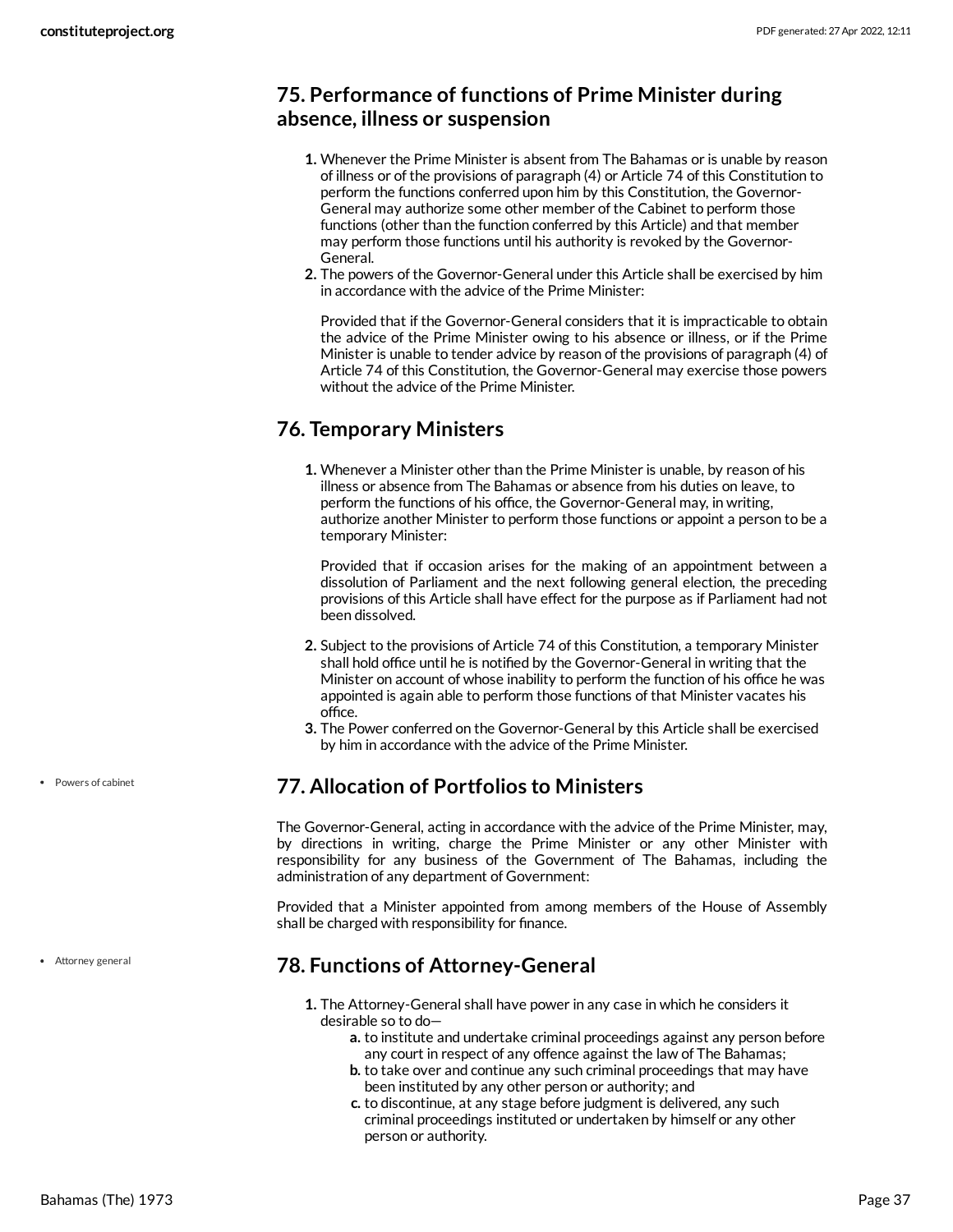## 75. Performance of functions of Prime Minister during absence, illness or suspension

1. Whenever the Prime Minister is absent from The Bahamas or is unable by reason of illness or of the provisions of paragraph (4) or Article 74 of this Constitution to perform the functions conferred upon him by this Constitution, the Governor-General may authorize some other member of the Cabinet to perform those functions (other than the function conferred by this Article) and that member may perform those functions until his authority is revoked by the Governor-General.
2. The powers of the Governor-General under this Article shall be exercised by him in accordance with the advice of the Prime Minister:

   Provided that if the Governor-General considers that it is impracticable to obtain the advice of the Prime Minister owing to his absence or illness, or if the Prime Minister is unable to tender advice by reason of the provisions of paragraph (4) of Article 74 of this Constitution, the Governor-General may exercise those powers without the advice of the Prime Minister.

## 76. Temporary Ministers

1. Whenever a Minister other than the Prime Minister is unable, by reason of his illness or absence from The Bahamas or absence from his duties on leave, to perform the functions of his office, the Governor-General may, in writing, authorize another Minister to perform those functions or appoint a person to be a temporary Minister:

   Provided that if occasion arises for the making of an appointment between a dissolution of Parliament and the next following general election, the preceding provisions of this Article shall have effect for the purpose as if Parliament had not been dissolved.
2. Subject to the provisions of Article 74 of this Constitution, a temporary Minister shall hold office until he is notified by the Governor-General in writing that the Minister on account of whose inability to perform the function of his office he was appointed is again able to perform those functions of that Minister vacates his office.
3. The Power conferred on the Governor-General by this Article shall be exercised by him in accordance with the advice of the Prime Minister.

- Powers of cabinet

## 77. Allocation of Portfolios to Ministers

The Governor-General, acting in accordance with the advice of the Prime Minister, may, by directions in writing, charge the Prime Minister or any other Minister with responsibility for any business of the Government of The Bahamas, including the administration of any department of Government:

Provided that a Minister appointed from among members of the House of Assembly shall be charged with responsibility for finance.

- Attorney general

## 78. Functions of Attorney-General

1. The Attorney-General shall have power in any case in which he considers it desirable so to do—
   a. to institute and undertake criminal proceedings against any person before any court in respect of any offence against the law of The Bahamas;
   b. to take over and continue any such criminal proceedings that may have been instituted by any other person or authority; and
   c. to discontinue, at any stage before judgment is delivered, any such criminal proceedings instituted or undertaken by himself or any other person or authority.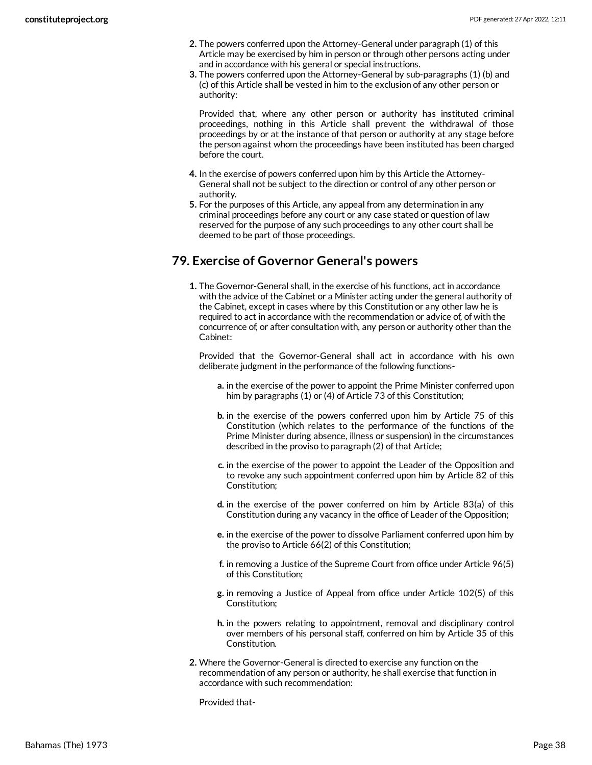2. The powers conferred upon the Attorney-General under paragraph (1) of this Article may be exercised by him in person or through other persons acting under and in accordance with his general or special instructions.
3. The powers conferred upon the Attorney-General by sub-paragraphs (1) (b) and (c) of this Article shall be vested in him to the exclusion of any other person or authority:

   Provided that, where any other person or authority has instituted criminal proceedings, nothing in this Article shall prevent the withdrawal of those proceedings by or at the instance of that person or authority at any stage before the person against whom the proceedings have been instituted has been charged before the court.

4. In the exercise of powers conferred upon him by this Article the Attorney-General shall not be subject to the direction or control of any other person or authority.
5. For the purposes of this Article, any appeal from any determination in any criminal proceedings before any court or any case stated or question of law reserved for the purpose of any such proceedings to any other court shall be deemed to be part of those proceedings.

## 79. Exercise of Governor General's powers

1. The Governor-General shall, in the exercise of his functions, act in accordance with the advice of the Cabinet or a Minister acting under the general authority of the Cabinet, except in cases where by this Constitution or any other law he is required to act in accordance with the recommendation or advice of, of with the concurrence of, or after consultation with, any person or authority other than the Cabinet:

   Provided that the Governor-General shall act in accordance with his own deliberate judgment in the performance of the following functions-

   a. in the exercise of the power to appoint the Prime Minister conferred upon him by paragraphs (1) or (4) of Article 73 of this Constitution;

   b. in the exercise of the powers conferred upon him by Article 75 of this Constitution (which relates to the performance of the functions of the Prime Minister during absence, illness or suspension) in the circumstances described in the proviso to paragraph (2) of that Article;

   c. in the exercise of the power to appoint the Leader of the Opposition and to revoke any such appointment conferred upon him by Article 82 of this Constitution;

   d. in the exercise of the power conferred on him by Article 83(a) of this Constitution during any vacancy in the office of Leader of the Opposition;

   e. in the exercise of the power to dissolve Parliament conferred upon him by the proviso to Article 66(2) of this Constitution;

   f. in removing a Justice of the Supreme Court from office under Article 96(5) of this Constitution;

   g. in removing a Justice of Appeal from office under Article 102(5) of this Constitution;

   h. in the powers relating to appointment, removal and disciplinary control over members of his personal staff, conferred on him by Article 35 of this Constitution.

2. Where the Governor-General is directed to exercise any function on the recommendation of any person or authority, he shall exercise that function in accordance with such recommendation:

   Provided that-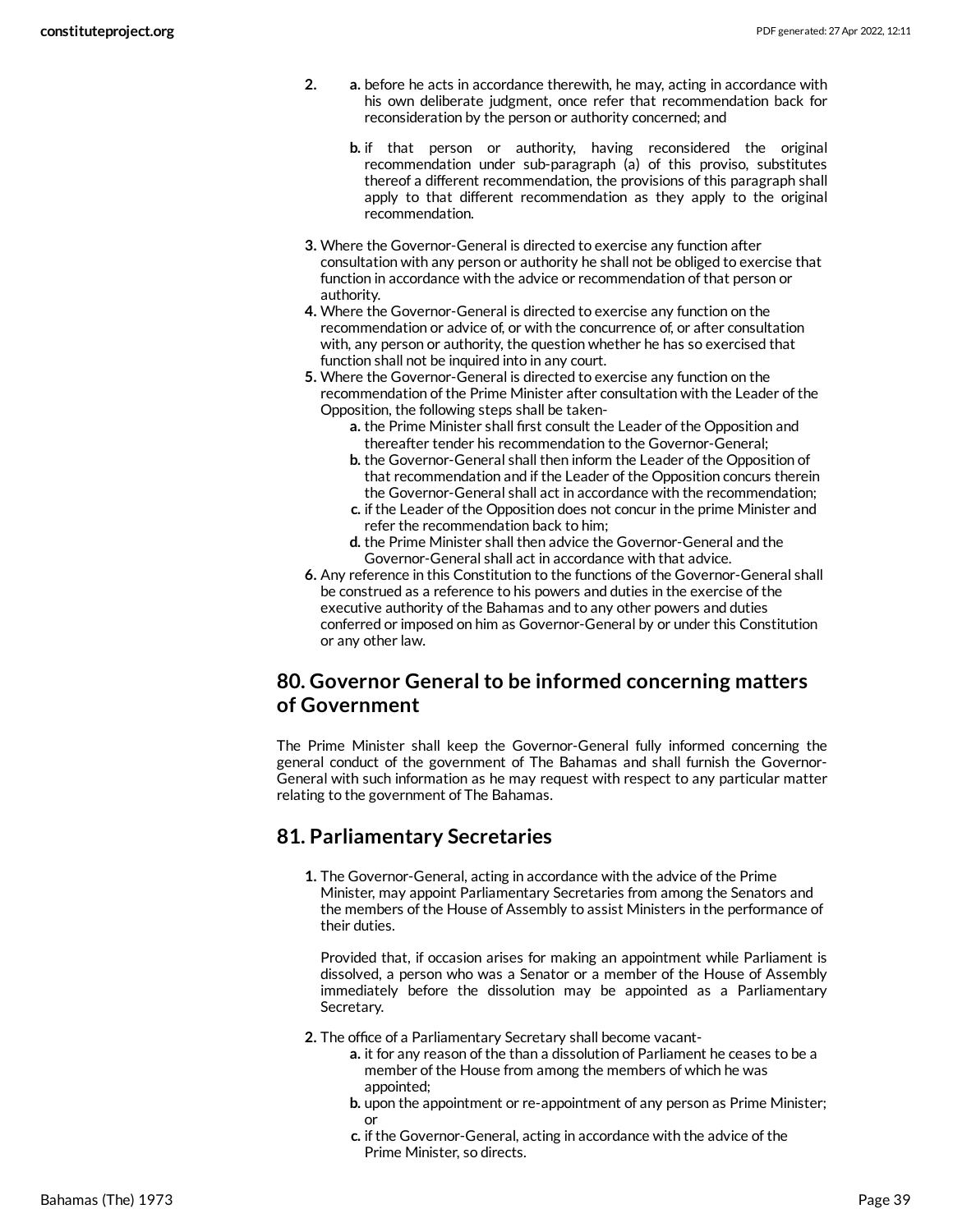2. a. before he acts in accordance therewith, he may, acting in accordance with his own deliberate judgment, once refer that recommendation back for reconsideration by the person or authority concerned; and

   b. if that person or authority, having reconsidered the original recommendation under sub-paragraph (a) of this proviso, substitutes thereof a different recommendation, the provisions of this paragraph shall apply to that different recommendation as they apply to the original recommendation.

3. Where the Governor-General is directed to exercise any function after consultation with any person or authority he shall not be obliged to exercise that function in accordance with the advice or recommendation of that person or authority.
4. Where the Governor-General is directed to exercise any function on the recommendation or advice of, or with the concurrence of, or after consultation with, any person or authority, the question whether he has so exercised that function shall not be inquired into in any court.
5. Where the Governor-General is directed to exercise any function on the recommendation of the Prime Minister after consultation with the Leader of the Opposition, the following steps shall be taken-
   a. the Prime Minister shall first consult the Leader of the Opposition and thereafter tender his recommendation to the Governor-General;
   b. the Governor-General shall then inform the Leader of the Opposition of that recommendation and if the Leader of the Opposition concurs therein the Governor-General shall act in accordance with the recommendation;
   c. if the Leader of the Opposition does not concur in the prime Minister and refer the recommendation back to him;
   d. the Prime Minister shall then advice the Governor-General and the Governor-General shall act in accordance with that advice.
6. Any reference in this Constitution to the functions of the Governor-General shall be construed as a reference to his powers and duties in the exercise of the executive authority of the Bahamas and to any other powers and duties conferred or imposed on him as Governor-General by or under this Constitution or any other law.

## 80. Governor General to be informed concerning matters of Government

The Prime Minister shall keep the Governor-General fully informed concerning the general conduct of the government of The Bahamas and shall furnish the Governor-General with such information as he may request with respect to any particular matter relating to the government of The Bahamas.

## 81. Parliamentary Secretaries

1. The Governor-General, acting in accordance with the advice of the Prime Minister, may appoint Parliamentary Secretaries from among the Senators and the members of the House of Assembly to assist Ministers in the performance of their duties.

   Provided that, if occasion arises for making an appointment while Parliament is dissolved, a person who was a Senator or a member of the House of Assembly immediately before the dissolution may be appointed as a Parliamentary Secretary.

2. The office of a Parliamentary Secretary shall become vacant-
   a. it for any reason of the than a dissolution of Parliament he ceases to be a member of the House from among the members of which he was appointed;
   b. upon the appointment or re-appointment of any person as Prime Minister; or
   c. if the Governor-General, acting in accordance with the advice of the Prime Minister, so directs.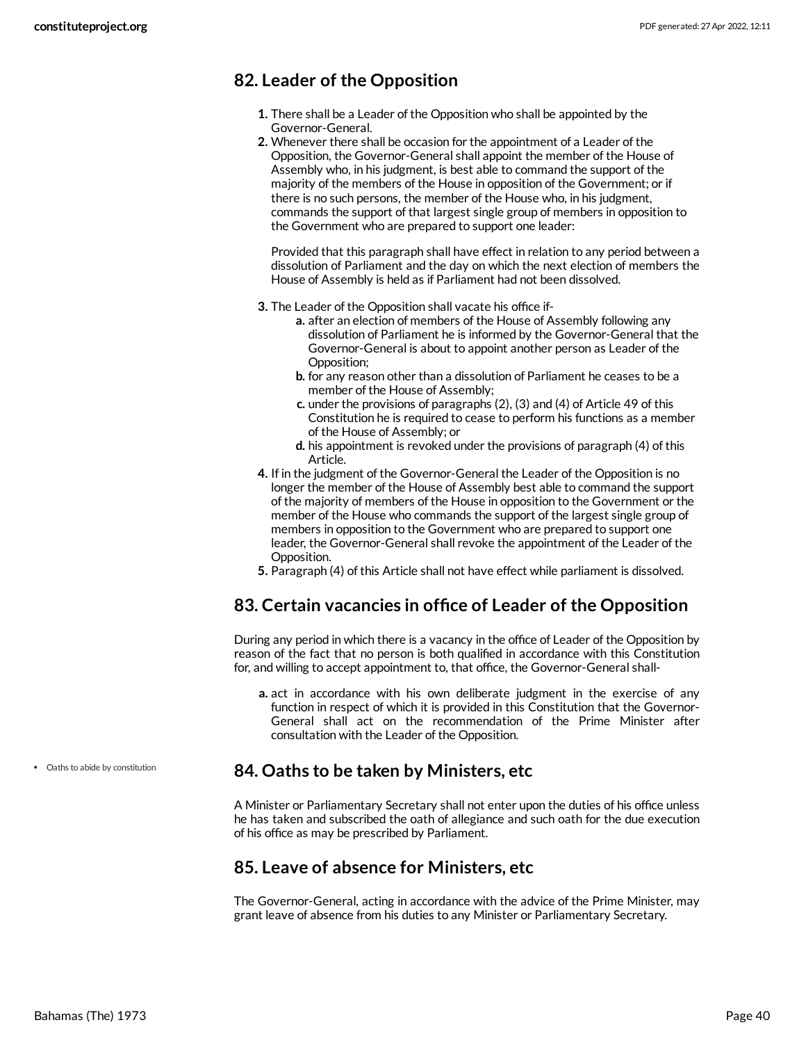## 82. Leader of the Opposition

1. There shall be a Leader of the Opposition who shall be appointed by the Governor-General.
2. Whenever there shall be occasion for the appointment of a Leader of the Opposition, the Governor-General shall appoint the member of the House of Assembly who, in his judgment, is best able to command the support of the majority of the members of the House in opposition of the Government; or if there is no such persons, the member of the House who, in his judgment, commands the support of that largest single group of members in opposition to the Government who are prepared to support one leader:

   Provided that this paragraph shall have effect in relation to any period between a dissolution of Parliament and the day on which the next election of members the House of Assembly is held as if Parliament had not been dissolved.

3. The Leader of the Opposition shall vacate his office if-
   a. after an election of members of the House of Assembly following any dissolution of Parliament he is informed by the Governor-General that the Governor-General is about to appoint another person as Leader of the Opposition;
   b. for any reason other than a dissolution of Parliament he ceases to be a member of the House of Assembly;
   c. under the provisions of paragraphs (2), (3) and (4) of Article 49 of this Constitution he is required to cease to perform his functions as a member of the House of Assembly; or
   d. his appointment is revoked under the provisions of paragraph (4) of this Article.
4. If in the judgment of the Governor-General the Leader of the Opposition is no longer the member of the House of Assembly best able to command the support of the majority of members of the House in opposition to the Government or the member of the House who commands the support of the largest single group of members in opposition to the Government who are prepared to support one leader, the Governor-General shall revoke the appointment of the Leader of the Opposition.
5. Paragraph (4) of this Article shall not have effect while parliament is dissolved.

## 83. Certain vacancies in office of Leader of the Opposition

During any period in which there is a vacancy in the office of Leader of the Opposition by reason of the fact that no person is both qualified in accordance with this Constitution for, and willing to accept appointment to, that office, the Governor-General shall-

a. act in accordance with his own deliberate judgment in the exercise of any function in respect of which it is provided in this Constitution that the Governor-General shall act on the recommendation of the Prime Minister after consultation with the Leader of the Opposition.

- Oaths to abide by constitution

## 84. Oaths to be taken by Ministers, etc

A Minister or Parliamentary Secretary shall not enter upon the duties of his office unless he has taken and subscribed the oath of allegiance and such oath for the due execution of his office as may be prescribed by Parliament.

## 85. Leave of absence for Ministers, etc

The Governor-General, acting in accordance with the advice of the Prime Minister, may grant leave of absence from his duties to any Minister or Parliamentary Secretary.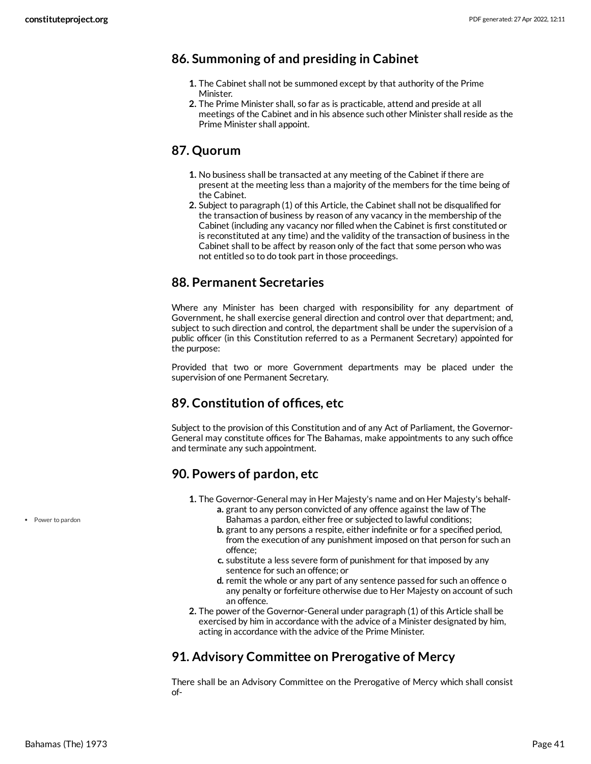## 86. Summoning of and presiding in Cabinet

1. The Cabinet shall not be summoned except by that authority of the Prime Minister.
2. The Prime Minister shall, so far as is practicable, attend and preside at all meetings of the Cabinet and in his absence such other Minister shall reside as the Prime Minister shall appoint.

## 87. Quorum

1. No business shall be transacted at any meeting of the Cabinet if there are present at the meeting less than a majority of the members for the time being of the Cabinet.
2. Subject to paragraph (1) of this Article, the Cabinet shall not be disqualified for the transaction of business by reason of any vacancy in the membership of the Cabinet (including any vacancy nor filled when the Cabinet is first constituted or is reconstituted at any time) and the validity of the transaction of business in the Cabinet shall to be affect by reason only of the fact that some person who was not entitled so to do took part in those proceedings.

## 88. Permanent Secretaries

Where any Minister has been charged with responsibility for any department of Government, he shall exercise general direction and control over that department; and, subject to such direction and control, the department shall be under the supervision of a public officer (in this Constitution referred to as a Permanent Secretary) appointed for the purpose:

Provided that two or more Government departments may be placed under the supervision of one Permanent Secretary.

## 89. Constitution of offices, etc

Subject to the provision of this Constitution and of any Act of Parliament, the Governor-General may constitute offices for The Bahamas, make appointments to any such office and terminate any such appointment.

## 90. Powers of pardon, etc

- Power to pardon

1. The Governor-General may in Her Majesty's name and on Her Majesty's behalf-
   a. grant to any person convicted of any offence against the law of The Bahamas a pardon, either free or subjected to lawful conditions;
   b. grant to any persons a respite, either indefinite or for a specified period, from the execution of any punishment imposed on that person for such an offence;
   c. substitute a less severe form of punishment for that imposed by any sentence for such an offence; or
   d. remit the whole or any part of any sentence passed for such an offence o any penalty or forfeiture otherwise due to Her Majesty on account of such an offence.
2. The power of the Governor-General under paragraph (1) of this Article shall be exercised by him in accordance with the advice of a Minister designated by him, acting in accordance with the advice of the Prime Minister.

## 91. Advisory Committee on Prerogative of Mercy

There shall be an Advisory Committee on the Prerogative of Mercy which shall consist of-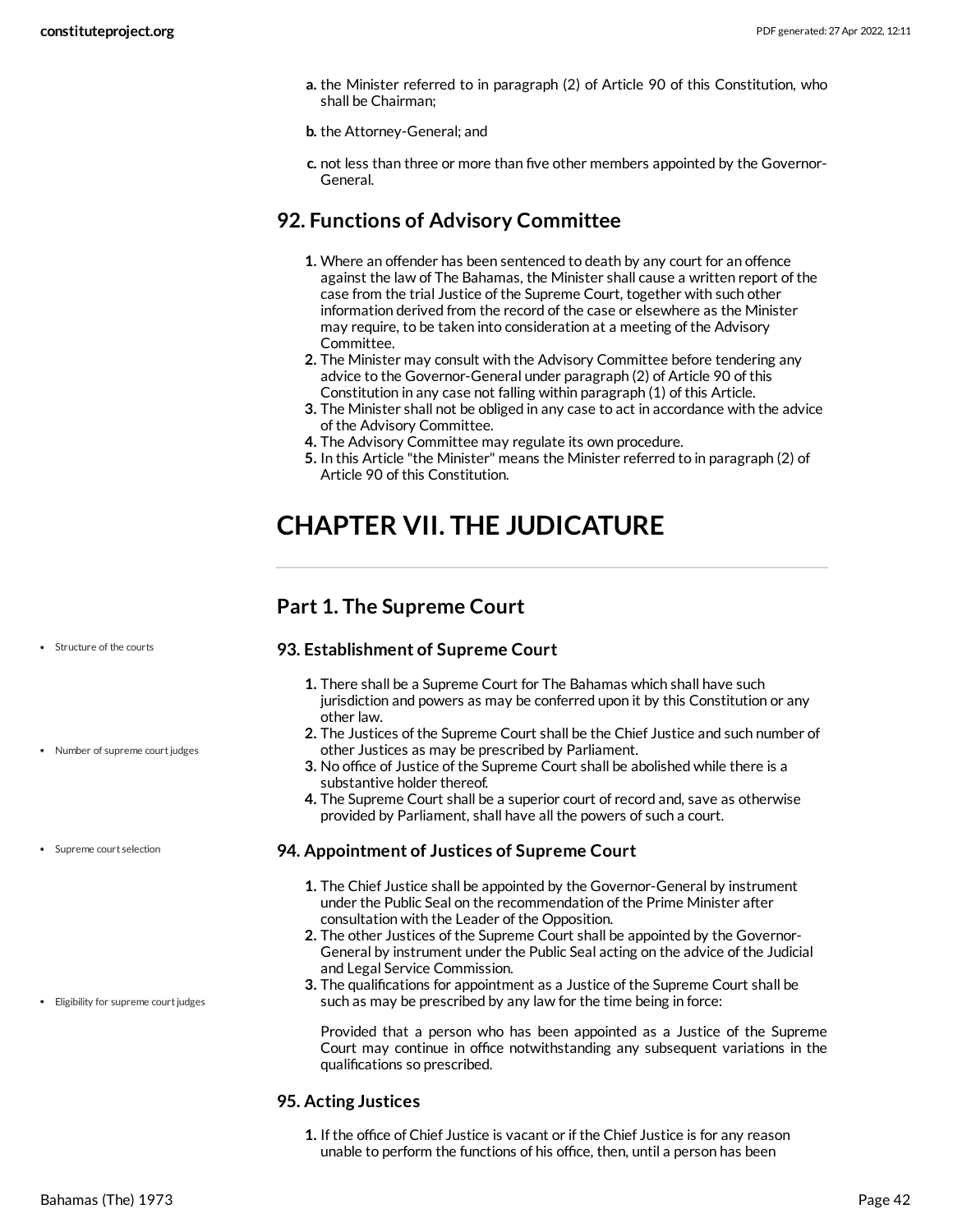a. the Minister referred to in paragraph (2) of Article 90 of this Constitution, who shall be Chairman;

b. the Attorney-General; and

c. not less than three or more than five other members appointed by the Governor-General.

## 92. Functions of Advisory Committee

1. Where an offender has been sentenced to death by any court for an offence against the law of The Bahamas, the Minister shall cause a written report of the case from the trial Justice of the Supreme Court, together with such other information derived from the record of the case or elsewhere as the Minister may require, to be taken into consideration at a meeting of the Advisory Committee.
2. The Minister may consult with the Advisory Committee before tendering any advice to the Governor-General under paragraph (2) of Article 90 of this Constitution in any case not falling within paragraph (1) of this Article.
3. The Minister shall not be obliged in any case to act in accordance with the advice of the Advisory Committee.
4. The Advisory Committee may regulate its own procedure.
5. In this Article "the Minister" means the Minister referred to in paragraph (2) of Article 90 of this Constitution.

# CHAPTER VII. THE JUDICATURE

## Part 1. The Supreme Court

- Structure of the courts

### 93. Establishment of Supreme Court

1. There shall be a Supreme Court for The Bahamas which shall have such jurisdiction and powers as may be conferred upon it by this Constitution or any other law.
2. The Justices of the Supreme Court shall be the Chief Justice and such number of other Justices as may be prescribed by Parliament.
3. No office of Justice of the Supreme Court shall be abolished while there is a substantive holder thereof.
4. The Supreme Court shall be a superior court of record and, save as otherwise provided by Parliament, shall have all the powers of such a court.

- Number of supreme court judges
- Supreme court selection

### 94. Appointment of Justices of Supreme Court

1. The Chief Justice shall be appointed by the Governor-General by instrument under the Public Seal on the recommendation of the Prime Minister after consultation with the Leader of the Opposition.
2. The other Justices of the Supreme Court shall be appointed by the Governor-General by instrument under the Public Seal acting on the advice of the Judicial and Legal Service Commission.
3. The qualifications for appointment as a Justice of the Supreme Court shall be such as may be prescribed by any law for the time being in force:

   Provided that a person who has been appointed as a Justice of the Supreme Court may continue in office notwithstanding any subsequent variations in the qualifications so prescribed.

- Eligibility for supreme court judges

### 95. Acting Justices

1. If the office of Chief Justice is vacant or if the Chief Justice is for any reason unable to perform the functions of his office, then, until a person has been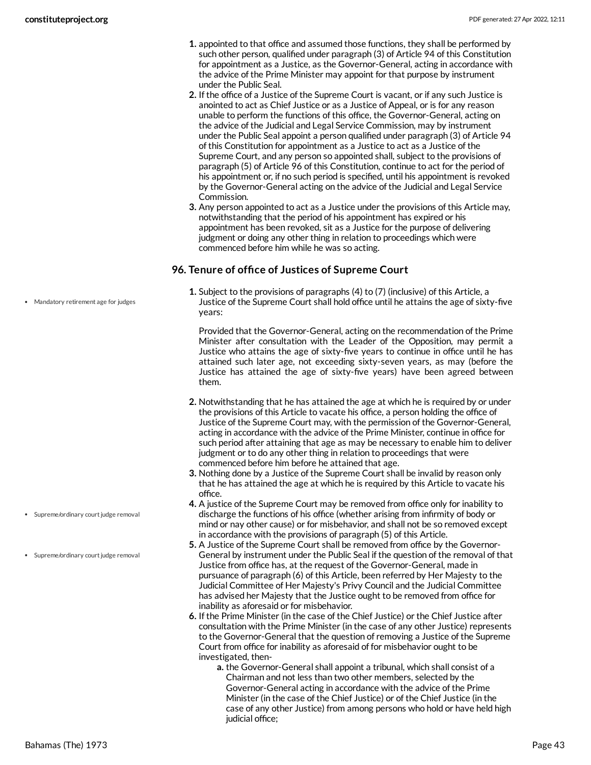1. appointed to that office and assumed those functions, they shall be performed by such other person, qualified under paragraph (3) of Article 94 of this Constitution for appointment as a Justice, as the Governor-General, acting in accordance with the advice of the Prime Minister may appoint for that purpose by instrument under the Public Seal.
2. If the office of a Justice of the Supreme Court is vacant, or if any such Justice is anointed to act as Chief Justice or as a Justice of Appeal, or is for any reason unable to perform the functions of this office, the Governor-General, acting on the advice of the Judicial and Legal Service Commission, may by instrument under the Public Seal appoint a person qualified under paragraph (3) of Article 94 of this Constitution for appointment as a Justice to act as a Justice of the Supreme Court, and any person so appointed shall, subject to the provisions of paragraph (5) of Article 96 of this Constitution, continue to act for the period of his appointment or, if no such period is specified, until his appointment is revoked by the Governor-General acting on the advice of the Judicial and Legal Service Commission.
3. Any person appointed to act as a Justice under the provisions of this Article may, notwithstanding that the period of his appointment has expired or his appointment has been revoked, sit as a Justice for the purpose of delivering judgment or doing any other thing in relation to proceedings which were commenced before him while he was so acting.

### 96. Tenure of office of Justices of Supreme Court

- Mandatory retirement age for judges

1. Subject to the provisions of paragraphs (4) to (7) (inclusive) of this Article, a Justice of the Supreme Court shall hold office until he attains the age of sixty-five years:

   Provided that the Governor-General, acting on the recommendation of the Prime Minister after consultation with the Leader of the Opposition, may permit a Justice who attains the age of sixty-five years to continue in office until he has attained such later age, not exceeding sixty-seven years, as may (before the Justice has attained the age of sixty-five years) have been agreed between them.

2. Notwithstanding that he has attained the age at which he is required by or under the provisions of this Article to vacate his office, a person holding the office of Justice of the Supreme Court may, with the permission of the Governor-General, acting in accordance with the advice of the Prime Minister, continue in office for such period after attaining that age as may be necessary to enable him to deliver judgment or to do any other thing in relation to proceedings that were commenced before him before he attained that age.
3. Nothing done by a Justice of the Supreme Court shall be invalid by reason only that he has attained the age at which he is required by this Article to vacate his office.

- Supreme/ordinary court judge removal

4. A justice of the Supreme Court may be removed from office only for inability to discharge the functions of his office (whether arising from infirmity of body or mind or nay other cause) or for misbehavior, and shall not be so removed except in accordance with the provisions of paragraph (5) of this Article.

- Supreme/ordinary court judge removal

5. A Justice of the Supreme Court shall be removed from office by the Governor-General by instrument under the Public Seal if the question of the removal of that Justice from office has, at the request of the Governor-General, made in pursuance of paragraph (6) of this Article, been referred by Her Majesty to the Judicial Committee of Her Majesty's Privy Council and the Judicial Committee has advised her Majesty that the Justice ought to be removed from office for inability as aforesaid or for misbehavior.
6. If the Prime Minister (in the case of the Chief Justice) or the Chief Justice after consultation with the Prime Minister (in the case of any other Justice) represents to the Governor-General that the question of removing a Justice of the Supreme Court from office for inability as aforesaid of for misbehavior ought to be investigated, then-
   a. the Governor-General shall appoint a tribunal, which shall consist of a Chairman and not less than two other members, selected by the Governor-General acting in accordance with the advice of the Prime Minister (in the case of the Chief Justice) or of the Chief Justice (in the case of any other Justice) from among persons who hold or have held high judicial office;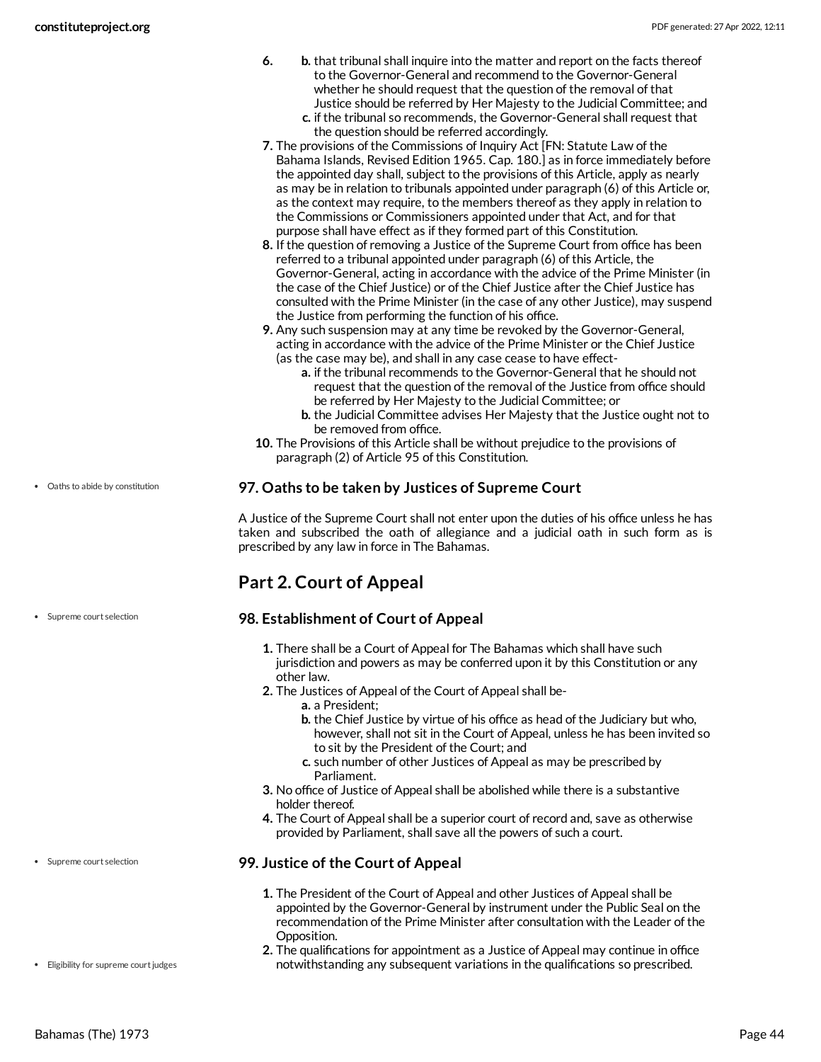6. b. that tribunal shall inquire into the matter and report on the facts thereof to the Governor-General and recommend to the Governor-General whether he should request that the question of the removal of that Justice should be referred by Her Majesty to the Judicial Committee; and
   c. if the tribunal so recommends, the Governor-General shall request that the question should be referred accordingly.
7. The provisions of the Commissions of Inquiry Act [FN: Statute Law of the Bahama Islands, Revised Edition 1965. Cap. 180.] as in force immediately before the appointed day shall, subject to the provisions of this Article, apply as nearly as may be in relation to tribunals appointed under paragraph (6) of this Article or, as the context may require, to the members thereof as they apply in relation to the Commissions or Commissioners appointed under that Act, and for that purpose shall have effect as if they formed part of this Constitution.
8. If the question of removing a Justice of the Supreme Court from office has been referred to a tribunal appointed under paragraph (6) of this Article, the Governor-General, acting in accordance with the advice of the Prime Minister (in the case of the Chief Justice) or of the Chief Justice after the Chief Justice has consulted with the Prime Minister (in the case of any other Justice), may suspend the Justice from performing the function of his office.
9. Any such suspension may at any time be revoked by the Governor-General, acting in accordance with the advice of the Prime Minister or the Chief Justice (as the case may be), and shall in any case cease to have effect-
   a. if the tribunal recommends to the Governor-General that he should not request that the question of the removal of the Justice from office should be referred by Her Majesty to the Judicial Committee; or
   b. the Judicial Committee advises Her Majesty that the Justice ought not to be removed from office.
10. The Provisions of this Article shall be without prejudice to the provisions of paragraph (2) of Article 95 of this Constitution.

- Oaths to abide by constitution

### 97. Oaths to be taken by Justices of Supreme Court

A Justice of the Supreme Court shall not enter upon the duties of his office unless he has taken and subscribed the oath of allegiance and a judicial oath in such form as is prescribed by any law in force in The Bahamas.

## Part 2. Court of Appeal

- Supreme court selection

### 98. Establishment of Court of Appeal

1. There shall be a Court of Appeal for The Bahamas which shall have such jurisdiction and powers as may be conferred upon it by this Constitution or any other law.
2. The Justices of Appeal of the Court of Appeal shall be-
   a. a President;
   b. the Chief Justice by virtue of his office as head of the Judiciary but who, however, shall not sit in the Court of Appeal, unless he has been invited so to sit by the President of the Court; and
   c. such number of other Justices of Appeal as may be prescribed by Parliament.
3. No office of Justice of Appeal shall be abolished while there is a substantive holder thereof.
4. The Court of Appeal shall be a superior court of record and, save as otherwise provided by Parliament, shall save all the powers of such a court.

- Supreme court selection

### 99. Justice of the Court of Appeal

1. The President of the Court of Appeal and other Justices of Appeal shall be appointed by the Governor-General by instrument under the Public Seal on the recommendation of the Prime Minister after consultation with the Leader of the Opposition.
2. The qualifications for appointment as a Justice of Appeal may continue in office notwithstanding any subsequent variations in the qualifications so prescribed.

- Eligibility for supreme court judges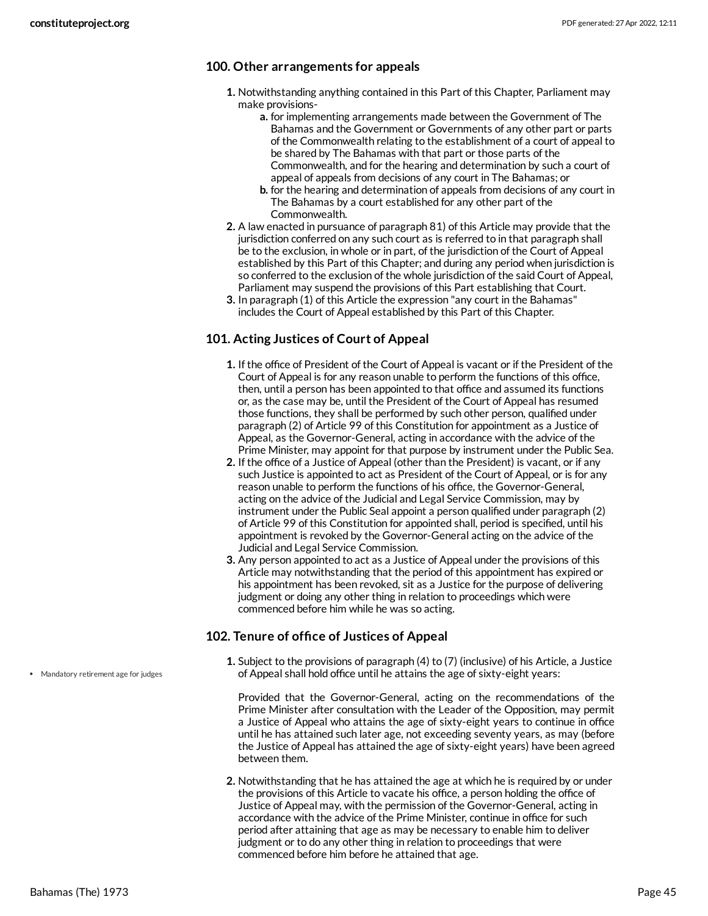### 100. Other arrangements for appeals

1. Notwithstanding anything contained in this Part of this Chapter, Parliament may make provisions-
   a. for implementing arrangements made between the Government of The Bahamas and the Government or Governments of any other part or parts of the Commonwealth relating to the establishment of a court of appeal to be shared by The Bahamas with that part or those parts of the Commonwealth, and for the hearing and determination by such a court of appeal of appeals from decisions of any court in The Bahamas; or
   b. for the hearing and determination of appeals from decisions of any court in The Bahamas by a court established for any other part of the Commonwealth.
2. A law enacted in pursuance of paragraph 81) of this Article may provide that the jurisdiction conferred on any such court as is referred to in that paragraph shall be to the exclusion, in whole or in part, of the jurisdiction of the Court of Appeal established by this Part of this Chapter; and during any period when jurisdiction is so conferred to the exclusion of the whole jurisdiction of the said Court of Appeal, Parliament may suspend the provisions of this Part establishing that Court.
3. In paragraph (1) of this Article the expression "any court in the Bahamas" includes the Court of Appeal established by this Part of this Chapter.

### 101. Acting Justices of Court of Appeal

1. If the office of President of the Court of Appeal is vacant or if the President of the Court of Appeal is for any reason unable to perform the functions of this office, then, until a person has been appointed to that office and assumed its functions or, as the case may be, until the President of the Court of Appeal has resumed those functions, they shall be performed by such other person, qualified under paragraph (2) of Article 99 of this Constitution for appointment as a Justice of Appeal, as the Governor-General, acting in accordance with the advice of the Prime Minister, may appoint for that purpose by instrument under the Public Sea.
2. If the office of a Justice of Appeal (other than the President) is vacant, or if any such Justice is appointed to act as President of the Court of Appeal, or is for any reason unable to perform the functions of his office, the Governor-General, acting on the advice of the Judicial and Legal Service Commission, may by instrument under the Public Seal appoint a person qualified under paragraph (2) of Article 99 of this Constitution for appointed shall, period is specified, until his appointment is revoked by the Governor-General acting on the advice of the Judicial and Legal Service Commission.
3. Any person appointed to act as a Justice of Appeal under the provisions of this Article may notwithstanding that the period of this appointment has expired or his appointment has been revoked, sit as a Justice for the purpose of delivering judgment or doing any other thing in relation to proceedings which were commenced before him while he was so acting.

### 102. Tenure of office of Justices of Appeal

- Mandatory retirement age for judges

1. Subject to the provisions of paragraph (4) to (7) (inclusive) of his Article, a Justice of Appeal shall hold office until he attains the age of sixty-eight years:

   Provided that the Governor-General, acting on the recommendations of the Prime Minister after consultation with the Leader of the Opposition, may permit a Justice of Appeal who attains the age of sixty-eight years to continue in office until he has attained such later age, not exceeding seventy years, as may (before the Justice of Appeal has attained the age of sixty-eight years) have been agreed between them.

2. Notwithstanding that he has attained the age at which he is required by or under the provisions of this Article to vacate his office, a person holding the office of Justice of Appeal may, with the permission of the Governor-General, acting in accordance with the advice of the Prime Minister, continue in office for such period after attaining that age as may be necessary to enable him to deliver judgment or to do any other thing in relation to proceedings that were commenced before him before he attained that age.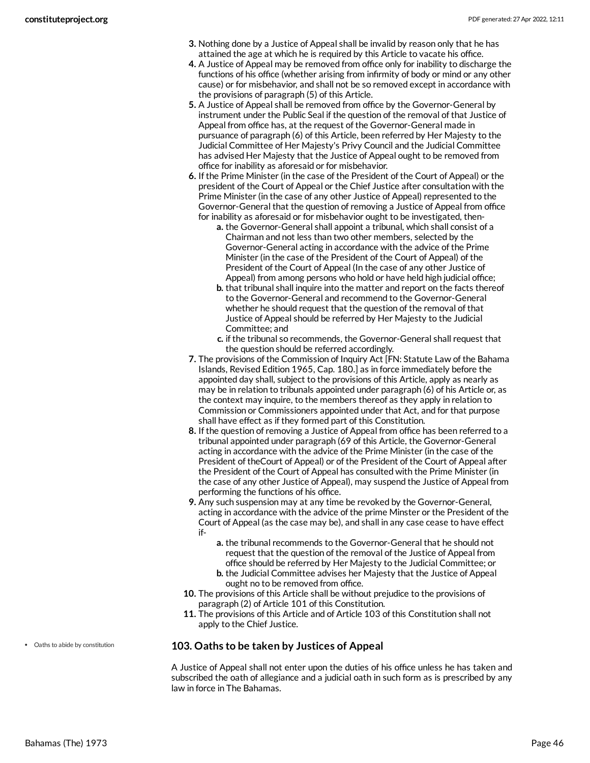3. Nothing done by a Justice of Appeal shall be invalid by reason only that he has attained the age at which he is required by this Article to vacate his office.
4. A Justice of Appeal may be removed from office only for inability to discharge the functions of his office (whether arising from infirmity of body or mind or any other cause) or for misbehavior, and shall not be so removed except in accordance with the provisions of paragraph (5) of this Article.
5. A Justice of Appeal shall be removed from office by the Governor-General by instrument under the Public Seal if the question of the removal of that Justice of Appeal from office has, at the request of the Governor-General made in pursuance of paragraph (6) of this Article, been referred by Her Majesty to the Judicial Committee of Her Majesty's Privy Council and the Judicial Committee has advised Her Majesty that the Justice of Appeal ought to be removed from office for inability as aforesaid or for misbehavior.
6. If the Prime Minister (in the case of the President of the Court of Appeal) or the president of the Court of Appeal or the Chief Justice after consultation with the Prime Minister (in the case of any other Justice of Appeal) represented to the Governor-General that the question of removing a Justice of Appeal from office for inability as aforesaid or for misbehavior ought to be investigated, then-
   a. the Governor-General shall appoint a tribunal, which shall consist of a Chairman and not less than two other members, selected by the Governor-General acting in accordance with the advice of the Prime Minister (in the case of the President of the Court of Appeal) of the President of the Court of Appeal (In the case of any other Justice of Appeal) from among persons who hold or have held high judicial office;
   b. that tribunal shall inquire into the matter and report on the facts thereof to the Governor-General and recommend to the Governor-General whether he should request that the question of the removal of that Justice of Appeal should be referred by Her Majesty to the Judicial Committee; and
   c. if the tribunal so recommends, the Governor-General shall request that the question should be referred accordingly.
7. The provisions of the Commission of Inquiry Act [FN: Statute Law of the Bahama Islands, Revised Edition 1965, Cap. 180.] as in force immediately before the appointed day shall, subject to the provisions of this Article, apply as nearly as may be in relation to tribunals appointed under paragraph (6) of his Article or, as the context may inquire, to the members thereof as they apply in relation to Commission or Commissioners appointed under that Act, and for that purpose shall have effect as if they formed part of this Constitution.
8. If the question of removing a Justice of Appeal from office has been referred to a tribunal appointed under paragraph (69 of this Article, the Governor-General acting in accordance with the advice of the Prime Minister (in the case of the President of theCourt of Appeal) or of the President of the Court of Appeal after the President of the Court of Appeal has consulted with the Prime Minister (in the case of any other Justice of Appeal), may suspend the Justice of Appeal from performing the functions of his office.
9. Any such suspension may at any time be revoked by the Governor-General, acting in accordance with the advice of the prime Minster or the President of the Court of Appeal (as the case may be), and shall in any case cease to have effect if-
   a. the tribunal recommends to the Governor-General that he should not request that the question of the removal of the Justice of Appeal from office should be referred by Her Majesty to the Judicial Committee; or
   b. the Judicial Committee advises her Majesty that the Justice of Appeal ought no to be removed from office.
10. The provisions of this Article shall be without prejudice to the provisions of paragraph (2) of Article 101 of this Constitution.
11. The provisions of this Article and of Article 103 of this Constitution shall not apply to the Chief Justice.

- Oaths to abide by constitution

### 103. Oaths to be taken by Justices of Appeal

A Justice of Appeal shall not enter upon the duties of his office unless he has taken and subscribed the oath of allegiance and a judicial oath in such form as is prescribed by any law in force in The Bahamas.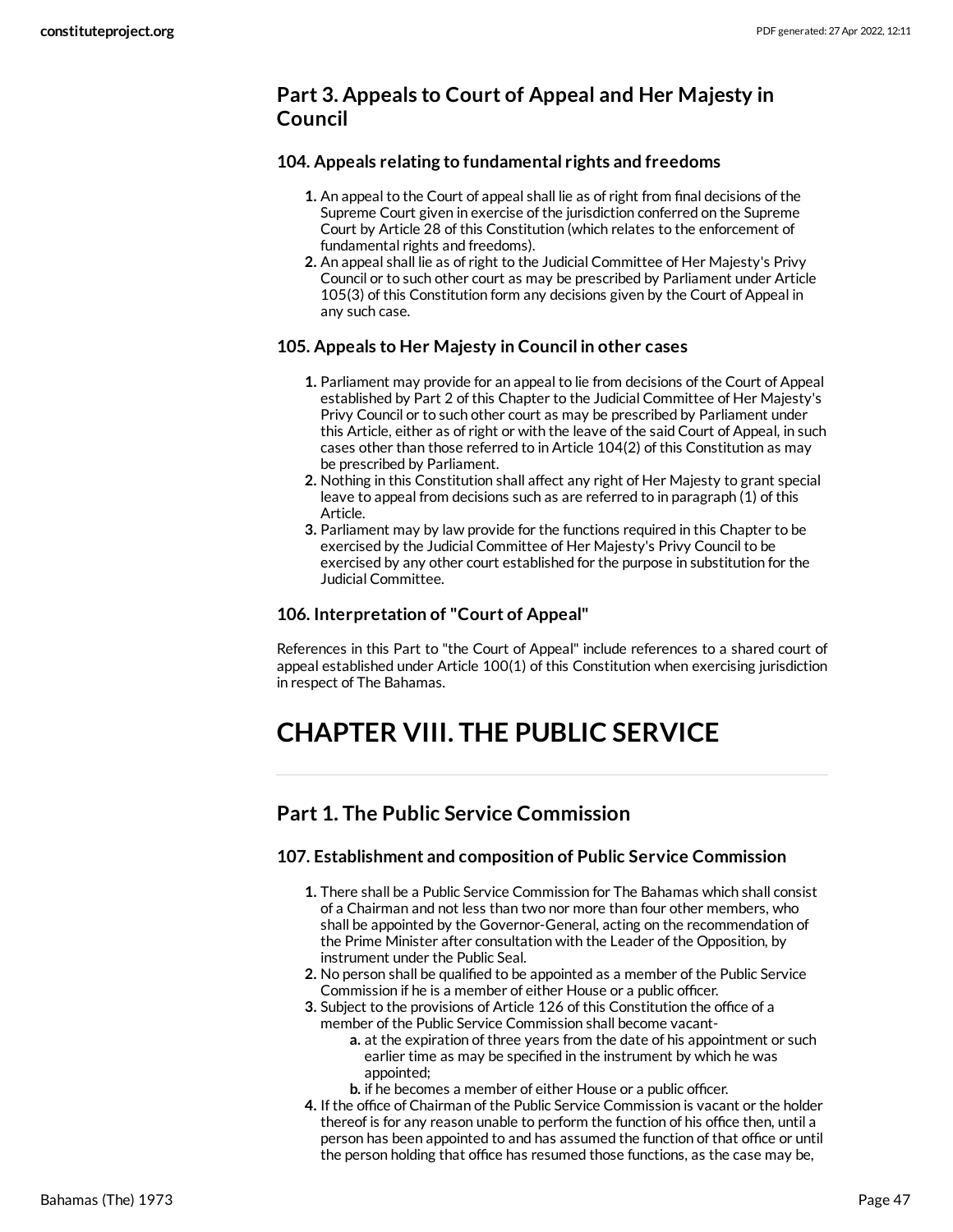## Part 3. Appeals to Court of Appeal and Her Majesty in Council

### 104. Appeals relating to fundamental rights and freedoms

1. An appeal to the Court of appeal shall lie as of right from final decisions of the Supreme Court given in exercise of the jurisdiction conferred on the Supreme Court by Article 28 of this Constitution (which relates to the enforcement of fundamental rights and freedoms).
2. An appeal shall lie as of right to the Judicial Committee of Her Majesty's Privy Council or to such other court as may be prescribed by Parliament under Article 105(3) of this Constitution form any decisions given by the Court of Appeal in any such case.

### 105. Appeals to Her Majesty in Council in other cases

1. Parliament may provide for an appeal to lie from decisions of the Court of Appeal established by Part 2 of this Chapter to the Judicial Committee of Her Majesty's Privy Council or to such other court as may be prescribed by Parliament under this Article, either as of right or with the leave of the said Court of Appeal, in such cases other than those referred to in Article 104(2) of this Constitution as may be prescribed by Parliament.
2. Nothing in this Constitution shall affect any right of Her Majesty to grant special leave to appeal from decisions such as are referred to in paragraph (1) of this Article.
3. Parliament may by law provide for the functions required in this Chapter to be exercised by the Judicial Committee of Her Majesty's Privy Council to be exercised by any other court established for the purpose in substitution for the Judicial Committee.

### 106. Interpretation of "Court of Appeal"

References in this Part to "the Court of Appeal" include references to a shared court of appeal established under Article 100(1) of this Constitution when exercising jurisdiction in respect of The Bahamas.

# CHAPTER VIII. THE PUBLIC SERVICE

## Part 1. The Public Service Commission

### 107. Establishment and composition of Public Service Commission

1. There shall be a Public Service Commission for The Bahamas which shall consist of a Chairman and not less than two nor more than four other members, who shall be appointed by the Governor-General, acting on the recommendation of the Prime Minister after consultation with the Leader of the Opposition, by instrument under the Public Seal.
2. No person shall be qualified to be appointed as a member of the Public Service Commission if he is a member of either House or a public officer.
3. Subject to the provisions of Article 126 of this Constitution the office of a member of the Public Service Commission shall become vacant-
   a. at the expiration of three years from the date of his appointment or such earlier time as may be specified in the instrument by which he was appointed;
   b. if he becomes a member of either House or a public officer.
4. If the office of Chairman of the Public Service Commission is vacant or the holder thereof is for any reason unable to perform the function of his office then, until a person has been appointed to and has assumed the function of that office or until the person holding that office has resumed those functions, as the case may be,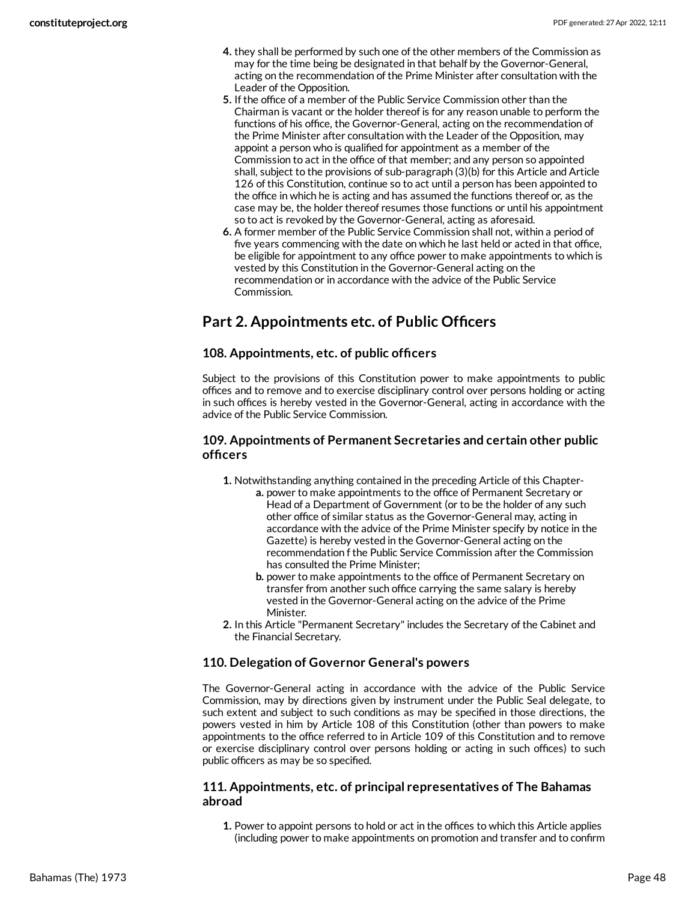4. they shall be performed by such one of the other members of the Commission as may for the time being be designated in that behalf by the Governor-General, acting on the recommendation of the Prime Minister after consultation with the Leader of the Opposition.
5. If the office of a member of the Public Service Commission other than the Chairman is vacant or the holder thereof is for any reason unable to perform the functions of his office, the Governor-General, acting on the recommendation of the Prime Minister after consultation with the Leader of the Opposition, may appoint a person who is qualified for appointment as a member of the Commission to act in the office of that member; and any person so appointed shall, subject to the provisions of sub-paragraph (3)(b) for this Article and Article 126 of this Constitution, continue so to act until a person has been appointed to the office in which he is acting and has assumed the functions thereof or, as the case may be, the holder thereof resumes those functions or until his appointment so to act is revoked by the Governor-General, acting as aforesaid.
6. A former member of the Public Service Commission shall not, within a period of five years commencing with the date on which he last held or acted in that office, be eligible for appointment to any office power to make appointments to which is vested by this Constitution in the Governor-General acting on the recommendation or in accordance with the advice of the Public Service Commission.

## Part 2. Appointments etc. of Public Officers

### 108. Appointments, etc. of public officers

Subject to the provisions of this Constitution power to make appointments to public offices and to remove and to exercise disciplinary control over persons holding or acting in such offices is hereby vested in the Governor-General, acting in accordance with the advice of the Public Service Commission.

### 109. Appointments of Permanent Secretaries and certain other public officers

1. Notwithstanding anything contained in the preceding Article of this Chapter-
   a. power to make appointments to the office of Permanent Secretary or Head of a Department of Government (or to be the holder of any such other office of similar status as the Governor-General may, acting in accordance with the advice of the Prime Minister specify by notice in the Gazette) is hereby vested in the Governor-General acting on the recommendation f the Public Service Commission after the Commission has consulted the Prime Minister;
   b. power to make appointments to the office of Permanent Secretary on transfer from another such office carrying the same salary is hereby vested in the Governor-General acting on the advice of the Prime Minister.
2. In this Article "Permanent Secretary" includes the Secretary of the Cabinet and the Financial Secretary.

### 110. Delegation of Governor General's powers

The Governor-General acting in accordance with the advice of the Public Service Commission, may by directions given by instrument under the Public Seal delegate, to such extent and subject to such conditions as may be specified in those directions, the powers vested in him by Article 108 of this Constitution (other than powers to make appointments to the office referred to in Article 109 of this Constitution and to remove or exercise disciplinary control over persons holding or acting in such offices) to such public officers as may be so specified.

### 111. Appointments, etc. of principal representatives of The Bahamas abroad

1. Power to appoint persons to hold or act in the offices to which this Article applies (including power to make appointments on promotion and transfer and to confirm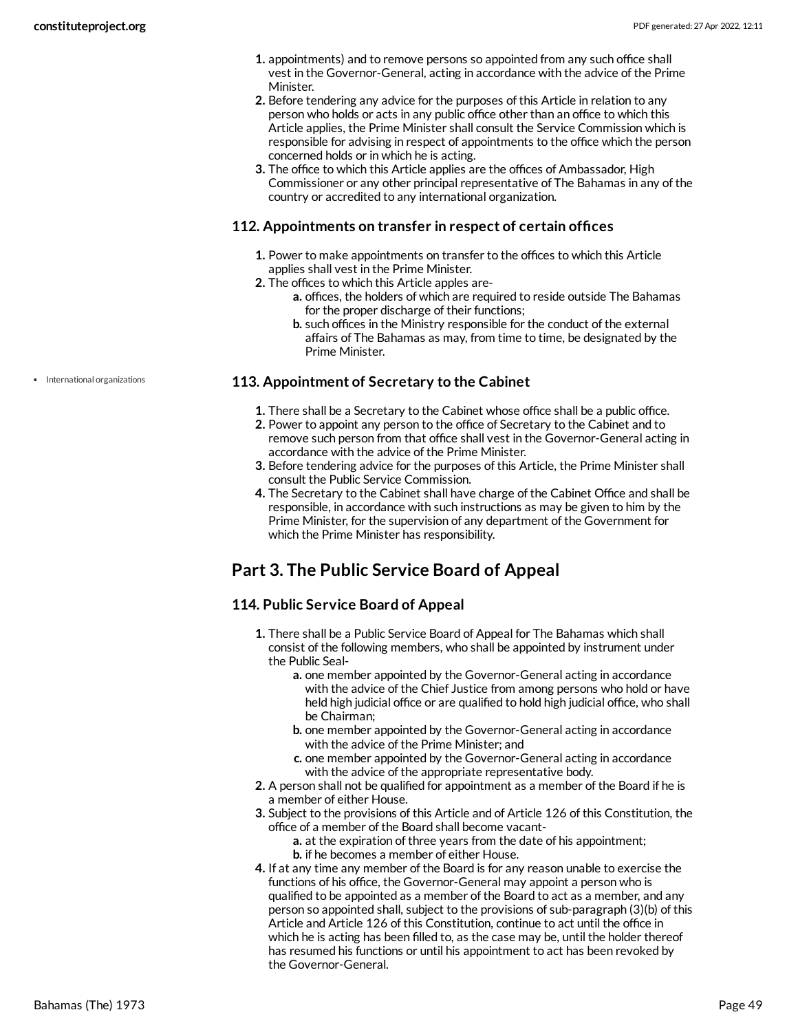1. appointments) and to remove persons so appointed from any such office shall vest in the Governor-General, acting in accordance with the advice of the Prime Minister.
2. Before tendering any advice for the purposes of this Article in relation to any person who holds or acts in any public office other than an office to which this Article applies, the Prime Minister shall consult the Service Commission which is responsible for advising in respect of appointments to the office which the person concerned holds or in which he is acting.
3. The office to which this Article applies are the offices of Ambassador, High Commissioner or any other principal representative of The Bahamas in any of the country or accredited to any international organization.

### 112. Appointments on transfer in respect of certain offices

1. Power to make appointments on transfer to the offices to which this Article applies shall vest in the Prime Minister.
2. The offices to which this Article apples are-
    - a. offices, the holders of which are required to reside outside The Bahamas for the proper discharge of their functions;
    - b. such offices in the Ministry responsible for the conduct of the external affairs of The Bahamas as may, from time to time, be designated by the Prime Minister.

- International organizations

### 113. Appointment of Secretary to the Cabinet

1. There shall be a Secretary to the Cabinet whose office shall be a public office.
2. Power to appoint any person to the office of Secretary to the Cabinet and to remove such person from that office shall vest in the Governor-General acting in accordance with the advice of the Prime Minister.
3. Before tendering advice for the purposes of this Article, the Prime Minister shall consult the Public Service Commission.
4. The Secretary to the Cabinet shall have charge of the Cabinet Office and shall be responsible, in accordance with such instructions as may be given to him by the Prime Minister, for the supervision of any department of the Government for which the Prime Minister has responsibility.

## Part 3. The Public Service Board of Appeal

### 114. Public Service Board of Appeal

1. There shall be a Public Service Board of Appeal for The Bahamas which shall consist of the following members, who shall be appointed by instrument under the Public Seal-
    - a. one member appointed by the Governor-General acting in accordance with the advice of the Chief Justice from among persons who hold or have held high judicial office or are qualified to hold high judicial office, who shall be Chairman;
    - b. one member appointed by the Governor-General acting in accordance with the advice of the Prime Minister; and
    - c. one member appointed by the Governor-General acting in accordance with the advice of the appropriate representative body.
2. A person shall not be qualified for appointment as a member of the Board if he is a member of either House.
3. Subject to the provisions of this Article and of Article 126 of this Constitution, the office of a member of the Board shall become vacant-
    - a. at the expiration of three years from the date of his appointment;
    - b. if he becomes a member of either House.
4. If at any time any member of the Board is for any reason unable to exercise the functions of his office, the Governor-General may appoint a person who is qualified to be appointed as a member of the Board to act as a member, and any person so appointed shall, subject to the provisions of sub-paragraph (3)(b) of this Article and Article 126 of this Constitution, continue to act until the office in which he is acting has been filled to, as the case may be, until the holder thereof has resumed his functions or until his appointment to act has been revoked by the Governor-General.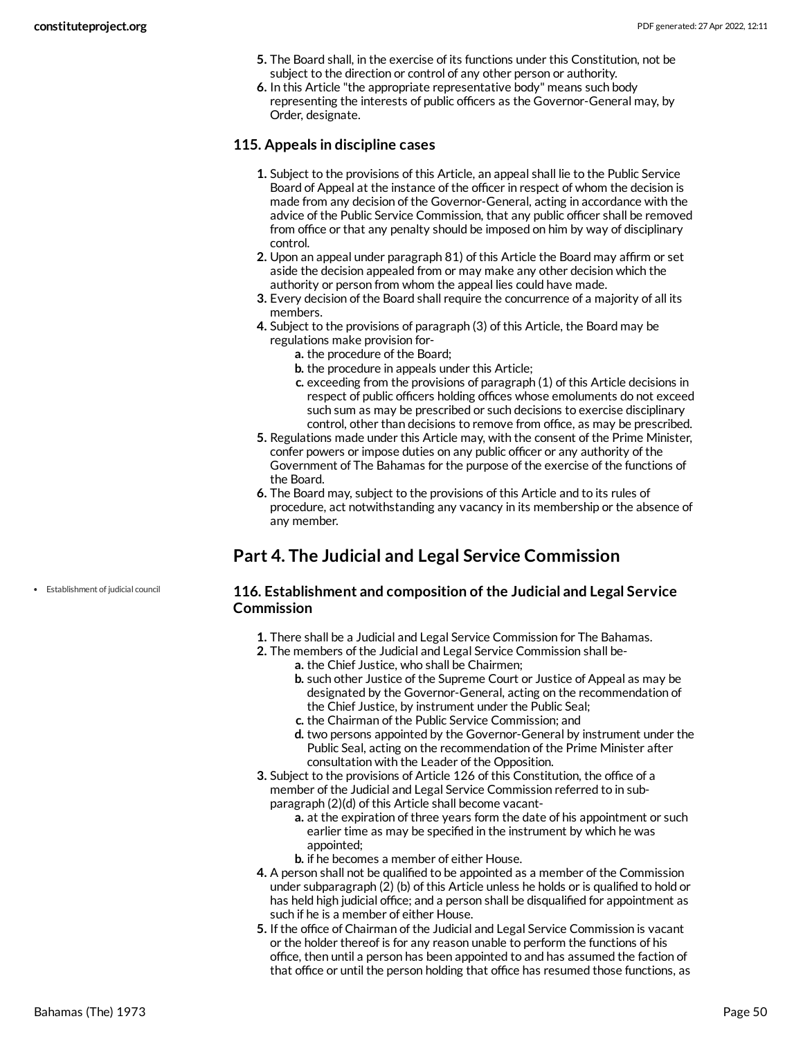5. The Board shall, in the exercise of its functions under this Constitution, not be subject to the direction or control of any other person or authority.
6. In this Article "the appropriate representative body" means such body representing the interests of public officers as the Governor-General may, by Order, designate.

### 115. Appeals in discipline cases

1. Subject to the provisions of this Article, an appeal shall lie to the Public Service Board of Appeal at the instance of the officer in respect of whom the decision is made from any decision of the Governor-General, acting in accordance with the advice of the Public Service Commission, that any public officer shall be removed from office or that any penalty should be imposed on him by way of disciplinary control.
2. Upon an appeal under paragraph 81) of this Article the Board may affirm or set aside the decision appealed from or may make any other decision which the authority or person from whom the appeal lies could have made.
3. Every decision of the Board shall require the concurrence of a majority of all its members.
4. Subject to the provisions of paragraph (3) of this Article, the Board may be regulations make provision for-
    a. the procedure of the Board;
    b. the procedure in appeals under this Article;
    c. exceeding from the provisions of paragraph (1) of this Article decisions in respect of public officers holding offices whose emoluments do not exceed such sum as may be prescribed or such decisions to exercise disciplinary control, other than decisions to remove from office, as may be prescribed.
5. Regulations made under this Article may, with the consent of the Prime Minister, confer powers or impose duties on any public officer or any authority of the Government of The Bahamas for the purpose of the exercise of the functions of the Board.
6. The Board may, subject to the provisions of this Article and to its rules of procedure, act notwithstanding any vacancy in its membership or the absence of any member.

## Part 4. The Judicial and Legal Service Commission

- Establishment of judicial council

### 116. Establishment and composition of the Judicial and Legal Service Commission

1. There shall be a Judicial and Legal Service Commission for The Bahamas.
2. The members of the Judicial and Legal Service Commission shall be-
    a. the Chief Justice, who shall be Chairmen;
    b. such other Justice of the Supreme Court or Justice of Appeal as may be designated by the Governor-General, acting on the recommendation of the Chief Justice, by instrument under the Public Seal;
    c. the Chairman of the Public Service Commission; and
    d. two persons appointed by the Governor-General by instrument under the Public Seal, acting on the recommendation of the Prime Minister after consultation with the Leader of the Opposition.
3. Subject to the provisions of Article 126 of this Constitution, the office of a member of the Judicial and Legal Service Commission referred to in sub-paragraph (2)(d) of this Article shall become vacant-
    a. at the expiration of three years form the date of his appointment or such earlier time as may be specified in the instrument by which he was appointed;
    b. if he becomes a member of either House.
4. A person shall not be qualified to be appointed as a member of the Commission under subparagraph (2) (b) of this Article unless he holds or is qualified to hold or has held high judicial office; and a person shall be disqualified for appointment as such if he is a member of either House.
5. If the office of Chairman of the Judicial and Legal Service Commission is vacant or the holder thereof is for any reason unable to perform the functions of his office, then until a person has been appointed to and has assumed the faction of that office or until the person holding that office has resumed those functions, as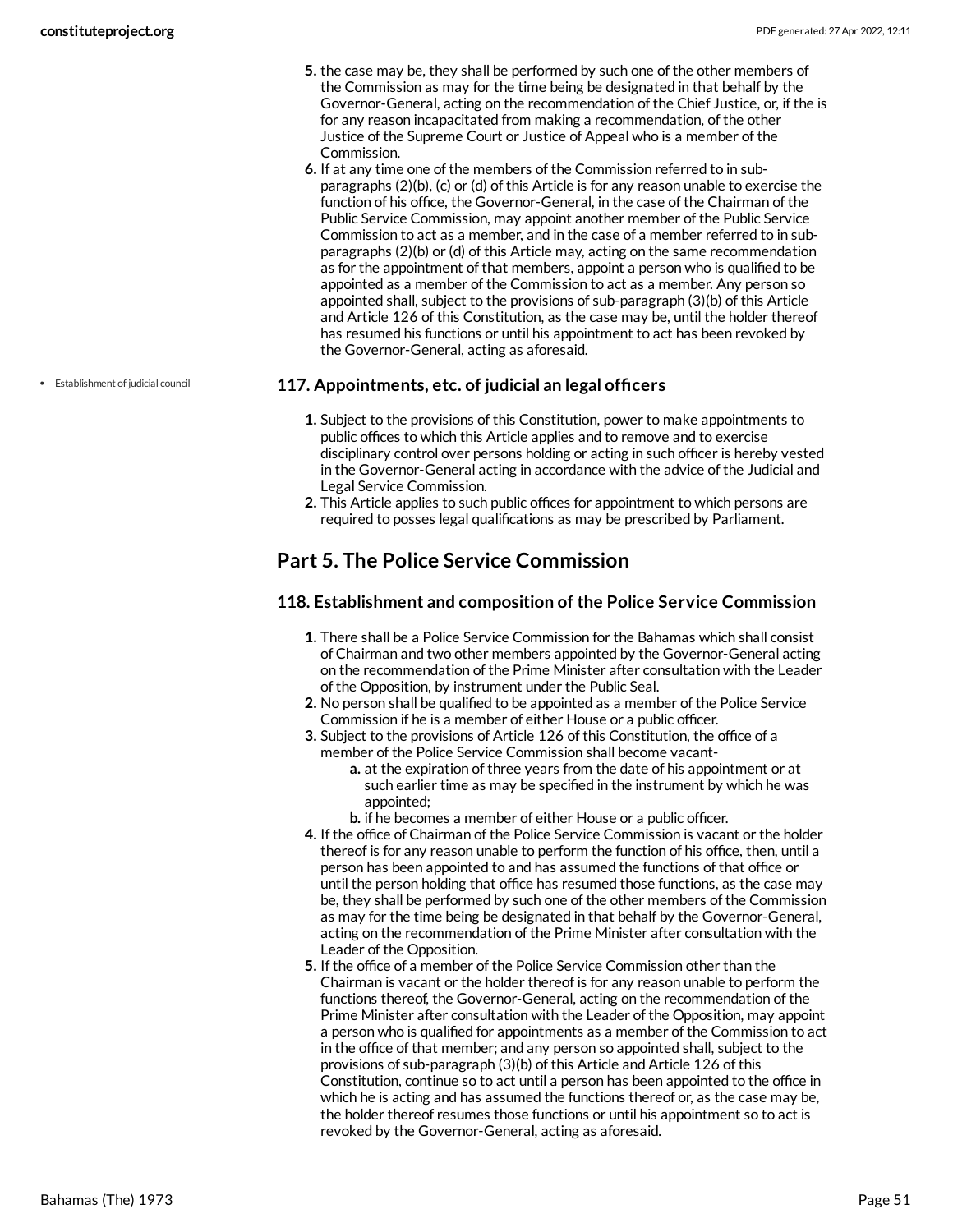5. the case may be, they shall be performed by such one of the other members of the Commission as may for the time being be designated in that behalf by the Governor-General, acting on the recommendation of the Chief Justice, or, if the is for any reason incapacitated from making a recommendation, of the other Justice of the Supreme Court or Justice of Appeal who is a member of the Commission.
6. If at any time one of the members of the Commission referred to in sub-paragraphs (2)(b), (c) or (d) of this Article is for any reason unable to exercise the function of his office, the Governor-General, in the case of the Chairman of the Public Service Commission, may appoint another member of the Public Service Commission to act as a member, and in the case of a member referred to in sub-paragraphs (2)(b) or (d) of this Article may, acting on the same recommendation as for the appointment of that members, appoint a person who is qualified to be appointed as a member of the Commission to act as a member. Any person so appointed shall, subject to the provisions of sub-paragraph (3)(b) of this Article and Article 126 of this Constitution, as the case may be, until the holder thereof has resumed his functions or until his appointment to act has been revoked by the Governor-General, acting as aforesaid.

- Establishment of judicial council

### 117. Appointments, etc. of judicial an legal officers

1. Subject to the provisions of this Constitution, power to make appointments to public offices to which this Article applies and to remove and to exercise disciplinary control over persons holding or acting in such officer is hereby vested in the Governor-General acting in accordance with the advice of the Judicial and Legal Service Commission.
2. This Article applies to such public offices for appointment to which persons are required to posses legal qualifications as may be prescribed by Parliament.

## Part 5. The Police Service Commission

### 118. Establishment and composition of the Police Service Commission

1. There shall be a Police Service Commission for the Bahamas which shall consist of Chairman and two other members appointed by the Governor-General acting on the recommendation of the Prime Minister after consultation with the Leader of the Opposition, by instrument under the Public Seal.
2. No person shall be qualified to be appointed as a member of the Police Service Commission if he is a member of either House or a public officer.
3. Subject to the provisions of Article 126 of this Constitution, the office of a member of the Police Service Commission shall become vacant-
   a. at the expiration of three years from the date of his appointment or at such earlier time as may be specified in the instrument by which he was appointed;
   b. if he becomes a member of either House or a public officer.
4. If the office of Chairman of the Police Service Commission is vacant or the holder thereof is for any reason unable to perform the function of his office, then, until a person has been appointed to and has assumed the functions of that office or until the person holding that office has resumed those functions, as the case may be, they shall be performed by such one of the other members of the Commission as may for the time being be designated in that behalf by the Governor-General, acting on the recommendation of the Prime Minister after consultation with the Leader of the Opposition.
5. If the office of a member of the Police Service Commission other than the Chairman is vacant or the holder thereof is for any reason unable to perform the functions thereof, the Governor-General, acting on the recommendation of the Prime Minister after consultation with the Leader of the Opposition, may appoint a person who is qualified for appointments as a member of the Commission to act in the office of that member; and any person so appointed shall, subject to the provisions of sub-paragraph (3)(b) of this Article and Article 126 of this Constitution, continue so to act until a person has been appointed to the office in which he is acting and has assumed the functions thereof or, as the case may be, the holder thereof resumes those functions or until his appointment so to act is revoked by the Governor-General, acting as aforesaid.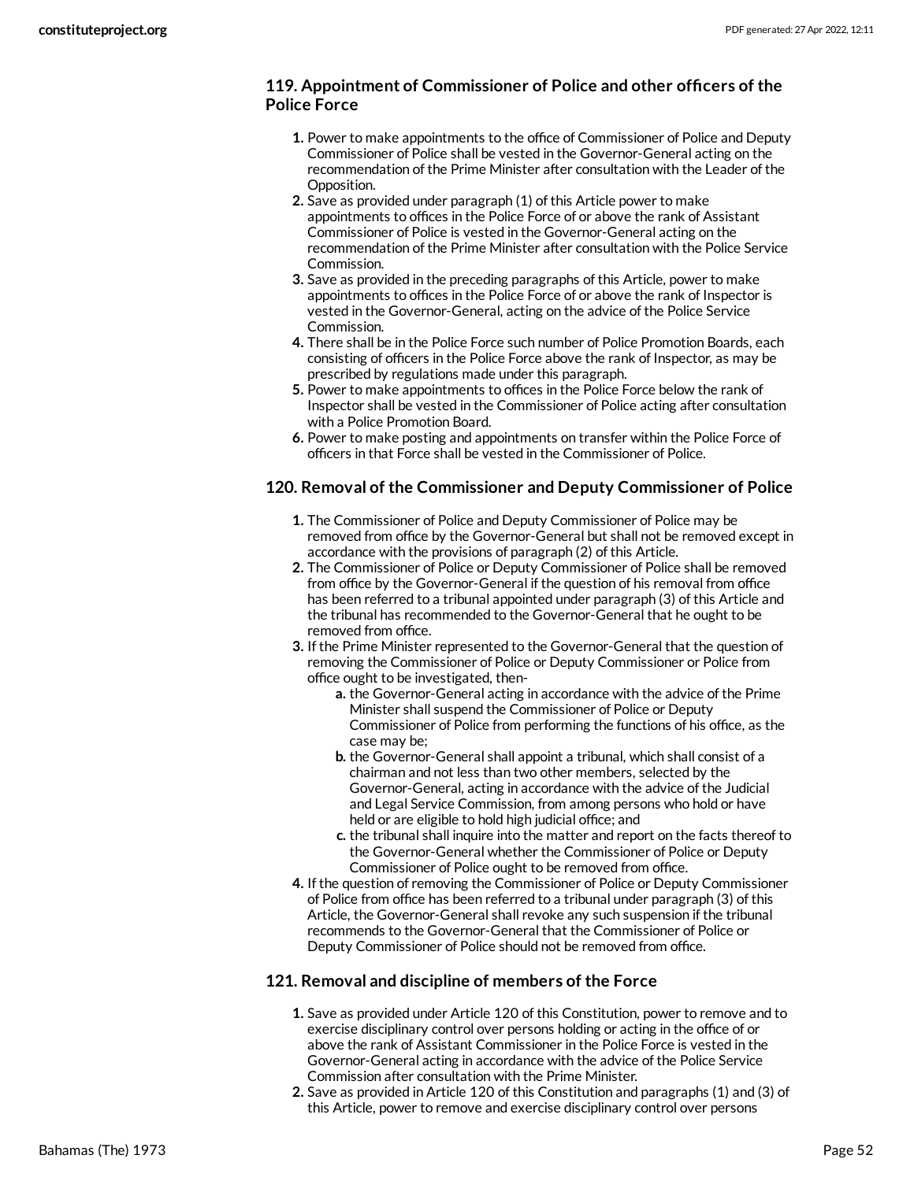### 119. Appointment of Commissioner of Police and other officers of the Police Force

1. Power to make appointments to the office of Commissioner of Police and Deputy Commissioner of Police shall be vested in the Governor-General acting on the recommendation of the Prime Minister after consultation with the Leader of the Opposition.
2. Save as provided under paragraph (1) of this Article power to make appointments to offices in the Police Force of or above the rank of Assistant Commissioner of Police is vested in the Governor-General acting on the recommendation of the Prime Minister after consultation with the Police Service Commission.
3. Save as provided in the preceding paragraphs of this Article, power to make appointments to offices in the Police Force of or above the rank of Inspector is vested in the Governor-General, acting on the advice of the Police Service Commission.
4. There shall be in the Police Force such number of Police Promotion Boards, each consisting of officers in the Police Force above the rank of Inspector, as may be prescribed by regulations made under this paragraph.
5. Power to make appointments to offices in the Police Force below the rank of Inspector shall be vested in the Commissioner of Police acting after consultation with a Police Promotion Board.
6. Power to make posting and appointments on transfer within the Police Force of officers in that Force shall be vested in the Commissioner of Police.

### 120. Removal of the Commissioner and Deputy Commissioner of Police

1. The Commissioner of Police and Deputy Commissioner of Police may be removed from office by the Governor-General but shall not be removed except in accordance with the provisions of paragraph (2) of this Article.
2. The Commissioner of Police or Deputy Commissioner of Police shall be removed from office by the Governor-General if the question of his removal from office has been referred to a tribunal appointed under paragraph (3) of this Article and the tribunal has recommended to the Governor-General that he ought to be removed from office.
3. If the Prime Minister represented to the Governor-General that the question of removing the Commissioner of Police or Deputy Commissioner or Police from office ought to be investigated, then-
   a. the Governor-General acting in accordance with the advice of the Prime Minister shall suspend the Commissioner of Police or Deputy Commissioner of Police from performing the functions of his office, as the case may be;
   b. the Governor-General shall appoint a tribunal, which shall consist of a chairman and not less than two other members, selected by the Governor-General, acting in accordance with the advice of the Judicial and Legal Service Commission, from among persons who hold or have held or are eligible to hold high judicial office; and
   c. the tribunal shall inquire into the matter and report on the facts thereof to the Governor-General whether the Commissioner of Police or Deputy Commissioner of Police ought to be removed from office.
4. If the question of removing the Commissioner of Police or Deputy Commissioner of Police from office has been referred to a tribunal under paragraph (3) of this Article, the Governor-General shall revoke any such suspension if the tribunal recommends to the Governor-General that the Commissioner of Police or Deputy Commissioner of Police should not be removed from office.

### 121. Removal and discipline of members of the Force

1. Save as provided under Article 120 of this Constitution, power to remove and to exercise disciplinary control over persons holding or acting in the office of or above the rank of Assistant Commissioner in the Police Force is vested in the Governor-General acting in accordance with the advice of the Police Service Commission after consultation with the Prime Minister.
2. Save as provided in Article 120 of this Constitution and paragraphs (1) and (3) of this Article, power to remove and exercise disciplinary control over persons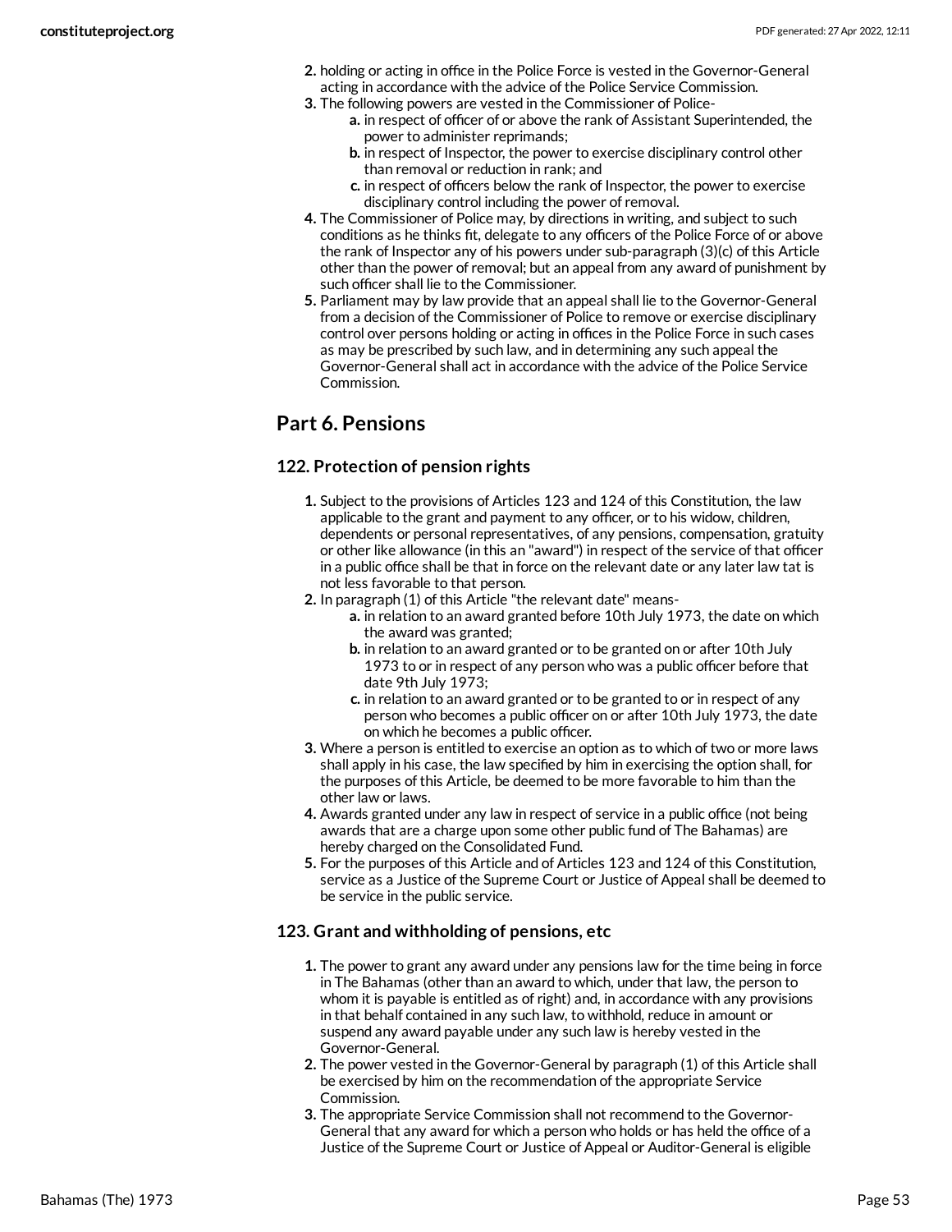2. holding or acting in office in the Police Force is vested in the Governor-General acting in accordance with the advice of the Police Service Commission.
3. The following powers are vested in the Commissioner of Police-
    a. in respect of officer of or above the rank of Assistant Superintended, the power to administer reprimands;
    b. in respect of Inspector, the power to exercise disciplinary control other than removal or reduction in rank; and
    c. in respect of officers below the rank of Inspector, the power to exercise disciplinary control including the power of removal.
4. The Commissioner of Police may, by directions in writing, and subject to such conditions as he thinks fit, delegate to any officers of the Police Force of or above the rank of Inspector any of his powers under sub-paragraph (3)(c) of this Article other than the power of removal; but an appeal from any award of punishment by such officer shall lie to the Commissioner.
5. Parliament may by law provide that an appeal shall lie to the Governor-General from a decision of the Commissioner of Police to remove or exercise disciplinary control over persons holding or acting in offices in the Police Force in such cases as may be prescribed by such law, and in determining any such appeal the Governor-General shall act in accordance with the advice of the Police Service Commission.

## Part 6. Pensions

### 122. Protection of pension rights

1. Subject to the provisions of Articles 123 and 124 of this Constitution, the law applicable to the grant and payment to any officer, or to his widow, children, dependents or personal representatives, of any pensions, compensation, gratuity or other like allowance (in this an "award") in respect of the service of that officer in a public office shall be that in force on the relevant date or any later law tat is not less favorable to that person.
2. In paragraph (1) of this Article "the relevant date" means-
    a. in relation to an award granted before 10th July 1973, the date on which the award was granted;
    b. in relation to an award granted or to be granted on or after 10th July 1973 to or in respect of any person who was a public officer before that date 9th July 1973;
    c. in relation to an award granted or to be granted to or in respect of any person who becomes a public officer on or after 10th July 1973, the date on which he becomes a public officer.
3. Where a person is entitled to exercise an option as to which of two or more laws shall apply in his case, the law specified by him in exercising the option shall, for the purposes of this Article, be deemed to be more favorable to him than the other law or laws.
4. Awards granted under any law in respect of service in a public office (not being awards that are a charge upon some other public fund of The Bahamas) are hereby charged on the Consolidated Fund.
5. For the purposes of this Article and of Articles 123 and 124 of this Constitution, service as a Justice of the Supreme Court or Justice of Appeal shall be deemed to be service in the public service.

### 123. Grant and withholding of pensions, etc

1. The power to grant any award under any pensions law for the time being in force in The Bahamas (other than an award to which, under that law, the person to whom it is payable is entitled as of right) and, in accordance with any provisions in that behalf contained in any such law, to withhold, reduce in amount or suspend any award payable under any such law is hereby vested in the Governor-General.
2. The power vested in the Governor-General by paragraph (1) of this Article shall be exercised by him on the recommendation of the appropriate Service Commission.
3. The appropriate Service Commission shall not recommend to the Governor-General that any award for which a person who holds or has held the office of a Justice of the Supreme Court or Justice of Appeal or Auditor-General is eligible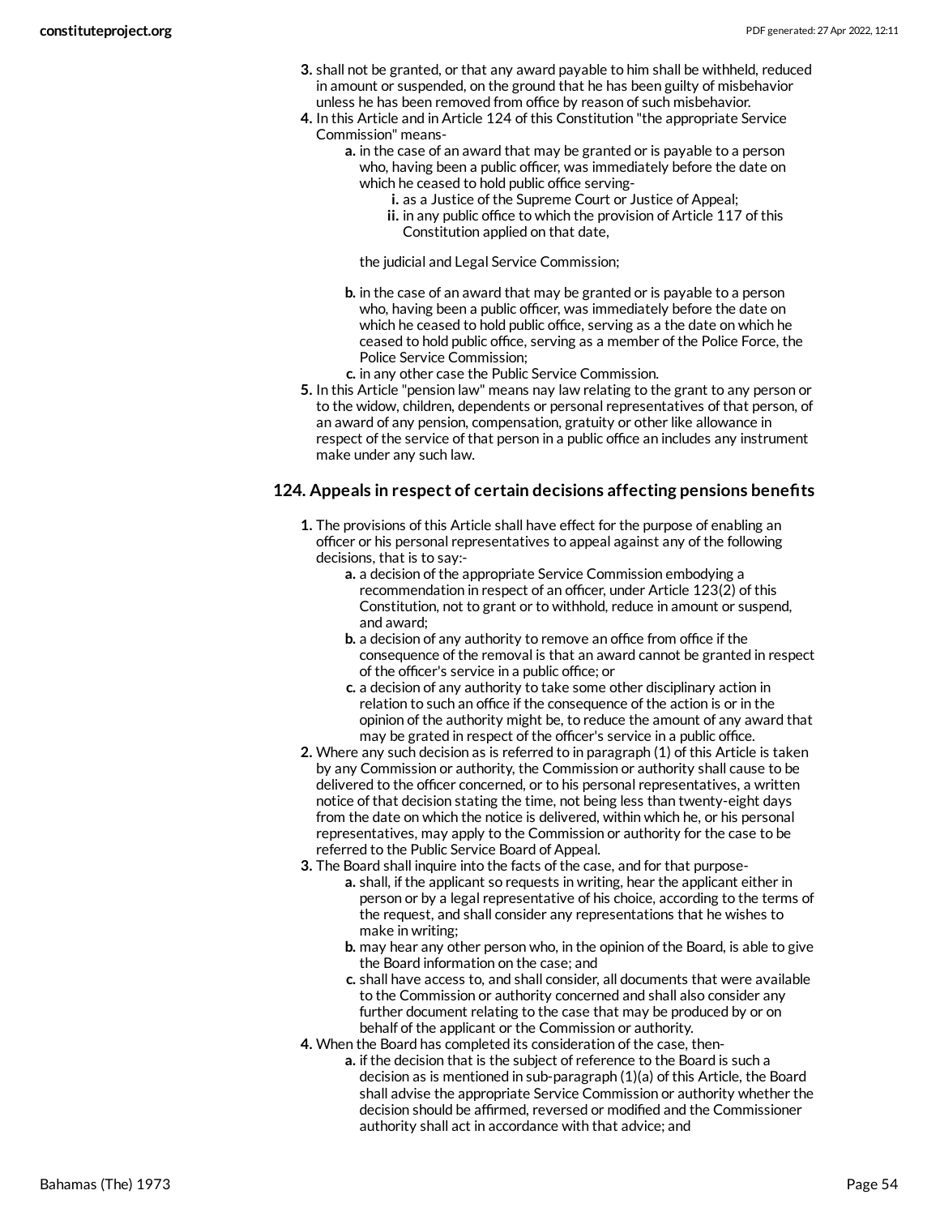3. shall not be granted, or that any award payable to him shall be withheld, reduced in amount or suspended, on the ground that he has been guilty of misbehavior unless he has been removed from office by reason of such misbehavior.
4. In this Article and in Article 124 of this Constitution "the appropriate Service Commission" means-
    a. in the case of an award that may be granted or is payable to a person who, having been a public officer, was immediately before the date on which he ceased to hold public office serving-
        i. as a Justice of the Supreme Court or Justice of Appeal;
        ii. in any public office to which the provision of Article 117 of this Constitution applied on that date,

    the judicial and Legal Service Commission;

    b. in the case of an award that may be granted or is payable to a person who, having been a public officer, was immediately before the date on which he ceased to hold public office, serving as a the date on which he ceased to hold public office, serving as a member of the Police Force, the Police Service Commission;
    c. in any other case the Public Service Commission.
5. In this Article "pension law" means nay law relating to the grant to any person or to the widow, children, dependents or personal representatives of that person, of an award of any pension, compensation, gratuity or other like allowance in respect of the service of that person in a public office an includes any instrument make under any such law.

### 124. Appeals in respect of certain decisions affecting pensions benefits

1. The provisions of this Article shall have effect for the purpose of enabling an officer or his personal representatives to appeal against any of the following decisions, that is to say:-
    a. a decision of the appropriate Service Commission embodying a recommendation in respect of an officer, under Article 123(2) of this Constitution, not to grant or to withhold, reduce in amount or suspend, and award;
    b. a decision of any authority to remove an office from office if the consequence of the removal is that an award cannot be granted in respect of the officer's service in a public office; or
    c. a decision of any authority to take some other disciplinary action in relation to such an office if the consequence of the action is or in the opinion of the authority might be, to reduce the amount of any award that may be grated in respect of the officer's service in a public office.
2. Where any such decision as is referred to in paragraph (1) of this Article is taken by any Commission or authority, the Commission or authority shall cause to be delivered to the officer concerned, or to his personal representatives, a written notice of that decision stating the time, not being less than twenty-eight days from the date on which the notice is delivered, within which he, or his personal representatives, may apply to the Commission or authority for the case to be referred to the Public Service Board of Appeal.
3. The Board shall inquire into the facts of the case, and for that purpose-
    a. shall, if the applicant so requests in writing, hear the applicant either in person or by a legal representative of his choice, according to the terms of the request, and shall consider any representations that he wishes to make in writing;
    b. may hear any other person who, in the opinion of the Board, is able to give the Board information on the case; and
    c. shall have access to, and shall consider, all documents that were available to the Commission or authority concerned and shall also consider any further document relating to the case that may be produced by or on behalf of the applicant or the Commission or authority.
4. When the Board has completed its consideration of the case, then-
    a. if the decision that is the subject of reference to the Board is such a decision as is mentioned in sub-paragraph (1)(a) of this Article, the Board shall advise the appropriate Service Commission or authority whether the decision should be affirmed, reversed or modified and the Commissioner authority shall act in accordance with that advice; and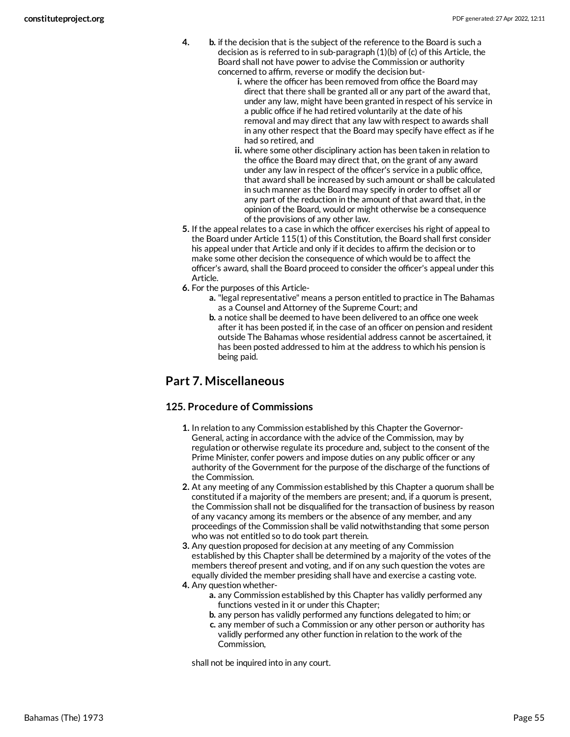4. 
   b. if the decision that is the subject of the reference to the Board is such a decision as is referred to in sub-paragraph (1)(b) of (c) of this Article, the Board shall not have power to advise the Commission or authority concerned to affirm, reverse or modify the decision but-
      i. where the officer has been removed from office the Board may direct that there shall be granted all or any part of the award that, under any law, might have been granted in respect of his service in a public office if he had retired voluntarily at the date of his removal and may direct that any law with respect to awards shall in any other respect that the Board may specify have effect as if he had so retired, and
      ii. where some other disciplinary action has been taken in relation to the office the Board may direct that, on the grant of any award under any law in respect of the officer's service in a public office, that award shall be increased by such amount or shall be calculated in such manner as the Board may specify in order to offset all or any part of the reduction in the amount of that award that, in the opinion of the Board, would or might otherwise be a consequence of the provisions of any other law.
5. If the appeal relates to a case in which the officer exercises his right of appeal to the Board under Article 115(1) of this Constitution, the Board shall first consider his appeal under that Article and only if it decides to affirm the decision or to make some other decision the consequence of which would be to affect the officer's award, shall the Board proceed to consider the officer's appeal under this Article.
6. For the purposes of this Article-
   a. "legal representative" means a person entitled to practice in The Bahamas as a Counsel and Attorney of the Supreme Court; and
   b. a notice shall be deemed to have been delivered to an office one week after it has been posted if, in the case of an officer on pension and resident outside The Bahamas whose residential address cannot be ascertained, it has been posted addressed to him at the address to which his pension is being paid.

## Part 7. Miscellaneous

### 125. Procedure of Commissions

1. In relation to any Commission established by this Chapter the Governor-General, acting in accordance with the advice of the Commission, may by regulation or otherwise regulate its procedure and, subject to the consent of the Prime Minister, confer powers and impose duties on any public officer or any authority of the Government for the purpose of the discharge of the functions of the Commission.
2. At any meeting of any Commission established by this Chapter a quorum shall be constituted if a majority of the members are present; and, if a quorum is present, the Commission shall not be disqualified for the transaction of business by reason of any vacancy among its members or the absence of any member, and any proceedings of the Commission shall be valid notwithstanding that some person who was not entitled so to do took part therein.
3. Any question proposed for decision at any meeting of any Commission established by this Chapter shall be determined by a majority of the votes of the members thereof present and voting, and if on any such question the votes are equally divided the member presiding shall have and exercise a casting vote.
4. Any question whether-
   a. any Commission established by this Chapter has validly performed any functions vested in it or under this Chapter;
   b. any person has validly performed any functions delegated to him; or
   c. any member of such a Commission or any other person or authority has validly performed any other function in relation to the work of the Commission,

   shall not be inquired into in any court.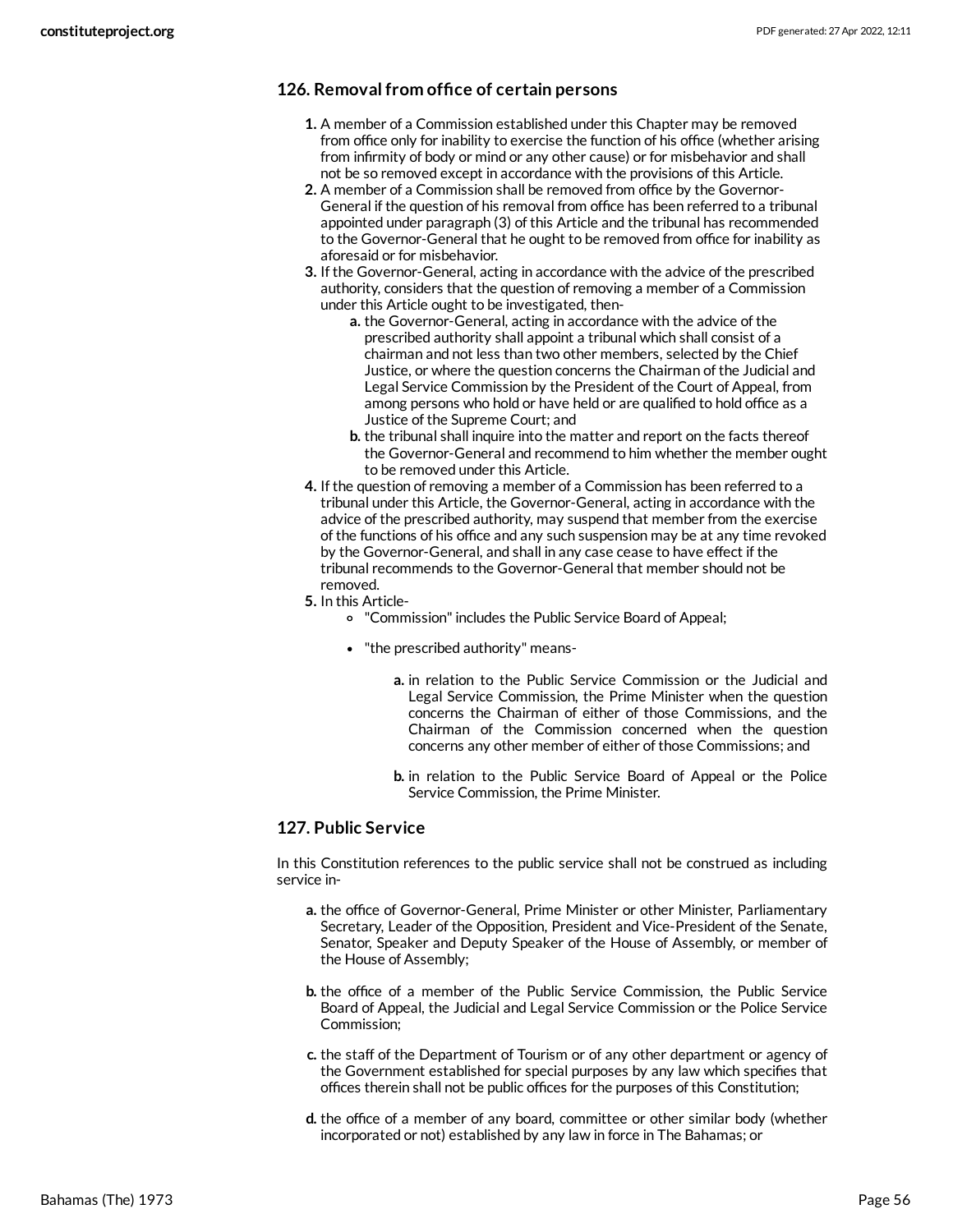## 126. Removal from office of certain persons

1. A member of a Commission established under this Chapter may be removed from office only for inability to exercise the function of his office (whether arising from infirmity of body or mind or any other cause) or for misbehavior and shall not be so removed except in accordance with the provisions of this Article.
2. A member of a Commission shall be removed from office by the Governor-General if the question of his removal from office has been referred to a tribunal appointed under paragraph (3) of this Article and the tribunal has recommended to the Governor-General that he ought to be removed from office for inability as aforesaid or for misbehavior.
3. If the Governor-General, acting in accordance with the advice of the prescribed authority, considers that the question of removing a member of a Commission under this Article ought to be investigated, then-
   a. the Governor-General, acting in accordance with the advice of the prescribed authority shall appoint a tribunal which shall consist of a chairman and not less than two other members, selected by the Chief Justice, or where the question concerns the Chairman of the Judicial and Legal Service Commission by the President of the Court of Appeal, from among persons who hold or have held or are qualified to hold office as a Justice of the Supreme Court; and
   b. the tribunal shall inquire into the matter and report on the facts thereof the Governor-General and recommend to him whether the member ought to be removed under this Article.
4. If the question of removing a member of a Commission has been referred to a tribunal under this Article, the Governor-General, acting in accordance with the advice of the prescribed authority, may suspend that member from the exercise of the functions of his office and any such suspension may be at any time revoked by the Governor-General, and shall in any case cease to have effect if the tribunal recommends to the Governor-General that member should not be removed.
5. In this Article-
   - "Commission" includes the Public Service Board of Appeal;
   - "the prescribed authority" means-
     a. in relation to the Public Service Commission or the Judicial and Legal Service Commission, the Prime Minister when the question concerns the Chairman of either of those Commissions, and the Chairman of the Commission concerned when the question concerns any other member of either of those Commissions; and
     b. in relation to the Public Service Board of Appeal or the Police Service Commission, the Prime Minister.

## 127. Public Service

In this Constitution references to the public service shall not be construed as including service in-

a. the office of Governor-General, Prime Minister or other Minister, Parliamentary Secretary, Leader of the Opposition, President and Vice-President of the Senate, Senator, Speaker and Deputy Speaker of the House of Assembly, or member of the House of Assembly;

b. the office of a member of the Public Service Commission, the Public Service Board of Appeal, the Judicial and Legal Service Commission or the Police Service Commission;

c. the staff of the Department of Tourism or of any other department or agency of the Government established for special purposes by any law which specifies that offices therein shall not be public offices for the purposes of this Constitution;

d. the office of a member of any board, committee or other similar body (whether incorporated or not) established by any law in force in The Bahamas; or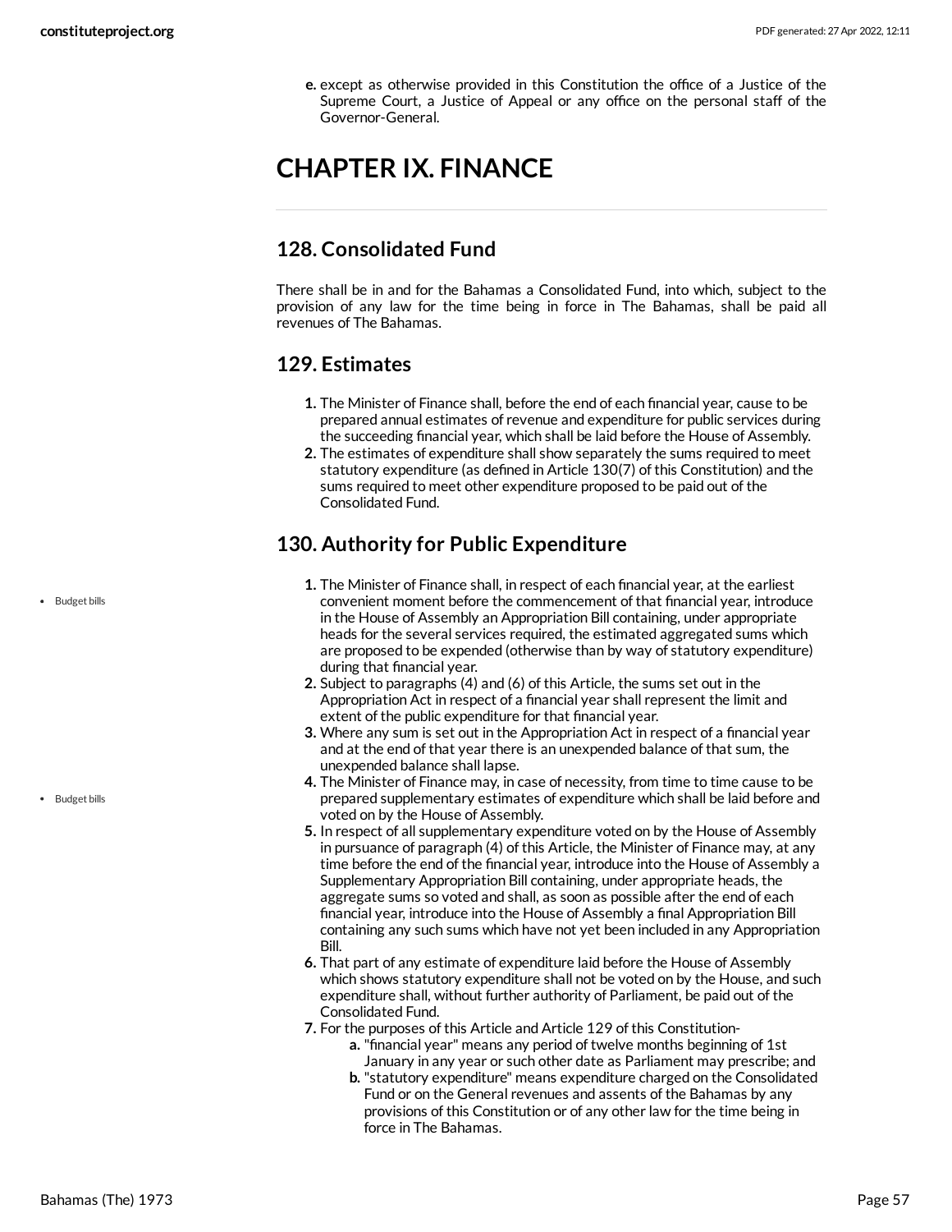e. except as otherwise provided in this Constitution the office of a Justice of the Supreme Court, a Justice of Appeal or any office on the personal staff of the Governor-General.

# CHAPTER IX. FINANCE

## 128. Consolidated Fund

There shall be in and for the Bahamas a Consolidated Fund, into which, subject to the provision of any law for the time being in force in The Bahamas, shall be paid all revenues of The Bahamas.

## 129. Estimates

1. The Minister of Finance shall, before the end of each financial year, cause to be prepared annual estimates of revenue and expenditure for public services during the succeeding financial year, which shall be laid before the House of Assembly.
2. The estimates of expenditure shall show separately the sums required to meet statutory expenditure (as defined in Article 130(7) of this Constitution) and the sums required to meet other expenditure proposed to be paid out of the Consolidated Fund.

## 130. Authority for Public Expenditure

- Budget bills

1. The Minister of Finance shall, in respect of each financial year, at the earliest convenient moment before the commencement of that financial year, introduce in the House of Assembly an Appropriation Bill containing, under appropriate heads for the several services required, the estimated aggregated sums which are proposed to be expended (otherwise than by way of statutory expenditure) during that financial year.
2. Subject to paragraphs (4) and (6) of this Article, the sums set out in the Appropriation Act in respect of a financial year shall represent the limit and extent of the public expenditure for that financial year.
3. Where any sum is set out in the Appropriation Act in respect of a financial year and at the end of that year there is an unexpended balance of that sum, the unexpended balance shall lapse.
4. The Minister of Finance may, in case of necessity, from time to time cause to be prepared supplementary estimates of expenditure which shall be laid before and voted on by the House of Assembly.

- Budget bills

5. In respect of all supplementary expenditure voted on by the House of Assembly in pursuance of paragraph (4) of this Article, the Minister of Finance may, at any time before the end of the financial year, introduce into the House of Assembly a Supplementary Appropriation Bill containing, under appropriate heads, the aggregate sums so voted and shall, as soon as possible after the end of each financial year, introduce into the House of Assembly a final Appropriation Bill containing any such sums which have not yet been included in any Appropriation Bill.
6. That part of any estimate of expenditure laid before the House of Assembly which shows statutory expenditure shall not be voted on by the House, and such expenditure shall, without further authority of Parliament, be paid out of the Consolidated Fund.
7. For the purposes of this Article and Article 129 of this Constitution-
   a. "financial year" means any period of twelve months beginning of 1st January in any year or such other date as Parliament may prescribe; and
   b. "statutory expenditure" means expenditure charged on the Consolidated Fund or on the General revenues and assents of the Bahamas by any provisions of this Constitution or of any other law for the time being in force in The Bahamas.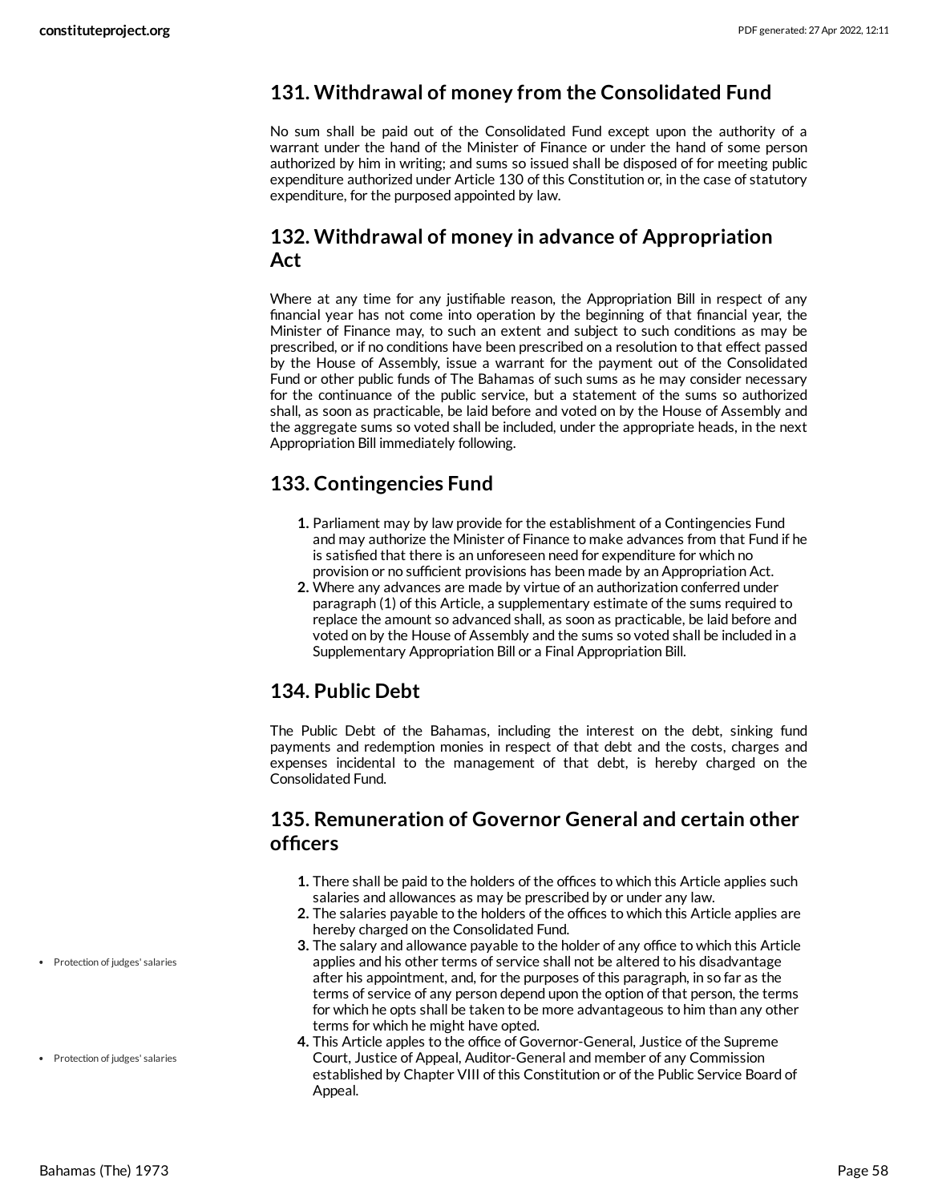## 131. Withdrawal of money from the Consolidated Fund

No sum shall be paid out of the Consolidated Fund except upon the authority of a warrant under the hand of the Minister of Finance or under the hand of some person authorized by him in writing; and sums so issued shall be disposed of for meeting public expenditure authorized under Article 130 of this Constitution or, in the case of statutory expenditure, for the purposed appointed by law.

## 132. Withdrawal of money in advance of Appropriation Act

Where at any time for any justifiable reason, the Appropriation Bill in respect of any financial year has not come into operation by the beginning of that financial year, the Minister of Finance may, to such an extent and subject to such conditions as may be prescribed, or if no conditions have been prescribed on a resolution to that effect passed by the House of Assembly, issue a warrant for the payment out of the Consolidated Fund or other public funds of The Bahamas of such sums as he may consider necessary for the continuance of the public service, but a statement of the sums so authorized shall, as soon as practicable, be laid before and voted on by the House of Assembly and the aggregate sums so voted shall be included, under the appropriate heads, in the next Appropriation Bill immediately following.

## 133. Contingencies Fund

1. Parliament may by law provide for the establishment of a Contingencies Fund and may authorize the Minister of Finance to make advances from that Fund if he is satisfied that there is an unforeseen need for expenditure for which no provision or no sufficient provisions has been made by an Appropriation Act.
2. Where any advances are made by virtue of an authorization conferred under paragraph (1) of this Article, a supplementary estimate of the sums required to replace the amount so advanced shall, as soon as practicable, be laid before and voted on by the House of Assembly and the sums so voted shall be included in a Supplementary Appropriation Bill or a Final Appropriation Bill.

## 134. Public Debt

The Public Debt of the Bahamas, including the interest on the debt, sinking fund payments and redemption monies in respect of that debt and the costs, charges and expenses incidental to the management of that debt, is hereby charged on the Consolidated Fund.

## 135. Remuneration of Governor General and certain other officers

1. There shall be paid to the holders of the offices to which this Article applies such salaries and allowances as may be prescribed by or under any law.
2. The salaries payable to the holders of the offices to which this Article applies are hereby charged on the Consolidated Fund.
3. The salary and allowance payable to the holder of any office to which this Article applies and his other terms of service shall not be altered to his disadvantage after his appointment, and, for the purposes of this paragraph, in so far as the terms of service of any person depend upon the option of that person, the terms for which he opts shall be taken to be more advantageous to him than any other terms for which he might have opted.
4. This Article apples to the office of Governor-General, Justice of the Supreme Court, Justice of Appeal, Auditor-General and member of any Commission established by Chapter VIII of this Constitution or of the Public Service Board of Appeal.

- Protection of judges' salaries
- Protection of judges' salaries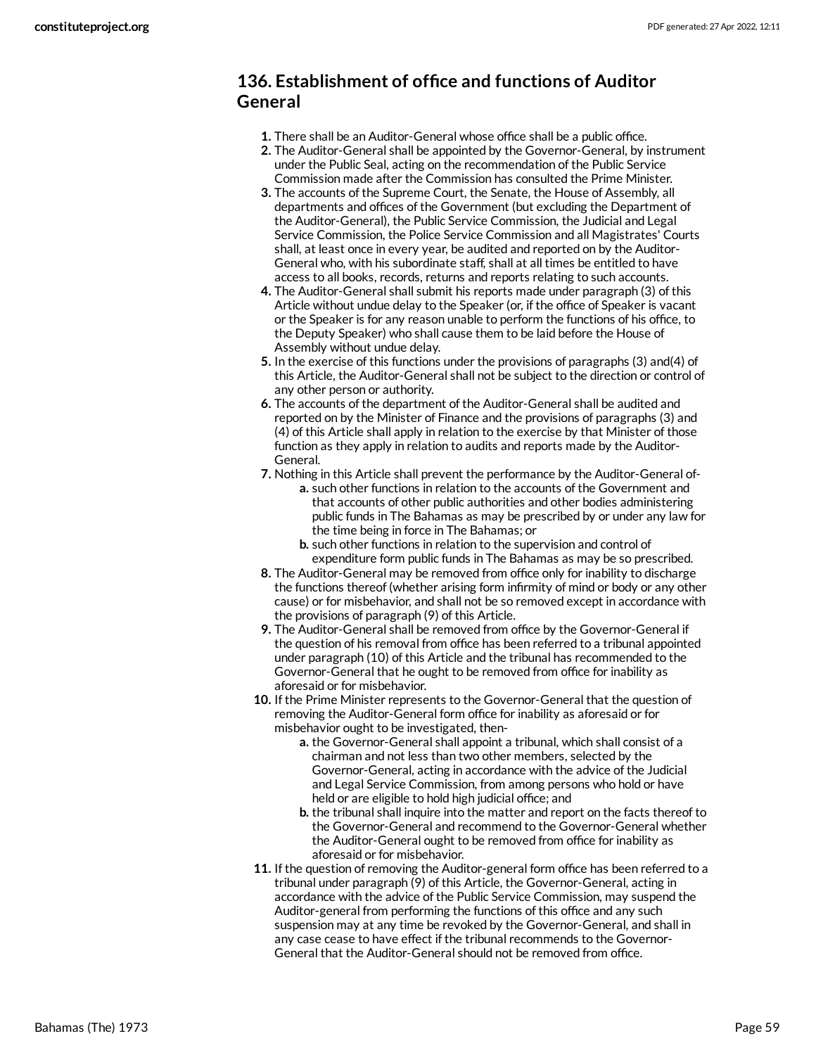## 136. Establishment of office and functions of Auditor General

1. There shall be an Auditor-General whose office shall be a public office.
2. The Auditor-General shall be appointed by the Governor-General, by instrument under the Public Seal, acting on the recommendation of the Public Service Commission made after the Commission has consulted the Prime Minister.
3. The accounts of the Supreme Court, the Senate, the House of Assembly, all departments and offices of the Government (but excluding the Department of the Auditor-General), the Public Service Commission, the Judicial and Legal Service Commission, the Police Service Commission and all Magistrates' Courts shall, at least once in every year, be audited and reported on by the Auditor-General who, with his subordinate staff, shall at all times be entitled to have access to all books, records, returns and reports relating to such accounts.
4. The Auditor-General shall submit his reports made under paragraph (3) of this Article without undue delay to the Speaker (or, if the office of Speaker is vacant or the Speaker is for any reason unable to perform the functions of his office, to the Deputy Speaker) who shall cause them to be laid before the House of Assembly without undue delay.
5. In the exercise of this functions under the provisions of paragraphs (3) and(4) of this Article, the Auditor-General shall not be subject to the direction or control of any other person or authority.
6. The accounts of the department of the Auditor-General shall be audited and reported on by the Minister of Finance and the provisions of paragraphs (3) and (4) of this Article shall apply in relation to the exercise by that Minister of those function as they apply in relation to audits and reports made by the Auditor-General.
7. Nothing in this Article shall prevent the performance by the Auditor-General of-
   a. such other functions in relation to the accounts of the Government and that accounts of other public authorities and other bodies administering public funds in The Bahamas as may be prescribed by or under any law for the time being in force in The Bahamas; or
   b. such other functions in relation to the supervision and control of expenditure form public funds in The Bahamas as may be so prescribed.
8. The Auditor-General may be removed from office only for inability to discharge the functions thereof (whether arising form infirmity of mind or body or any other cause) or for misbehavior, and shall not be so removed except in accordance with the provisions of paragraph (9) of this Article.
9. The Auditor-General shall be removed from office by the Governor-General if the question of his removal from office has been referred to a tribunal appointed under paragraph (10) of this Article and the tribunal has recommended to the Governor-General that he ought to be removed from office for inability as aforesaid or for misbehavior.
10. If the Prime Minister represents to the Governor-General that the question of removing the Auditor-General form office for inability as aforesaid or for misbehavior ought to be investigated, then-
    a. the Governor-General shall appoint a tribunal, which shall consist of a chairman and not less than two other members, selected by the Governor-General, acting in accordance with the advice of the Judicial and Legal Service Commission, from among persons who hold or have held or are eligible to hold high judicial office; and
    b. the tribunal shall inquire into the matter and report on the facts thereof to the Governor-General and recommend to the Governor-General whether the Auditor-General ought to be removed from office for inability as aforesaid or for misbehavior.
11. If the question of removing the Auditor-general form office has been referred to a tribunal under paragraph (9) of this Article, the Governor-General, acting in accordance with the advice of the Public Service Commission, may suspend the Auditor-general from performing the functions of this office and any such suspension may at any time be revoked by the Governor-General, and shall in any case cease to have effect if the tribunal recommends to the Governor-General that the Auditor-General should not be removed from office.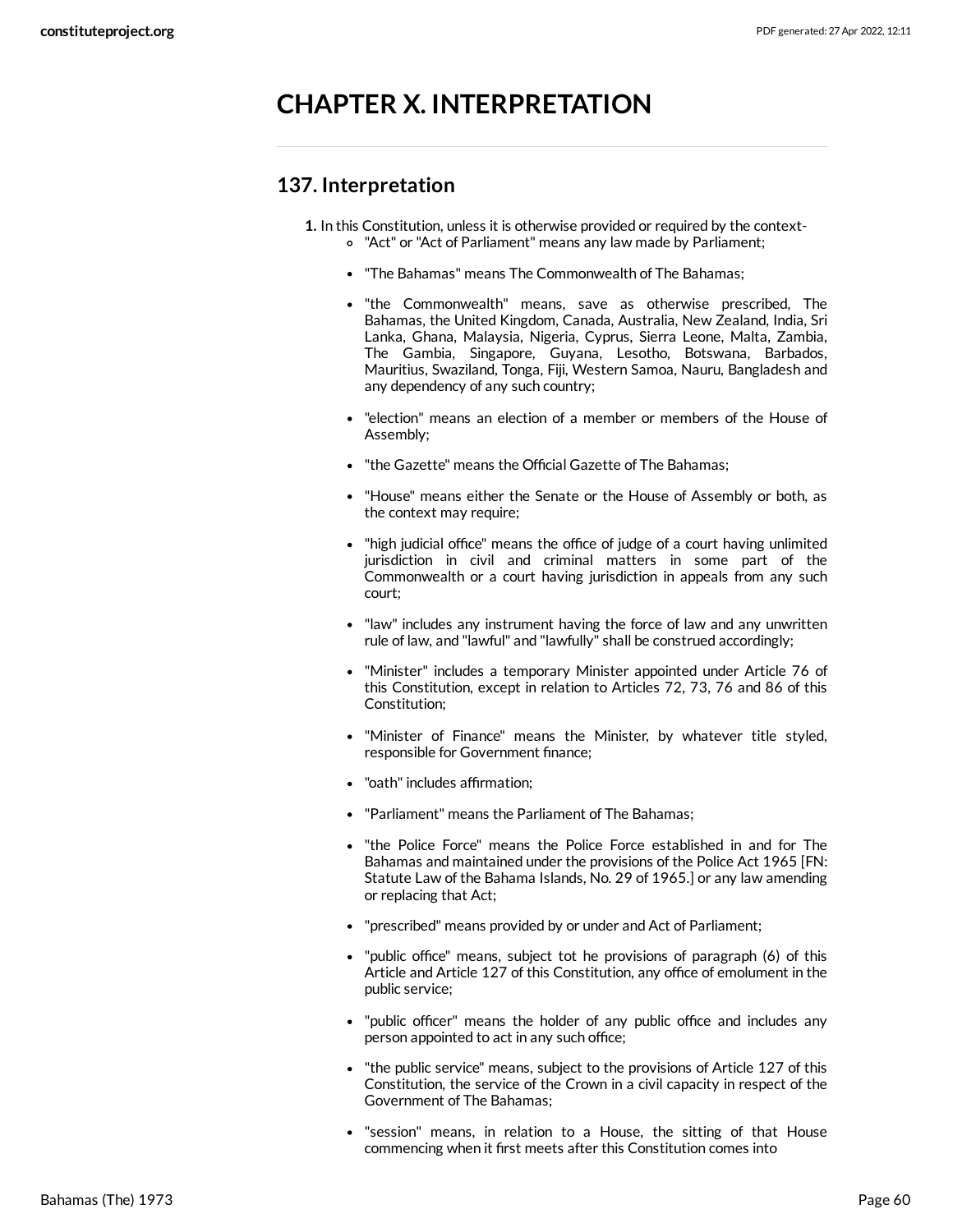# CHAPTER X. INTERPRETATION

## 137. Interpretation

1. In this Constitution, unless it is otherwise provided or required by the context-
   - "Act" or "Act of Parliament" means any law made by Parliament;
   - "The Bahamas" means The Commonwealth of The Bahamas;
   - "the Commonwealth" means, save as otherwise prescribed, The Bahamas, the United Kingdom, Canada, Australia, New Zealand, India, Sri Lanka, Ghana, Malaysia, Nigeria, Cyprus, Sierra Leone, Malta, Zambia, The Gambia, Singapore, Guyana, Lesotho, Botswana, Barbados, Mauritius, Swaziland, Tonga, Fiji, Western Samoa, Nauru, Bangladesh and any dependency of any such country;
   - "election" means an election of a member or members of the House of Assembly;
   - "the Gazette" means the Official Gazette of The Bahamas;
   - "House" means either the Senate or the House of Assembly or both, as the context may require;
   - "high judicial office" means the office of judge of a court having unlimited jurisdiction in civil and criminal matters in some part of the Commonwealth or a court having jurisdiction in appeals from any such court;
   - "law" includes any instrument having the force of law and any unwritten rule of law, and "lawful" and "lawfully" shall be construed accordingly;
   - "Minister" includes a temporary Minister appointed under Article 76 of this Constitution, except in relation to Articles 72, 73, 76 and 86 of this Constitution;
   - "Minister of Finance" means the Minister, by whatever title styled, responsible for Government finance;
   - "oath" includes affirmation;
   - "Parliament" means the Parliament of The Bahamas;
   - "the Police Force" means the Police Force established in and for The Bahamas and maintained under the provisions of the Police Act 1965 [FN: Statute Law of the Bahama Islands, No. 29 of 1965.] or any law amending or replacing that Act;
   - "prescribed" means provided by or under and Act of Parliament;
   - "public office" means, subject tot he provisions of paragraph (6) of this Article and Article 127 of this Constitution, any office of emolument in the public service;
   - "public officer" means the holder of any public office and includes any person appointed to act in any such office;
   - "the public service" means, subject to the provisions of Article 127 of this Constitution, the service of the Crown in a civil capacity in respect of the Government of The Bahamas;
   - "session" means, in relation to a House, the sitting of that House commencing when it first meets after this Constitution comes into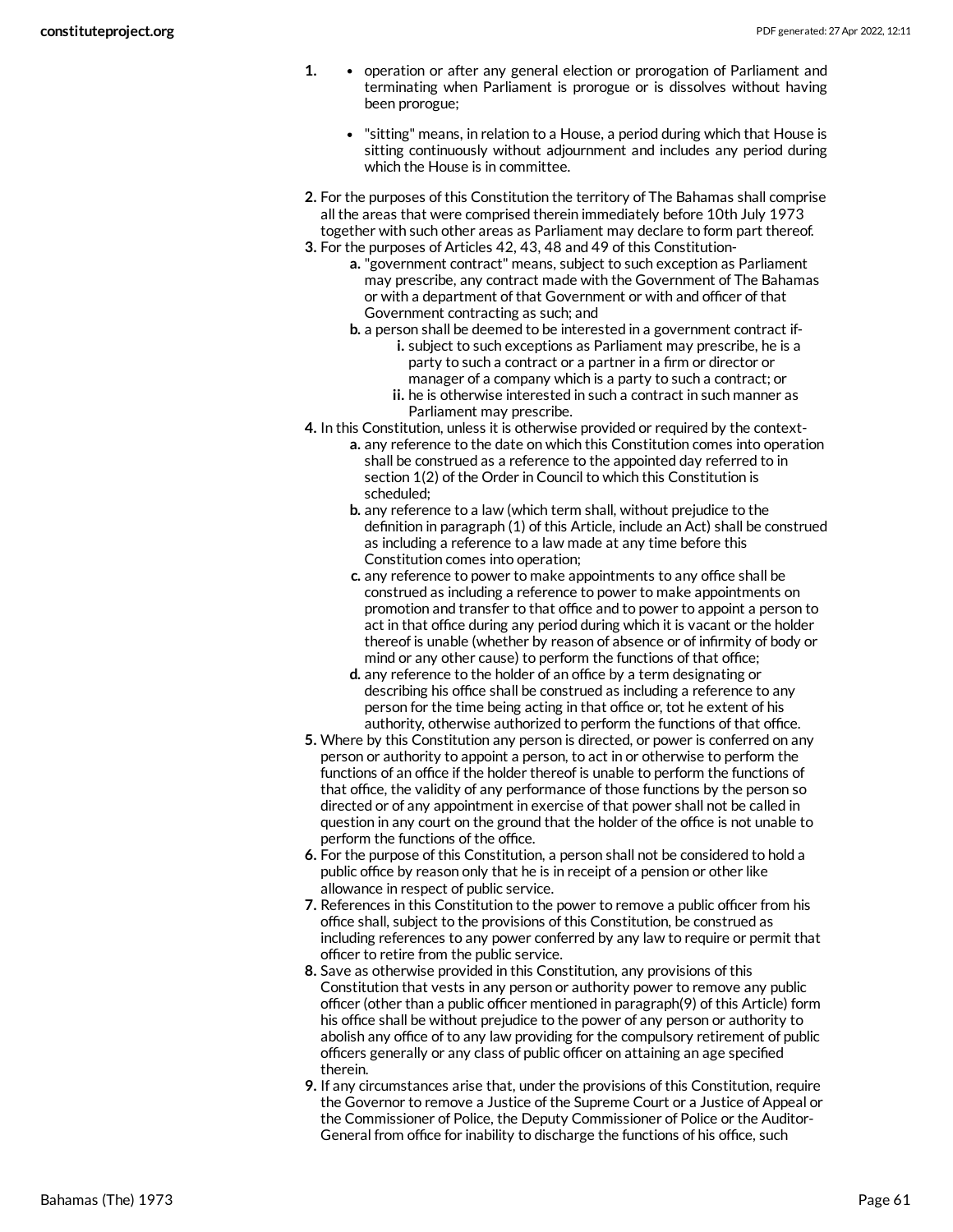1. - operation or after any general election or prorogation of Parliament and terminating when Parliament is prorogue or is dissolves without having been prorogue;
   - "sitting" means, in relation to a House, a period during which that House is sitting continuously without adjournment and includes any period during which the House is in committee.
2. For the purposes of this Constitution the territory of The Bahamas shall comprise all the areas that were comprised therein immediately before 10th July 1973 together with such other areas as Parliament may declare to form part thereof.
3. For the purposes of Articles 42, 43, 48 and 49 of this Constitution-
   a. "government contract" means, subject to such exception as Parliament may prescribe, any contract made with the Government of The Bahamas or with a department of that Government or with and officer of that Government contracting as such; and
   b. a person shall be deemed to be interested in a government contract if-
      i. subject to such exceptions as Parliament may prescribe, he is a party to such a contract or a partner in a firm or director or manager of a company which is a party to such a contract; or
      ii. he is otherwise interested in such a contract in such manner as Parliament may prescribe.
4. In this Constitution, unless it is otherwise provided or required by the context-
   a. any reference to the date on which this Constitution comes into operation shall be construed as a reference to the appointed day referred to in section 1(2) of the Order in Council to which this Constitution is scheduled;
   b. any reference to a law (which term shall, without prejudice to the definition in paragraph (1) of this Article, include an Act) shall be construed as including a reference to a law made at any time before this Constitution comes into operation;
   c. any reference to power to make appointments to any office shall be construed as including a reference to power to make appointments on promotion and transfer to that office and to power to appoint a person to act in that office during any period during which it is vacant or the holder thereof is unable (whether by reason of absence or of infirmity of body or mind or any other cause) to perform the functions of that office;
   d. any reference to the holder of an office by a term designating or describing his office shall be construed as including a reference to any person for the time being acting in that office or, tot he extent of his authority, otherwise authorized to perform the functions of that office.
5. Where by this Constitution any person is directed, or power is conferred on any person or authority to appoint a person, to act in or otherwise to perform the functions of an office if the holder thereof is unable to perform the functions of that office, the validity of any performance of those functions by the person so directed or of any appointment in exercise of that power shall not be called in question in any court on the ground that the holder of the office is not unable to perform the functions of the office.
6. For the purpose of this Constitution, a person shall not be considered to hold a public office by reason only that he is in receipt of a pension or other like allowance in respect of public service.
7. References in this Constitution to the power to remove a public officer from his office shall, subject to the provisions of this Constitution, be construed as including references to any power conferred by any law to require or permit that officer to retire from the public service.
8. Save as otherwise provided in this Constitution, any provisions of this Constitution that vests in any person or authority power to remove any public officer (other than a public officer mentioned in paragraph(9) of this Article) form his office shall be without prejudice to the power of any person or authority to abolish any office of to any law providing for the compulsory retirement of public officers generally or any class of public officer on attaining an age specified therein.
9. If any circumstances arise that, under the provisions of this Constitution, require the Governor to remove a Justice of the Supreme Court or a Justice of Appeal or the Commissioner of Police, the Deputy Commissioner of Police or the Auditor-General from office for inability to discharge the functions of his office, such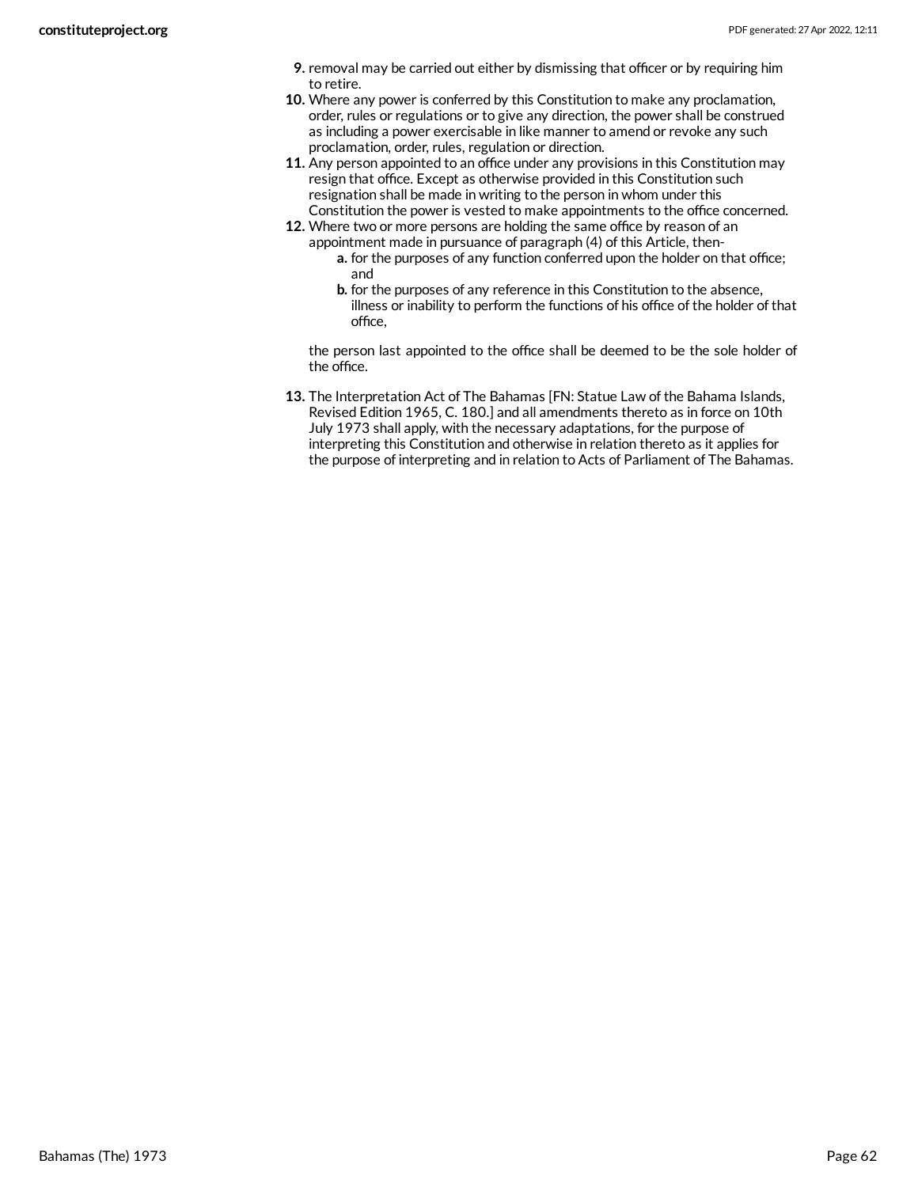9. removal may be carried out either by dismissing that officer or by requiring him to retire.
10. Where any power is conferred by this Constitution to make any proclamation, order, rules or regulations or to give any direction, the power shall be construed as including a power exercisable in like manner to amend or revoke any such proclamation, order, rules, regulation or direction.
11. Any person appointed to an office under any provisions in this Constitution may resign that office. Except as otherwise provided in this Constitution such resignation shall be made in writing to the person in whom under this Constitution the power is vested to make appointments to the office concerned.
12. Where two or more persons are holding the same office by reason of an appointment made in pursuance of paragraph (4) of this Article, then-
    a. for the purposes of any function conferred upon the holder on that office; and
    b. for the purposes of any reference in this Constitution to the absence, illness or inability to perform the functions of his office of the holder of that office,

    the person last appointed to the office shall be deemed to be the sole holder of the office.

13. The Interpretation Act of The Bahamas [FN: Statue Law of the Bahama Islands, Revised Edition 1965, C. 180.] and all amendments thereto as in force on 10th July 1973 shall apply, with the necessary adaptations, for the purpose of interpreting this Constitution and otherwise in relation thereto as it applies for the purpose of interpreting and in relation to Acts of Parliament of The Bahamas.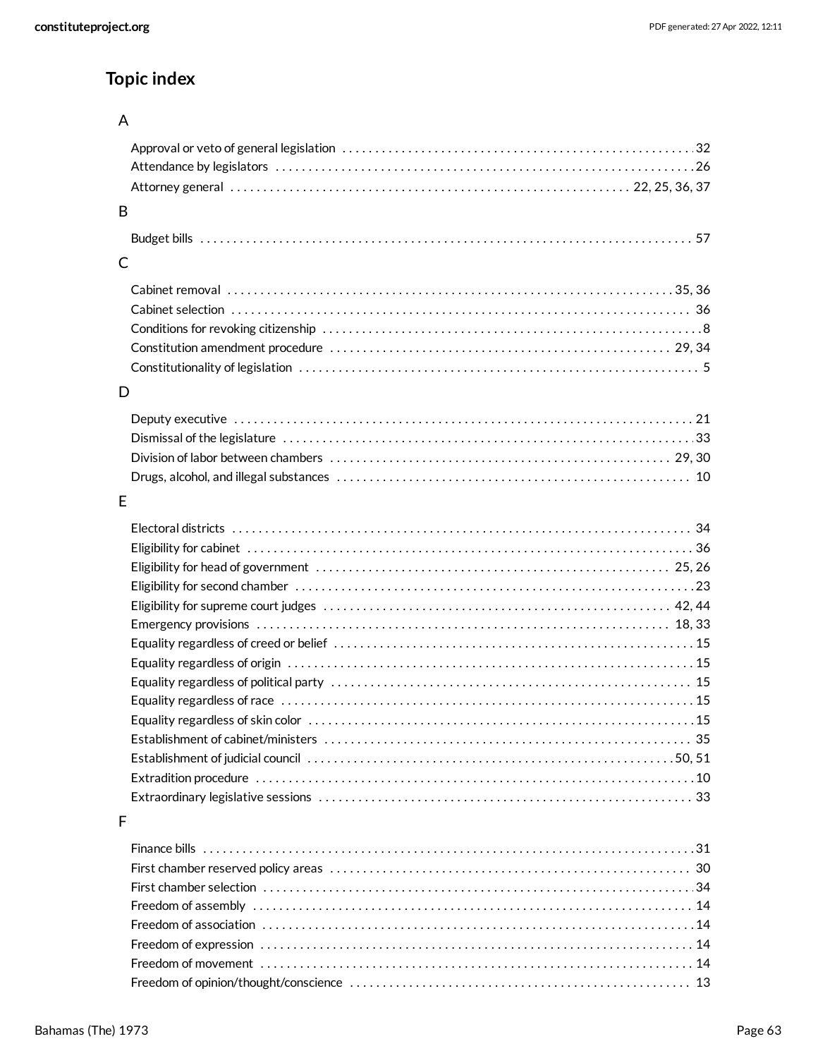## Topic index

### A

- Approval or veto of general legislation ..... 32
- Attendance by legislators ..... 26
- Attorney general ..... 22, 25, 36, 37

### B

- Budget bills ..... 57

### C

- Cabinet removal ..... 35, 36
- Cabinet selection ..... 36
- Conditions for revoking citizenship ..... 8
- Constitution amendment procedure ..... 29, 34
- Constitutionality of legislation ..... 5

### D

- Deputy executive ..... 21
- Dismissal of the legislature ..... 33
- Division of labor between chambers ..... 29, 30
- Drugs, alcohol, and illegal substances ..... 10

### E

- Electoral districts ..... 34
- Eligibility for cabinet ..... 36
- Eligibility for head of government ..... 25, 26
- Eligibility for second chamber ..... 23
- Eligibility for supreme court judges ..... 42, 44
- Emergency provisions ..... 18, 33
- Equality regardless of creed or belief ..... 15
- Equality regardless of origin ..... 15
- Equality regardless of political party ..... 15
- Equality regardless of race ..... 15
- Equality regardless of skin color ..... 15
- Establishment of cabinet/ministers ..... 35
- Establishment of judicial council ..... 50, 51
- Extradition procedure ..... 10
- Extraordinary legislative sessions ..... 33

### F

- Finance bills ..... 31
- First chamber reserved policy areas ..... 30
- First chamber selection ..... 34
- Freedom of assembly ..... 14
- Freedom of association ..... 14
- Freedom of expression ..... 14
- Freedom of movement ..... 14
- Freedom of opinion/thought/conscience ..... 13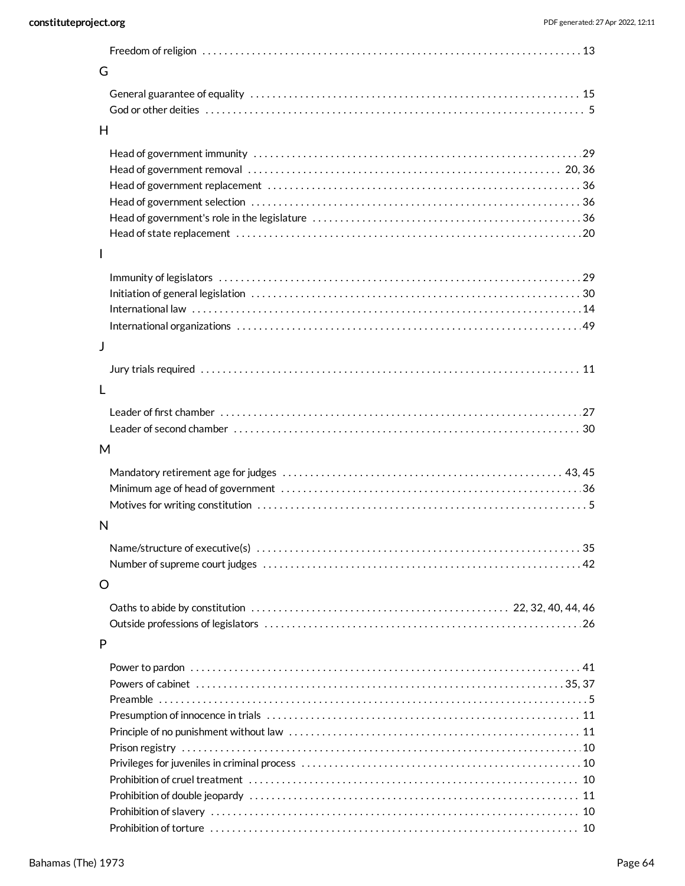Freedom of religion . . . . . . . . . . . . . . . . . . . . . . . . . . . . . . . . . . . . . . . . . . . . . . . . . . . . . . . . . . . . . . . . . . . . . . . 13

## G

General guarantee of equality . . . . . . . . . . . . . . . . . . . . . . . . . . . . . . . . . . . . . . . . . . . . . . . . . . . . . . . . . . . . . 15
God or other deities . . . . . . . . . . . . . . . . . . . . . . . . . . . . . . . . . . . . . . . . . . . . . . . . . . . . . . . . . . . . . . . . . . . . . . . 5

## H

Head of government immunity . . . . . . . . . . . . . . . . . . . . . . . . . . . . . . . . . . . . . . . . . . . . . . . . . . . . . . . . . . . . . 29
Head of government removal . . . . . . . . . . . . . . . . . . . . . . . . . . . . . . . . . . . . . . . . . . . . . . . . . . . . . . . . . . . 20, 36
Head of government replacement . . . . . . . . . . . . . . . . . . . . . . . . . . . . . . . . . . . . . . . . . . . . . . . . . . . . . . . . . . 36
Head of government selection . . . . . . . . . . . . . . . . . . . . . . . . . . . . . . . . . . . . . . . . . . . . . . . . . . . . . . . . . . . . . . 36
Head of government's role in the legislature . . . . . . . . . . . . . . . . . . . . . . . . . . . . . . . . . . . . . . . . . . . . . . . . . 36
Head of state replacement . . . . . . . . . . . . . . . . . . . . . . . . . . . . . . . . . . . . . . . . . . . . . . . . . . . . . . . . . . . . . . . . . 20

## I

Immunity of legislators . . . . . . . . . . . . . . . . . . . . . . . . . . . . . . . . . . . . . . . . . . . . . . . . . . . . . . . . . . . . . . . . . . . . 29
Initiation of general legislation . . . . . . . . . . . . . . . . . . . . . . . . . . . . . . . . . . . . . . . . . . . . . . . . . . . . . . . . . . . . . 30
International law . . . . . . . . . . . . . . . . . . . . . . . . . . . . . . . . . . . . . . . . . . . . . . . . . . . . . . . . . . . . . . . . . . . . . . . . . . 14
International organizations . . . . . . . . . . . . . . . . . . . . . . . . . . . . . . . . . . . . . . . . . . . . . . . . . . . . . . . . . . . . . . . . 49

## J

Jury trials required . . . . . . . . . . . . . . . . . . . . . . . . . . . . . . . . . . . . . . . . . . . . . . . . . . . . . . . . . . . . . . . . . . . . . . . 11

## L

Leader of first chamber . . . . . . . . . . . . . . . . . . . . . . . . . . . . . . . . . . . . . . . . . . . . . . . . . . . . . . . . . . . . . . . . . . . 27
Leader of second chamber . . . . . . . . . . . . . . . . . . . . . . . . . . . . . . . . . . . . . . . . . . . . . . . . . . . . . . . . . . . . . . . . . 30

## M

Mandatory retirement age for judges . . . . . . . . . . . . . . . . . . . . . . . . . . . . . . . . . . . . . . . . . . . . . . . . . . . . 43, 45
Minimum age of head of government . . . . . . . . . . . . . . . . . . . . . . . . . . . . . . . . . . . . . . . . . . . . . . . . . . . . . . . 36
Motives for writing constitution . . . . . . . . . . . . . . . . . . . . . . . . . . . . . . . . . . . . . . . . . . . . . . . . . . . . . . . . . . . . . 5

## N

Name/structure of executive(s) . . . . . . . . . . . . . . . . . . . . . . . . . . . . . . . . . . . . . . . . . . . . . . . . . . . . . . . . . . . . . 35
Number of supreme court judges . . . . . . . . . . . . . . . . . . . . . . . . . . . . . . . . . . . . . . . . . . . . . . . . . . . . . . . . . . . 42

## O

Oaths to abide by constitution . . . . . . . . . . . . . . . . . . . . . . . . . . . . . . . . . . . . . . . . . . . . . . . . 22, 32, 40, 44, 46
Outside professions of legislators . . . . . . . . . . . . . . . . . . . . . . . . . . . . . . . . . . . . . . . . . . . . . . . . . . . . . . . . . . . 26

## P

Power to pardon . . . . . . . . . . . . . . . . . . . . . . . . . . . . . . . . . . . . . . . . . . . . . . . . . . . . . . . . . . . . . . . . . . . . . . . . . . 41
Powers of cabinet . . . . . . . . . . . . . . . . . . . . . . . . . . . . . . . . . . . . . . . . . . . . . . . . . . . . . . . . . . . . . . . . . . . . . . 35, 37
Preamble . . . . . . . . . . . . . . . . . . . . . . . . . . . . . . . . . . . . . . . . . . . . . . . . . . . . . . . . . . . . . . . . . . . . . . . . . . . . . . . . . 5
Presumption of innocence in trials . . . . . . . . . . . . . . . . . . . . . . . . . . . . . . . . . . . . . . . . . . . . . . . . . . . . . . . . . . 11
Principle of no punishment without law . . . . . . . . . . . . . . . . . . . . . . . . . . . . . . . . . . . . . . . . . . . . . . . . . . . . . 11
Prison registry . . . . . . . . . . . . . . . . . . . . . . . . . . . . . . . . . . . . . . . . . . . . . . . . . . . . . . . . . . . . . . . . . . . . . . . . . . . . 10
Privileges for juveniles in criminal process . . . . . . . . . . . . . . . . . . . . . . . . . . . . . . . . . . . . . . . . . . . . . . . . . . . 10
Prohibition of cruel treatment . . . . . . . . . . . . . . . . . . . . . . . . . . . . . . . . . . . . . . . . . . . . . . . . . . . . . . . . . . . . . . 10
Prohibition of double jeopardy . . . . . . . . . . . . . . . . . . . . . . . . . . . . . . . . . . . . . . . . . . . . . . . . . . . . . . . . . . . . . 11
Prohibition of slavery . . . . . . . . . . . . . . . . . . . . . . . . . . . . . . . . . . . . . . . . . . . . . . . . . . . . . . . . . . . . . . . . . . . . . . 10
Prohibition of torture . . . . . . . . . . . . . . . . . . . . . . . . . . . . . . . . . . . . . . . . . . . . . . . . . . . . . . . . . . . . . . . . . . . . . . 10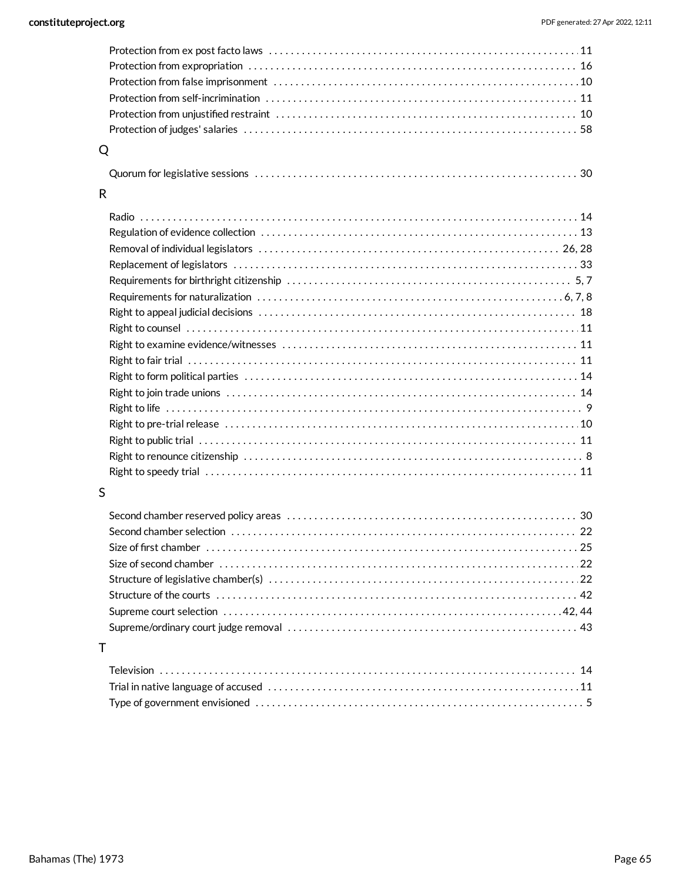Protection from ex post facto laws . . . . . . . . . . 11
Protection from expropriation . . . . . . . . . . 16
Protection from false imprisonment . . . . . . . . . . 10
Protection from self-incrimination . . . . . . . . . . 11
Protection from unjustified restraint . . . . . . . . . . 10
Protection of judges' salaries . . . . . . . . . . 58

## Q

Quorum for legislative sessions . . . . . . . . . . 30

## R

Radio . . . . . . . . . . 14
Regulation of evidence collection . . . . . . . . . . 13
Removal of individual legislators . . . . . . . . . . 26, 28
Replacement of legislators . . . . . . . . . . 33
Requirements for birthright citizenship . . . . . . . . . . 5, 7
Requirements for naturalization . . . . . . . . . . 6, 7, 8
Right to appeal judicial decisions . . . . . . . . . . 18
Right to counsel . . . . . . . . . . 11
Right to examine evidence/witnesses . . . . . . . . . . 11
Right to fair trial . . . . . . . . . . 11
Right to form political parties . . . . . . . . . . 14
Right to join trade unions . . . . . . . . . . 14
Right to life . . . . . . . . . . 9
Right to pre-trial release . . . . . . . . . . 10
Right to public trial . . . . . . . . . . 11
Right to renounce citizenship . . . . . . . . . . 8
Right to speedy trial . . . . . . . . . . 11

## S

Second chamber reserved policy areas . . . . . . . . . . 30
Second chamber selection . . . . . . . . . . 22
Size of first chamber . . . . . . . . . . 25
Size of second chamber . . . . . . . . . . 22
Structure of legislative chamber(s) . . . . . . . . . . 22
Structure of the courts . . . . . . . . . . 42
Supreme court selection . . . . . . . . . . 42, 44
Supreme/ordinary court judge removal . . . . . . . . . . 43

## T

Television . . . . . . . . . . 14
Trial in native language of accused . . . . . . . . . . 11
Type of government envisioned . . . . . . . . . . 5